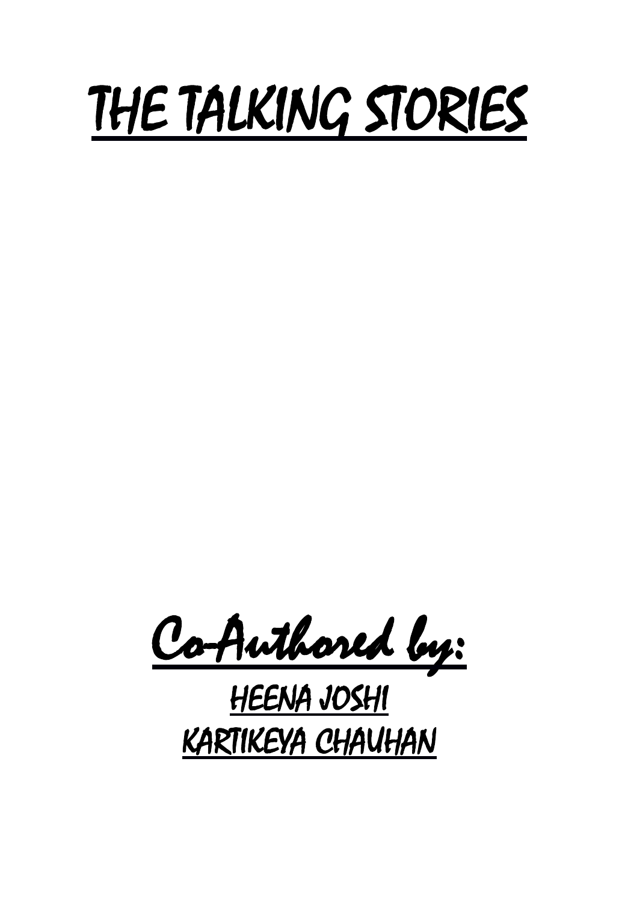# THE TALKING STORIES

Co-Authored by:

HEENA JOSHI

KARTIKEYA CHAUHAN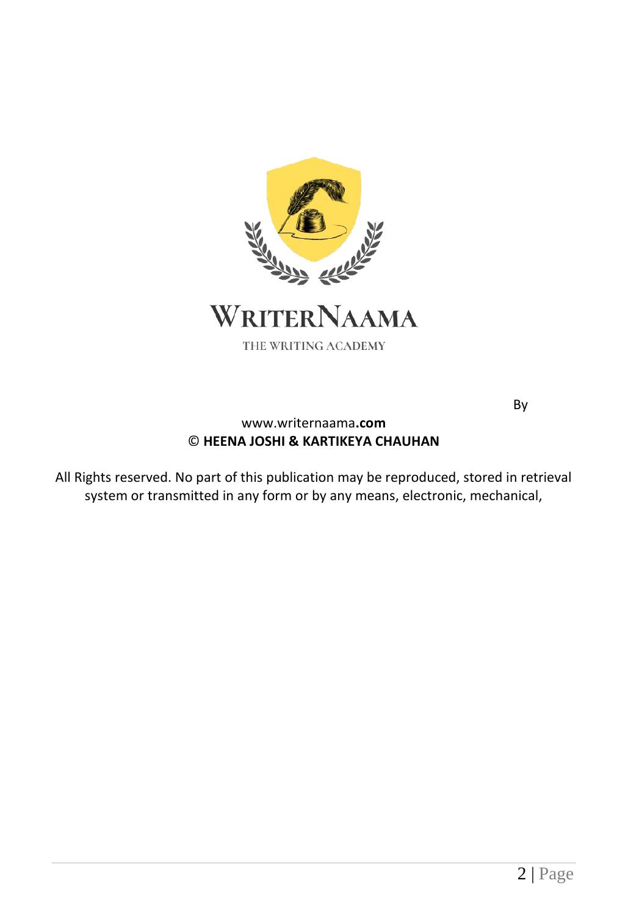WRITERNAAMA

THE WRITING ACADEMY

By

www.writernaama**.com**
© **HEENA JOSHI & KARTIKEYA CHAUHAN**

All Rights reserved. No part of this publication may be reproduced, stored in retrieval system or transmitted in any form or by any means, electronic, mechanical,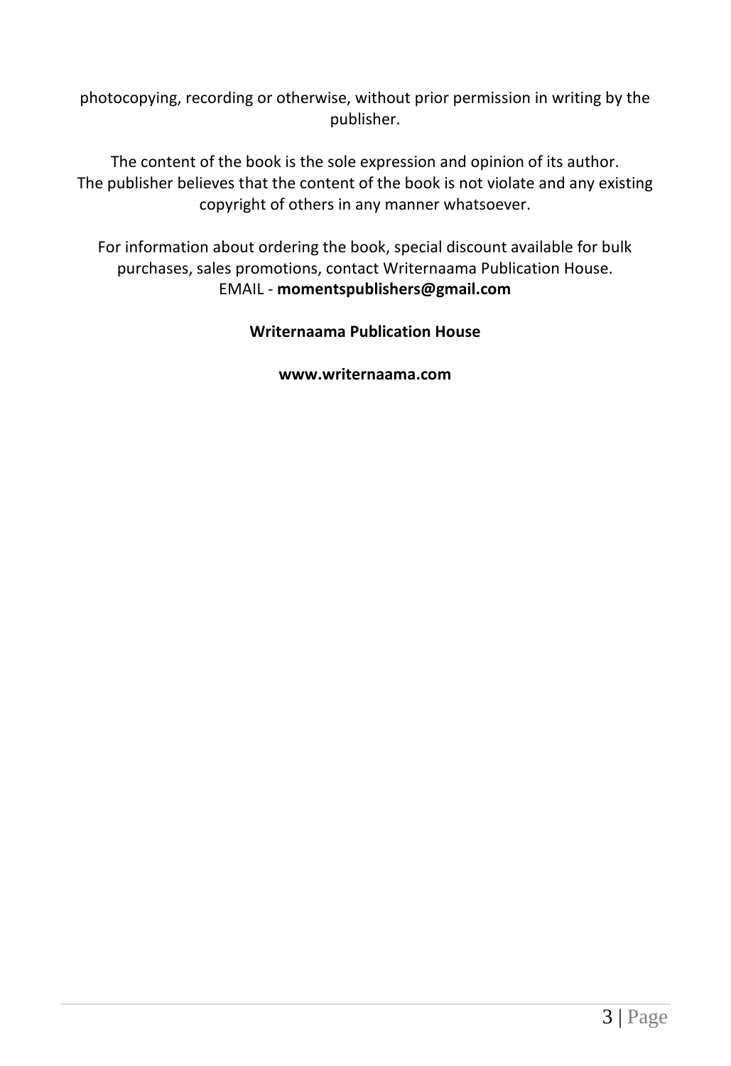photocopying, recording or otherwise, without prior permission in writing by the publisher.

The content of the book is the sole expression and opinion of its author.
The publisher believes that the content of the book is not violate and any existing copyright of others in any manner whatsoever.

For information about ordering the book, special discount available for bulk purchases, sales promotions, contact Writernaama Publication House.
EMAIL - **momentspublishers@gmail.com**

**Writernaama Publication House**

**www.writernaama.com**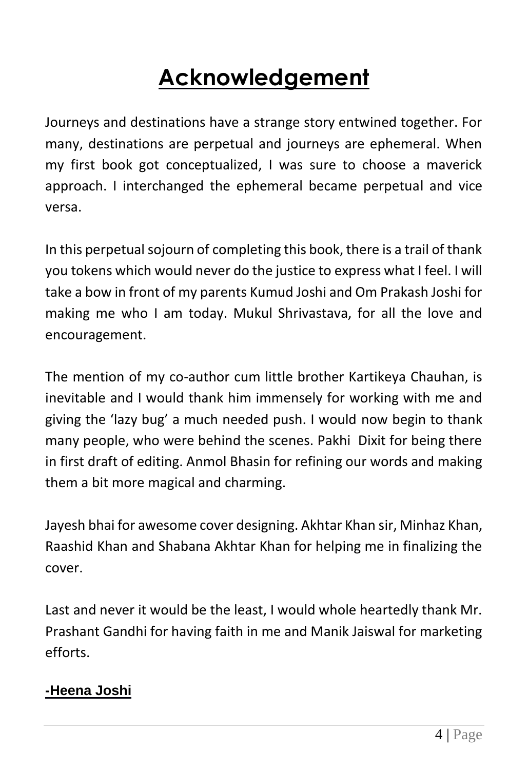# Acknowledgement

Journeys and destinations have a strange story entwined together. For many, destinations are perpetual and journeys are ephemeral. When my first book got conceptualized, I was sure to choose a maverick approach. I interchanged the ephemeral became perpetual and vice versa.

In this perpetual sojourn of completing this book, there is a trail of thank you tokens which would never do the justice to express what I feel. I will take a bow in front of my parents Kumud Joshi and Om Prakash Joshi for making me who I am today. Mukul Shrivastava, for all the love and encouragement.

The mention of my co-author cum little brother Kartikeya Chauhan, is inevitable and I would thank him immensely for working with me and giving the 'lazy bug' a much needed push. I would now begin to thank many people, who were behind the scenes. Pakhi Dixit for being there in first draft of editing. Anmol Bhasin for refining our words and making them a bit more magical and charming.

Jayesh bhai for awesome cover designing. Akhtar Khan sir, Minhaz Khan, Raashid Khan and Shabana Akhtar Khan for helping me in finalizing the cover.

Last and never it would be the least, I would whole heartedly thank Mr. Prashant Gandhi for having faith in me and Manik Jaiswal for marketing efforts.

**-Heena Joshi**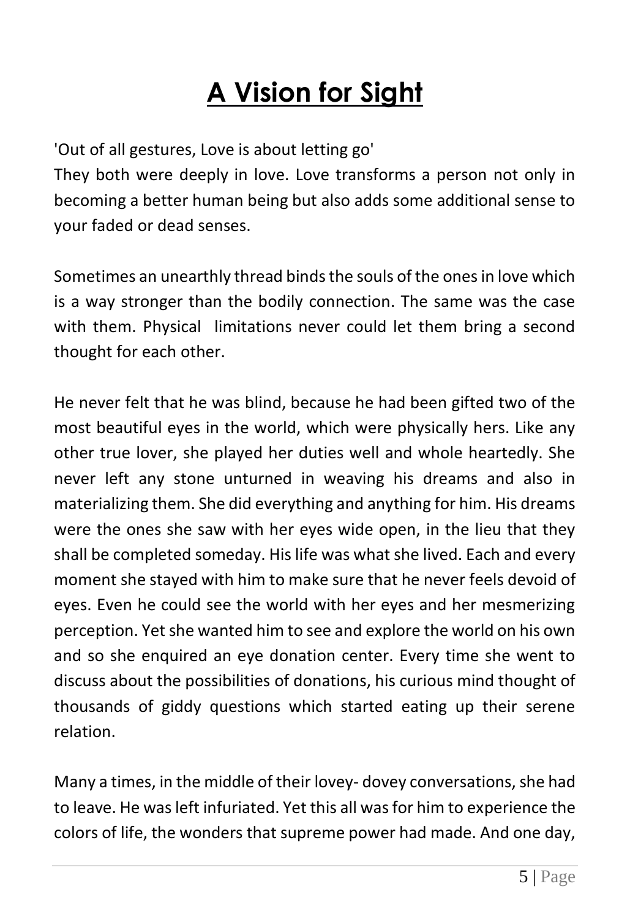# A Vision for Sight

'Out of all gestures, Love is about letting go'

They both were deeply in love. Love transforms a person not only in becoming a better human being but also adds some additional sense to your faded or dead senses.

Sometimes an unearthly thread binds the souls of the ones in love which is a way stronger than the bodily connection. The same was the case with them. Physical limitations never could let them bring a second thought for each other.

He never felt that he was blind, because he had been gifted two of the most beautiful eyes in the world, which were physically hers. Like any other true lover, she played her duties well and whole heartedly. She never left any stone unturned in weaving his dreams and also in materializing them. She did everything and anything for him. His dreams were the ones she saw with her eyes wide open, in the lieu that they shall be completed someday. His life was what she lived. Each and every moment she stayed with him to make sure that he never feels devoid of eyes. Even he could see the world with her eyes and her mesmerizing perception. Yet she wanted him to see and explore the world on his own and so she enquired an eye donation center. Every time she went to discuss about the possibilities of donations, his curious mind thought of thousands of giddy questions which started eating up their serene relation.

Many a times, in the middle of their lovey- dovey conversations, she had to leave. He was left infuriated. Yet this all was for him to experience the colors of life, the wonders that supreme power had made. And one day,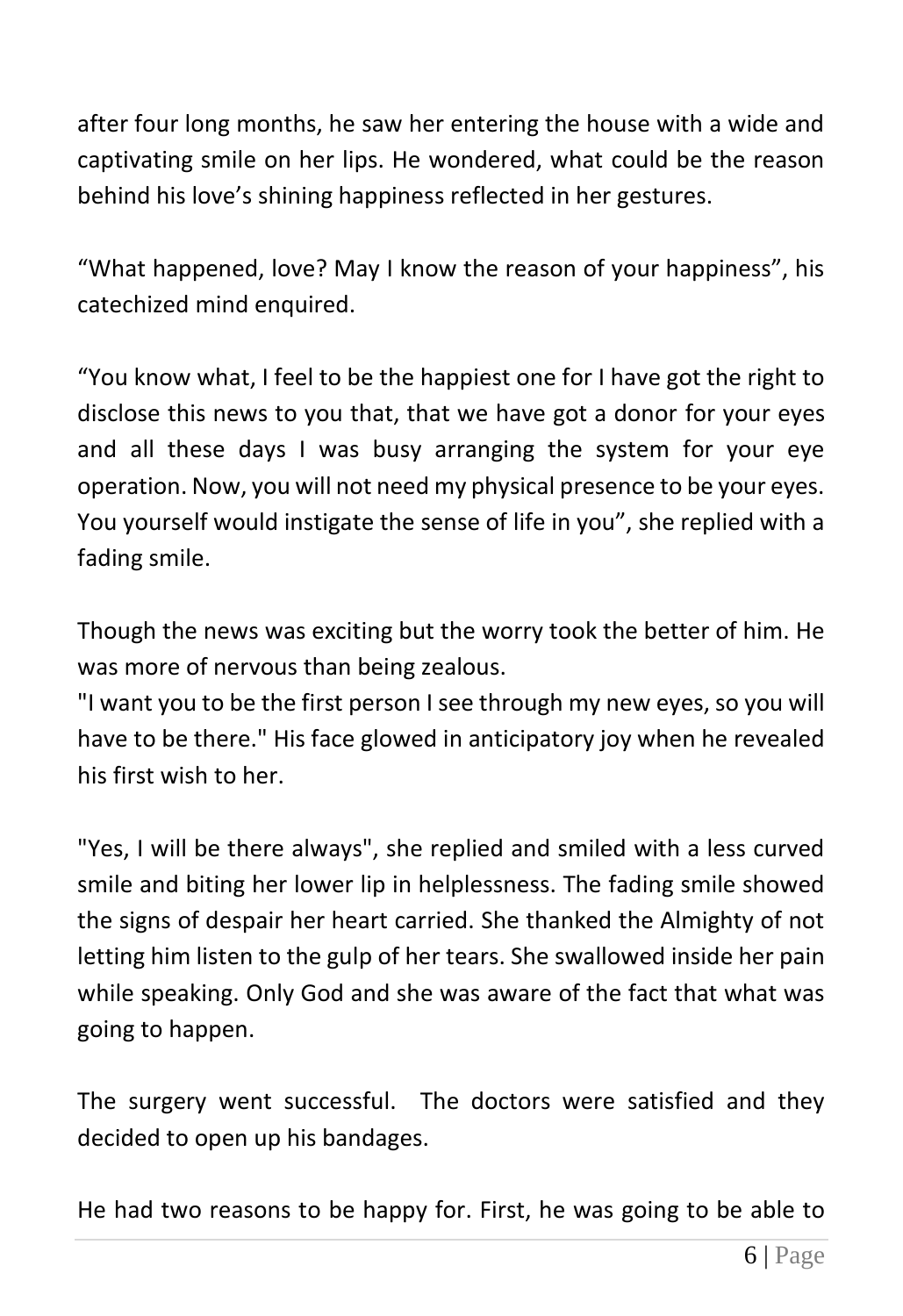after four long months, he saw her entering the house with a wide and captivating smile on her lips. He wondered, what could be the reason behind his love's shining happiness reflected in her gestures.

"What happened, love? May I know the reason of your happiness", his catechized mind enquired.

"You know what, I feel to be the happiest one for I have got the right to disclose this news to you that, that we have got a donor for your eyes and all these days I was busy arranging the system for your eye operation. Now, you will not need my physical presence to be your eyes. You yourself would instigate the sense of life in you", she replied with a fading smile.

Though the news was exciting but the worry took the better of him. He was more of nervous than being zealous.
"I want you to be the first person I see through my new eyes, so you will have to be there." His face glowed in anticipatory joy when he revealed his first wish to her.

"Yes, I will be there always", she replied and smiled with a less curved smile and biting her lower lip in helplessness. The fading smile showed the signs of despair her heart carried. She thanked the Almighty of not letting him listen to the gulp of her tears. She swallowed inside her pain while speaking. Only God and she was aware of the fact that what was going to happen.

The surgery went successful. The doctors were satisfied and they decided to open up his bandages.

He had two reasons to be happy for. First, he was going to be able to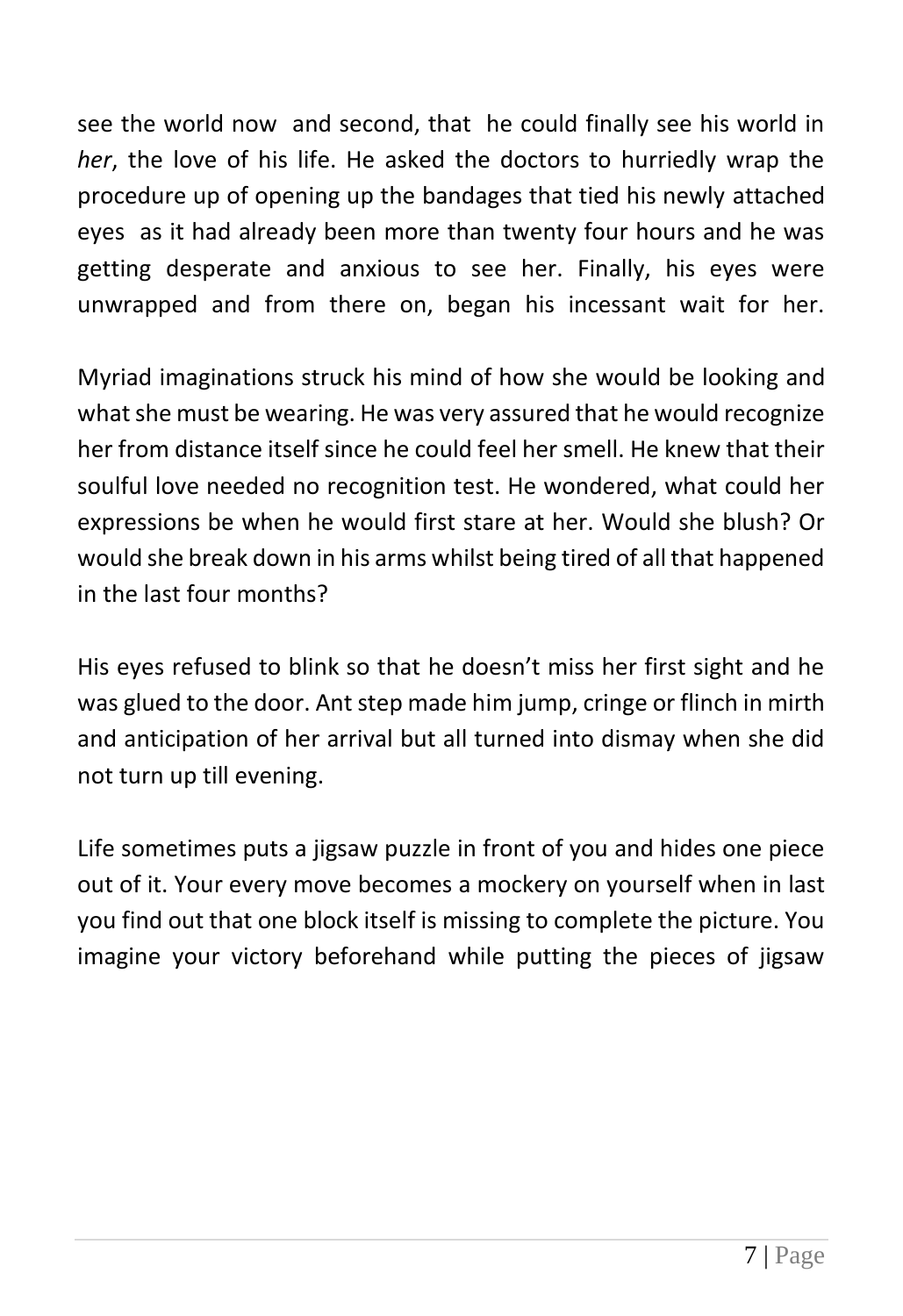see the world now and second, that he could finally see his world in *her*, the love of his life. He asked the doctors to hurriedly wrap the procedure up of opening up the bandages that tied his newly attached eyes as it had already been more than twenty four hours and he was getting desperate and anxious to see her. Finally, his eyes were unwrapped and from there on, began his incessant wait for her.

Myriad imaginations struck his mind of how she would be looking and what she must be wearing. He was very assured that he would recognize her from distance itself since he could feel her smell. He knew that their soulful love needed no recognition test. He wondered, what could her expressions be when he would first stare at her. Would she blush? Or would she break down in his arms whilst being tired of all that happened in the last four months?

His eyes refused to blink so that he doesn't miss her first sight and he was glued to the door. Ant step made him jump, cringe or flinch in mirth and anticipation of her arrival but all turned into dismay when she did not turn up till evening.

Life sometimes puts a jigsaw puzzle in front of you and hides one piece out of it. Your every move becomes a mockery on yourself when in last you find out that one block itself is missing to complete the picture. You imagine your victory beforehand while putting the pieces of jigsaw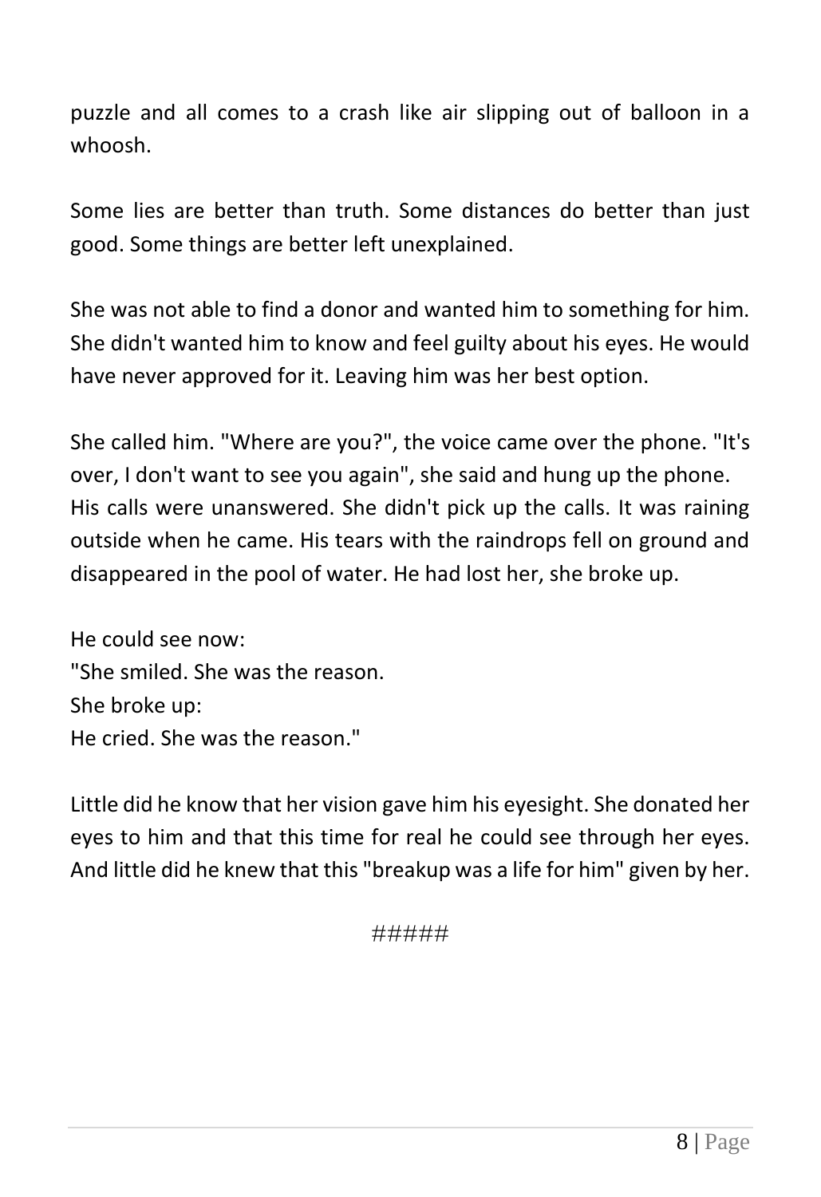puzzle and all comes to a crash like air slipping out of balloon in a whoosh.

Some lies are better than truth. Some distances do better than just good. Some things are better left unexplained.

She was not able to find a donor and wanted him to something for him. She didn't wanted him to know and feel guilty about his eyes. He would have never approved for it. Leaving him was her best option.

She called him. "Where are you?", the voice came over the phone. "It's over, I don't want to see you again", she said and hung up the phone.
His calls were unanswered. She didn't pick up the calls. It was raining outside when he came. His tears with the raindrops fell on ground and disappeared in the pool of water. He had lost her, she broke up.

He could see now:
"She smiled. She was the reason.
She broke up:
He cried. She was the reason."

Little did he know that her vision gave him his eyesight. She donated her eyes to him and that this time for real he could see through her eyes. And little did he knew that this "breakup was a life for him" given by her.

#####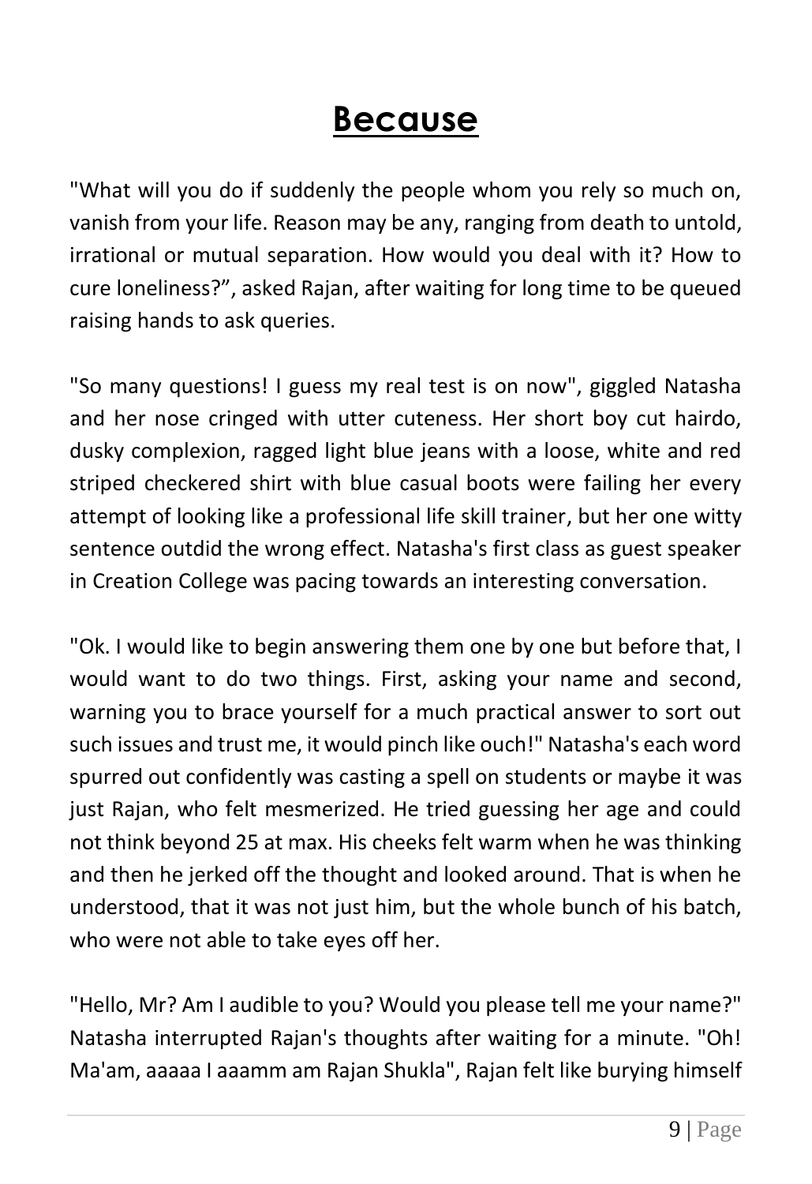# Because

"What will you do if suddenly the people whom you rely so much on, vanish from your life. Reason may be any, ranging from death to untold, irrational or mutual separation. How would you deal with it? How to cure loneliness?", asked Rajan, after waiting for long time to be queued raising hands to ask queries.

"So many questions! I guess my real test is on now", giggled Natasha and her nose cringed with utter cuteness. Her short boy cut hairdo, dusky complexion, ragged light blue jeans with a loose, white and red striped checkered shirt with blue casual boots were failing her every attempt of looking like a professional life skill trainer, but her one witty sentence outdid the wrong effect. Natasha's first class as guest speaker in Creation College was pacing towards an interesting conversation.

"Ok. I would like to begin answering them one by one but before that, I would want to do two things. First, asking your name and second, warning you to brace yourself for a much practical answer to sort out such issues and trust me, it would pinch like ouch!" Natasha's each word spurred out confidently was casting a spell on students or maybe it was just Rajan, who felt mesmerized. He tried guessing her age and could not think beyond 25 at max. His cheeks felt warm when he was thinking and then he jerked off the thought and looked around. That is when he understood, that it was not just him, but the whole bunch of his batch, who were not able to take eyes off her.

"Hello, Mr? Am I audible to you? Would you please tell me your name?" Natasha interrupted Rajan's thoughts after waiting for a minute. "Oh! Ma'am, aaaaa I aaamm am Rajan Shukla", Rajan felt like burying himself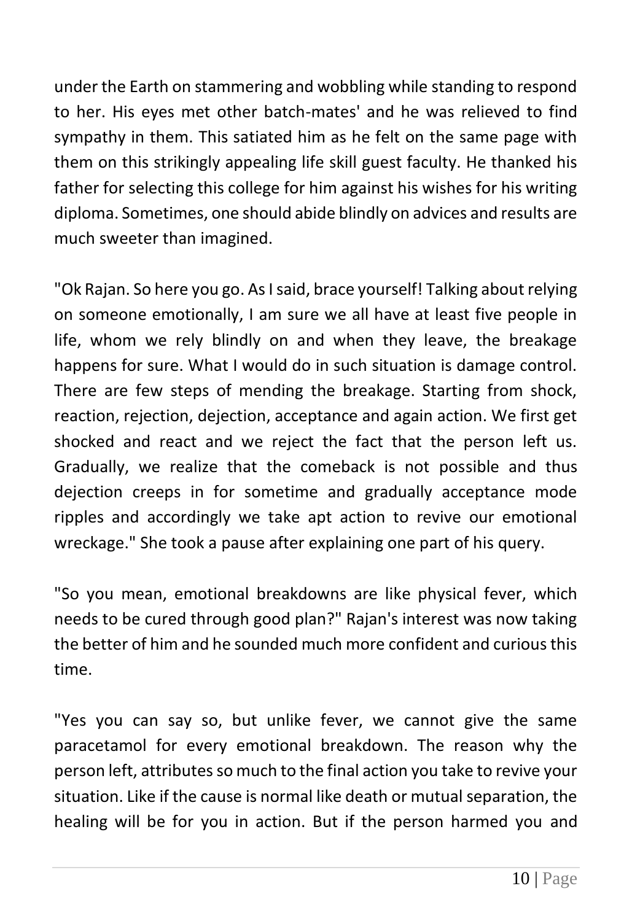under the Earth on stammering and wobbling while standing to respond to her. His eyes met other batch-mates' and he was relieved to find sympathy in them. This satiated him as he felt on the same page with them on this strikingly appealing life skill guest faculty. He thanked his father for selecting this college for him against his wishes for his writing diploma. Sometimes, one should abide blindly on advices and results are much sweeter than imagined.

"Ok Rajan. So here you go. As I said, brace yourself! Talking about relying on someone emotionally, I am sure we all have at least five people in life, whom we rely blindly on and when they leave, the breakage happens for sure. What I would do in such situation is damage control. There are few steps of mending the breakage. Starting from shock, reaction, rejection, dejection, acceptance and again action. We first get shocked and react and we reject the fact that the person left us. Gradually, we realize that the comeback is not possible and thus dejection creeps in for sometime and gradually acceptance mode ripples and accordingly we take apt action to revive our emotional wreckage." She took a pause after explaining one part of his query.

"So you mean, emotional breakdowns are like physical fever, which needs to be cured through good plan?" Rajan's interest was now taking the better of him and he sounded much more confident and curious this time.

"Yes you can say so, but unlike fever, we cannot give the same paracetamol for every emotional breakdown. The reason why the person left, attributes so much to the final action you take to revive your situation. Like if the cause is normal like death or mutual separation, the healing will be for you in action. But if the person harmed you and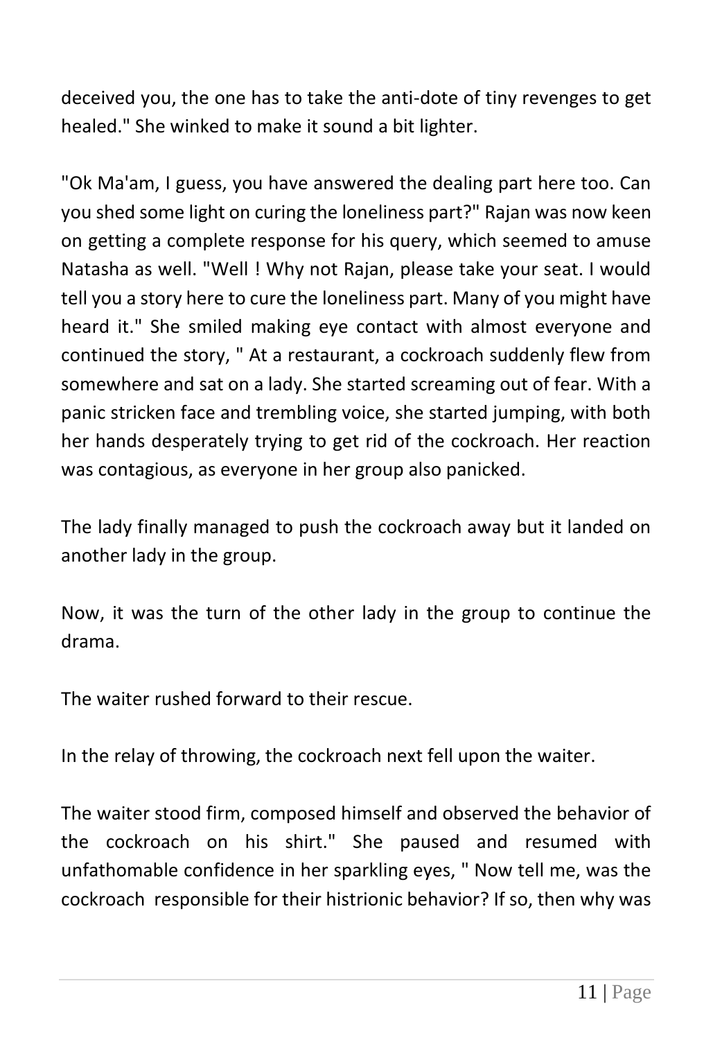deceived you, the one has to take the anti-dote of tiny revenges to get healed." She winked to make it sound a bit lighter.

"Ok Ma'am, I guess, you have answered the dealing part here too. Can you shed some light on curing the loneliness part?" Rajan was now keen on getting a complete response for his query, which seemed to amuse Natasha as well. "Well ! Why not Rajan, please take your seat. I would tell you a story here to cure the loneliness part. Many of you might have heard it." She smiled making eye contact with almost everyone and continued the story, " At a restaurant, a cockroach suddenly flew from somewhere and sat on a lady. She started screaming out of fear. With a panic stricken face and trembling voice, she started jumping, with both her hands desperately trying to get rid of the cockroach. Her reaction was contagious, as everyone in her group also panicked.

The lady finally managed to push the cockroach away but it landed on another lady in the group.

Now, it was the turn of the other lady in the group to continue the drama.

The waiter rushed forward to their rescue.

In the relay of throwing, the cockroach next fell upon the waiter.

The waiter stood firm, composed himself and observed the behavior of the cockroach on his shirt." She paused and resumed with unfathomable confidence in her sparkling eyes, " Now tell me, was the cockroach responsible for their histrionic behavior? If so, then why was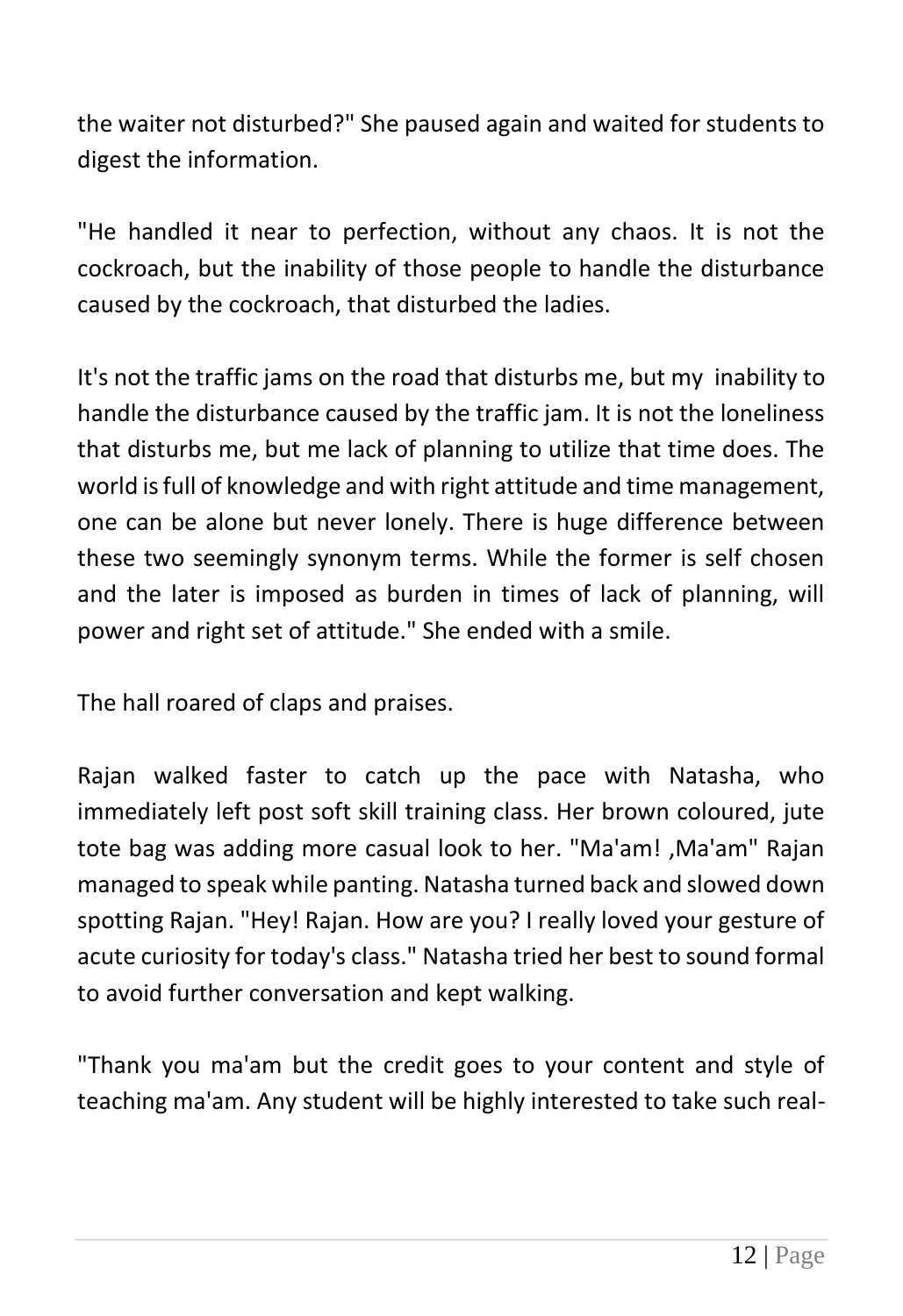the waiter not disturbed?" She paused again and waited for students to digest the information.

"He handled it near to perfection, without any chaos. It is not the cockroach, but the inability of those people to handle the disturbance caused by the cockroach, that disturbed the ladies.

It's not the traffic jams on the road that disturbs me, but my inability to handle the disturbance caused by the traffic jam. It is not the loneliness that disturbs me, but me lack of planning to utilize that time does. The world is full of knowledge and with right attitude and time management, one can be alone but never lonely. There is huge difference between these two seemingly synonym terms. While the former is self chosen and the later is imposed as burden in times of lack of planning, will power and right set of attitude." She ended with a smile.

The hall roared of claps and praises.

Rajan walked faster to catch up the pace with Natasha, who immediately left post soft skill training class. Her brown coloured, jute tote bag was adding more casual look to her. "Ma'am! ,Ma'am" Rajan managed to speak while panting. Natasha turned back and slowed down spotting Rajan. "Hey! Rajan. How are you? I really loved your gesture of acute curiosity for today's class." Natasha tried her best to sound formal to avoid further conversation and kept walking.

"Thank you ma'am but the credit goes to your content and style of teaching ma'am. Any student will be highly interested to take such real-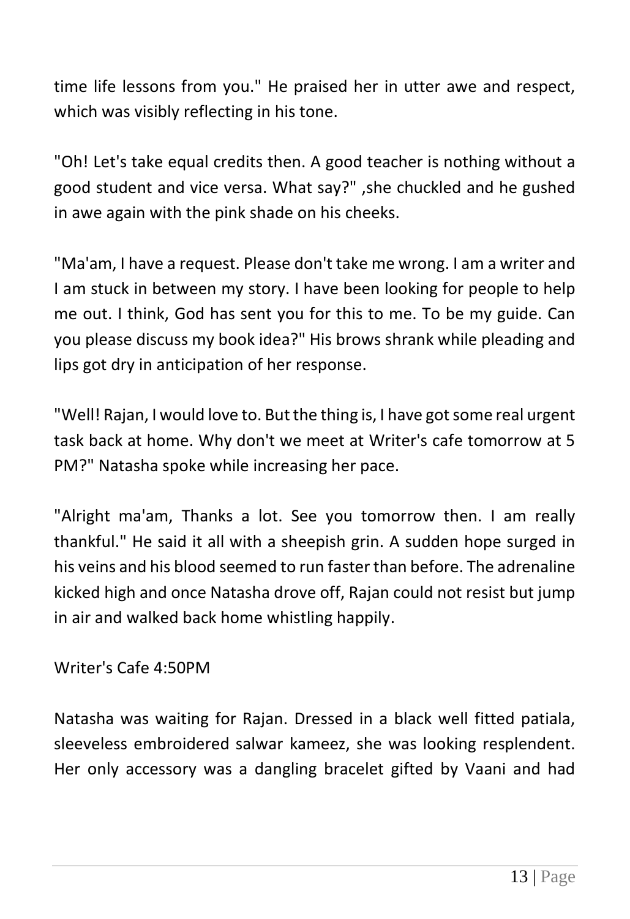time life lessons from you." He praised her in utter awe and respect, which was visibly reflecting in his tone.

"Oh! Let's take equal credits then. A good teacher is nothing without a good student and vice versa. What say?" ,she chuckled and he gushed in awe again with the pink shade on his cheeks.

"Ma'am, I have a request. Please don't take me wrong. I am a writer and I am stuck in between my story. I have been looking for people to help me out. I think, God has sent you for this to me. To be my guide. Can you please discuss my book idea?" His brows shrank while pleading and lips got dry in anticipation of her response.

"Well! Rajan, I would love to. But the thing is, I have got some real urgent task back at home. Why don't we meet at Writer's cafe tomorrow at 5 PM?" Natasha spoke while increasing her pace.

"Alright ma'am, Thanks a lot. See you tomorrow then. I am really thankful." He said it all with a sheepish grin. A sudden hope surged in his veins and his blood seemed to run faster than before. The adrenaline kicked high and once Natasha drove off, Rajan could not resist but jump in air and walked back home whistling happily.

Writer's Cafe 4:50PM

Natasha was waiting for Rajan. Dressed in a black well fitted patiala, sleeveless embroidered salwar kameez, she was looking resplendent. Her only accessory was a dangling bracelet gifted by Vaani and had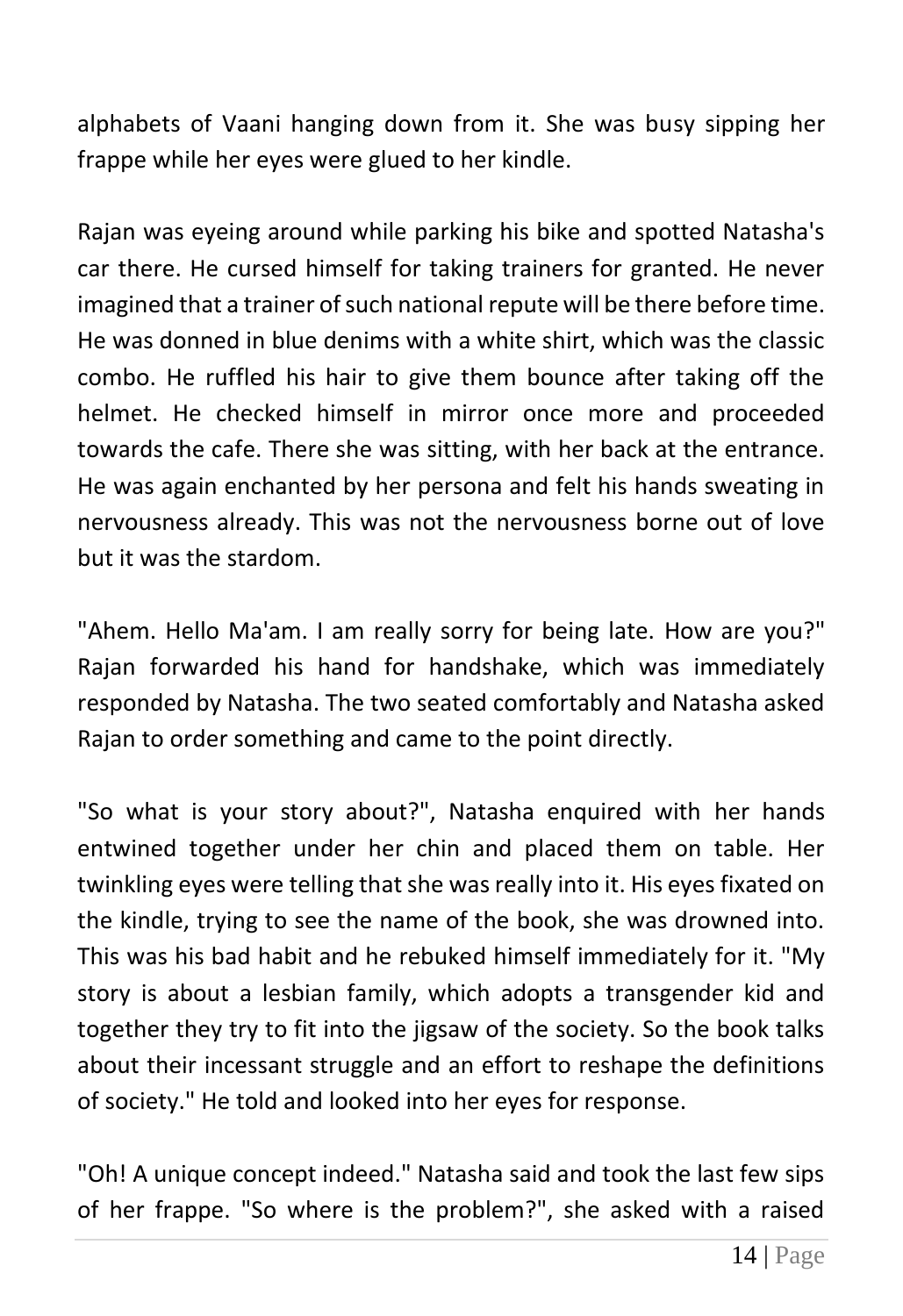alphabets of Vaani hanging down from it. She was busy sipping her frappe while her eyes were glued to her kindle.

Rajan was eyeing around while parking his bike and spotted Natasha's car there. He cursed himself for taking trainers for granted. He never imagined that a trainer of such national repute will be there before time. He was donned in blue denims with a white shirt, which was the classic combo. He ruffled his hair to give them bounce after taking off the helmet. He checked himself in mirror once more and proceeded towards the cafe. There she was sitting, with her back at the entrance. He was again enchanted by her persona and felt his hands sweating in nervousness already. This was not the nervousness borne out of love but it was the stardom.

"Ahem. Hello Ma'am. I am really sorry for being late. How are you?" Rajan forwarded his hand for handshake, which was immediately responded by Natasha. The two seated comfortably and Natasha asked Rajan to order something and came to the point directly.

"So what is your story about?", Natasha enquired with her hands entwined together under her chin and placed them on table. Her twinkling eyes were telling that she was really into it. His eyes fixated on the kindle, trying to see the name of the book, she was drowned into. This was his bad habit and he rebuked himself immediately for it. "My story is about a lesbian family, which adopts a transgender kid and together they try to fit into the jigsaw of the society. So the book talks about their incessant struggle and an effort to reshape the definitions of society." He told and looked into her eyes for response.

"Oh! A unique concept indeed." Natasha said and took the last few sips of her frappe. "So where is the problem?", she asked with a raised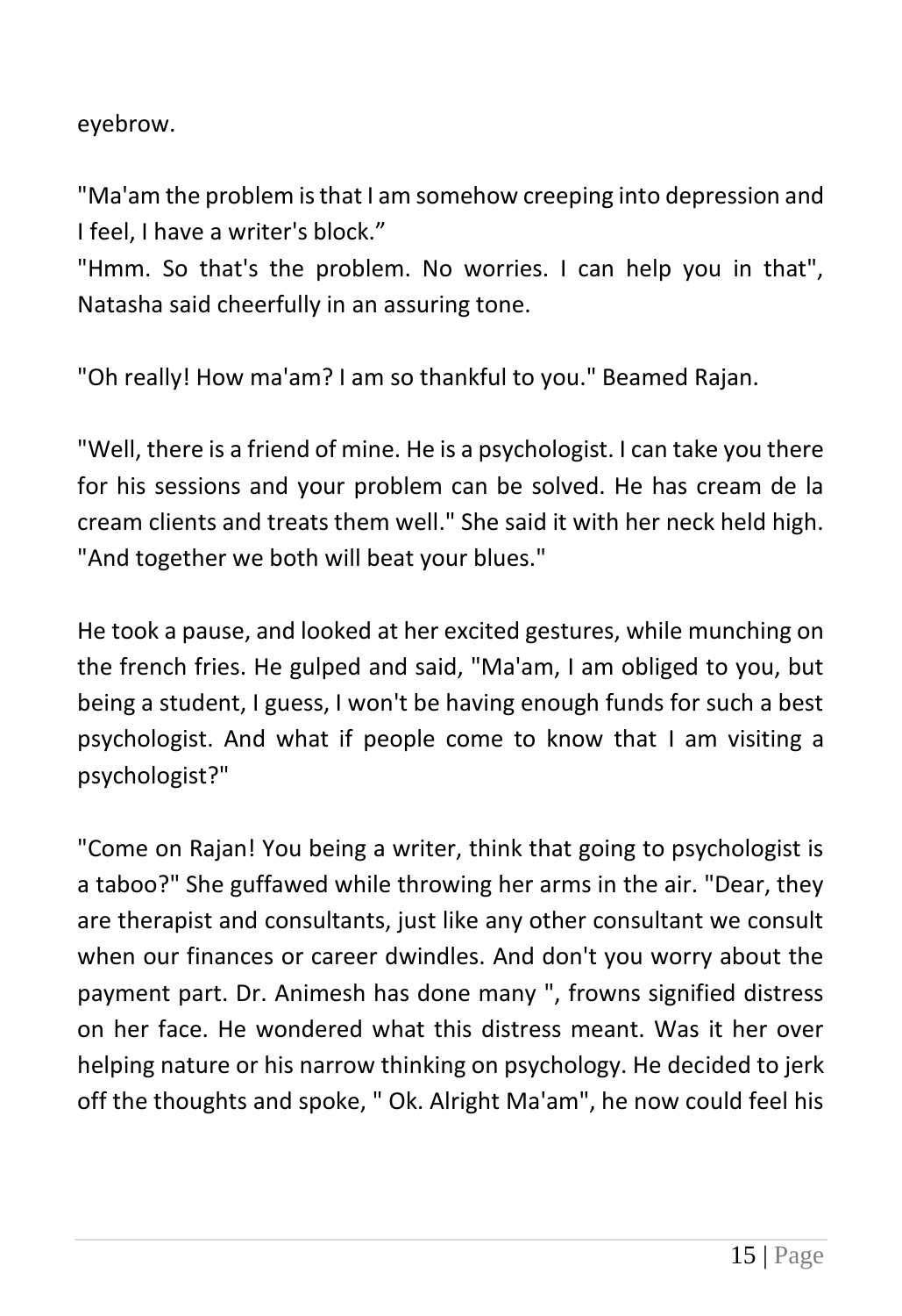eyebrow.

"Ma'am the problem is that I am somehow creeping into depression and I feel, I have a writer's block."
"Hmm. So that's the problem. No worries. I can help you in that", Natasha said cheerfully in an assuring tone.

"Oh really! How ma'am? I am so thankful to you." Beamed Rajan.

"Well, there is a friend of mine. He is a psychologist. I can take you there for his sessions and your problem can be solved. He has cream de la cream clients and treats them well." She said it with her neck held high. "And together we both will beat your blues."

He took a pause, and looked at her excited gestures, while munching on the french fries. He gulped and said, "Ma'am, I am obliged to you, but being a student, I guess, I won't be having enough funds for such a best psychologist. And what if people come to know that I am visiting a psychologist?"

"Come on Rajan! You being a writer, think that going to psychologist is a taboo?" She guffawed while throwing her arms in the air. "Dear, they are therapist and consultants, just like any other consultant we consult when our finances or career dwindles. And don't you worry about the payment part. Dr. Animesh has done many ", frowns signified distress on her face. He wondered what this distress meant. Was it her over helping nature or his narrow thinking on psychology. He decided to jerk off the thoughts and spoke, " Ok. Alright Ma'am", he now could feel his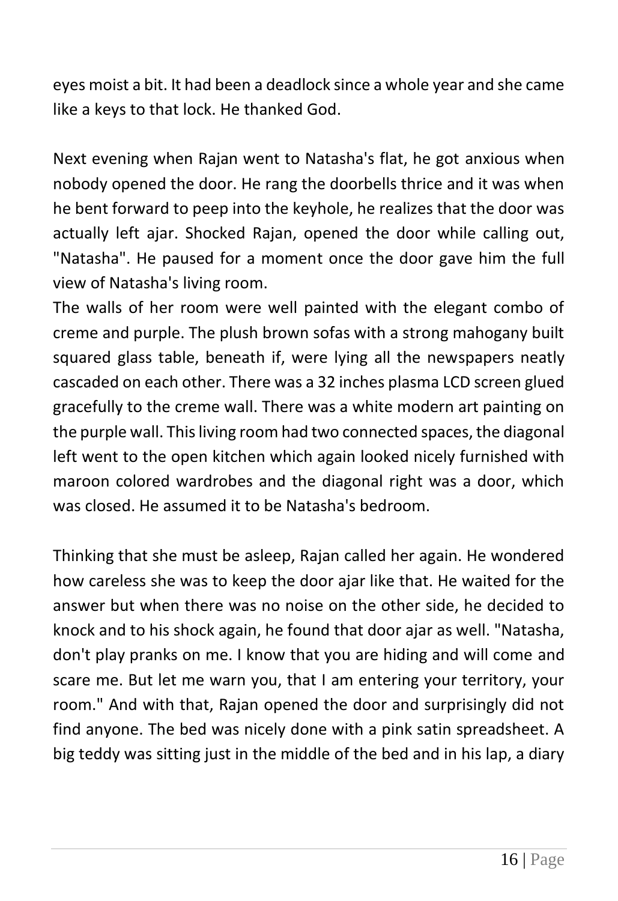eyes moist a bit. It had been a deadlock since a whole year and she came like a keys to that lock. He thanked God.

Next evening when Rajan went to Natasha's flat, he got anxious when nobody opened the door. He rang the doorbells thrice and it was when he bent forward to peep into the keyhole, he realizes that the door was actually left ajar. Shocked Rajan, opened the door while calling out, "Natasha". He paused for a moment once the door gave him the full view of Natasha's living room.

The walls of her room were well painted with the elegant combo of creme and purple. The plush brown sofas with a strong mahogany built squared glass table, beneath if, were lying all the newspapers neatly cascaded on each other. There was a 32 inches plasma LCD screen glued gracefully to the creme wall. There was a white modern art painting on the purple wall. This living room had two connected spaces, the diagonal left went to the open kitchen which again looked nicely furnished with maroon colored wardrobes and the diagonal right was a door, which was closed. He assumed it to be Natasha's bedroom.

Thinking that she must be asleep, Rajan called her again. He wondered how careless she was to keep the door ajar like that. He waited for the answer but when there was no noise on the other side, he decided to knock and to his shock again, he found that door ajar as well. "Natasha, don't play pranks on me. I know that you are hiding and will come and scare me. But let me warn you, that I am entering your territory, your room." And with that, Rajan opened the door and surprisingly did not find anyone. The bed was nicely done with a pink satin spreadsheet. A big teddy was sitting just in the middle of the bed and in his lap, a diary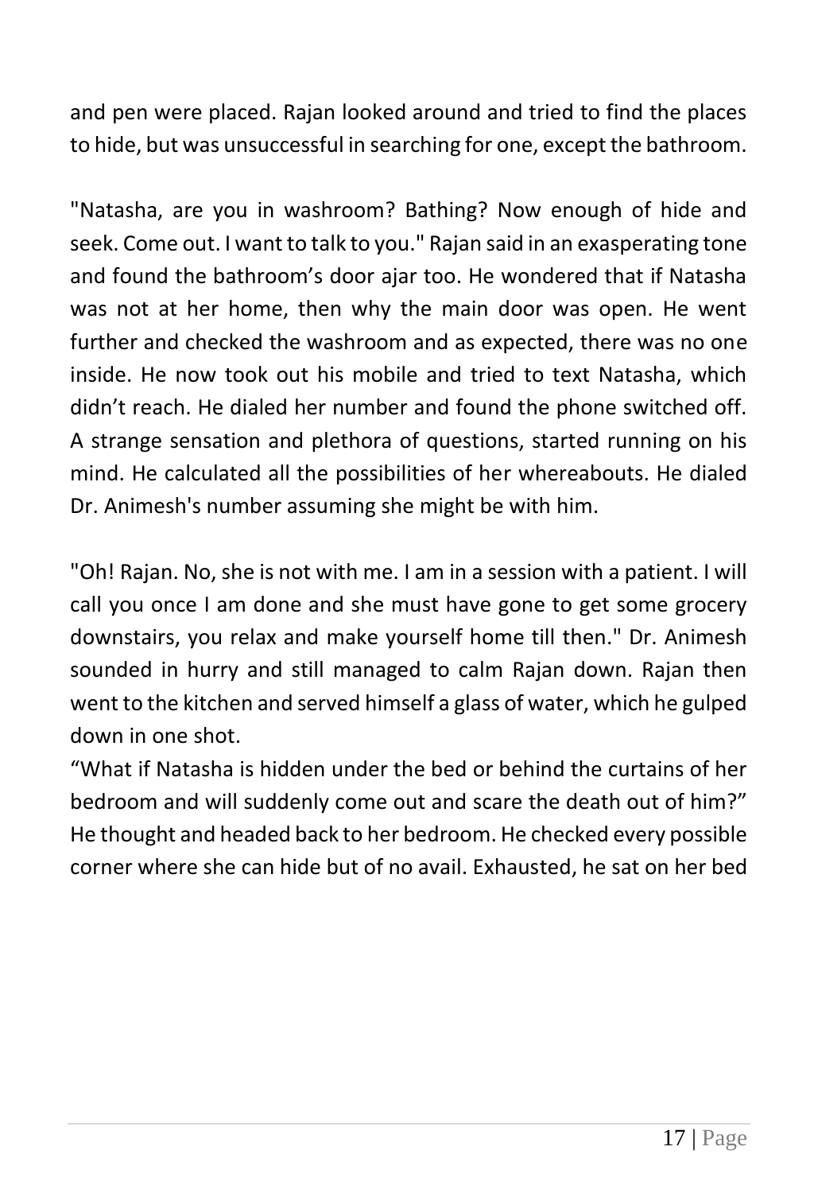and pen were placed. Rajan looked around and tried to find the places to hide, but was unsuccessful in searching for one, except the bathroom.

"Natasha, are you in washroom? Bathing? Now enough of hide and seek. Come out. I want to talk to you." Rajan said in an exasperating tone and found the bathroom's door ajar too. He wondered that if Natasha was not at her home, then why the main door was open. He went further and checked the washroom and as expected, there was no one inside. He now took out his mobile and tried to text Natasha, which didn't reach. He dialed her number and found the phone switched off. A strange sensation and plethora of questions, started running on his mind. He calculated all the possibilities of her whereabouts. He dialed Dr. Animesh's number assuming she might be with him.

"Oh! Rajan. No, she is not with me. I am in a session with a patient. I will call you once I am done and she must have gone to get some grocery downstairs, you relax and make yourself home till then." Dr. Animesh sounded in hurry and still managed to calm Rajan down. Rajan then went to the kitchen and served himself a glass of water, which he gulped down in one shot.

"What if Natasha is hidden under the bed or behind the curtains of her bedroom and will suddenly come out and scare the death out of him?" He thought and headed back to her bedroom. He checked every possible corner where she can hide but of no avail. Exhausted, he sat on her bed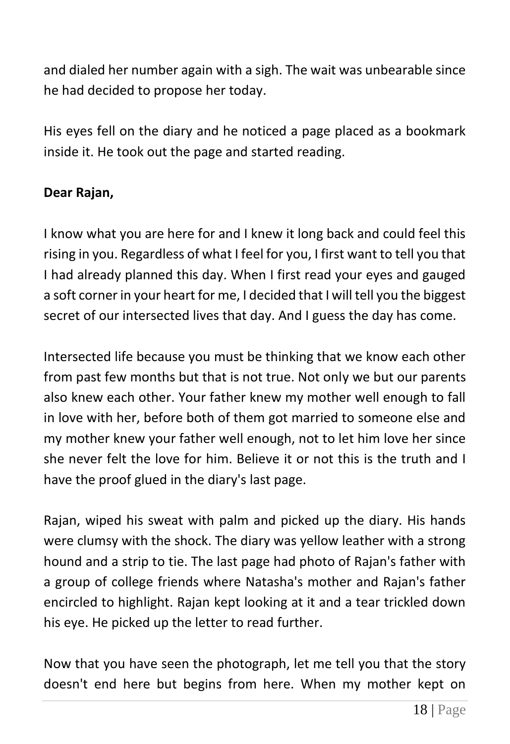and dialed her number again with a sigh. The wait was unbearable since he had decided to propose her today.

His eyes fell on the diary and he noticed a page placed as a bookmark inside it. He took out the page and started reading.

**Dear Rajan,**

I know what you are here for and I knew it long back and could feel this rising in you. Regardless of what I feel for you, I first want to tell you that I had already planned this day. When I first read your eyes and gauged a soft corner in your heart for me, I decided that I will tell you the biggest secret of our intersected lives that day. And I guess the day has come.

Intersected life because you must be thinking that we know each other from past few months but that is not true. Not only we but our parents also knew each other. Your father knew my mother well enough to fall in love with her, before both of them got married to someone else and my mother knew your father well enough, not to let him love her since she never felt the love for him. Believe it or not this is the truth and I have the proof glued in the diary's last page.

Rajan, wiped his sweat with palm and picked up the diary. His hands were clumsy with the shock. The diary was yellow leather with a strong hound and a strip to tie. The last page had photo of Rajan's father with a group of college friends where Natasha's mother and Rajan's father encircled to highlight. Rajan kept looking at it and a tear trickled down his eye. He picked up the letter to read further.

Now that you have seen the photograph, let me tell you that the story doesn't end here but begins from here. When my mother kept on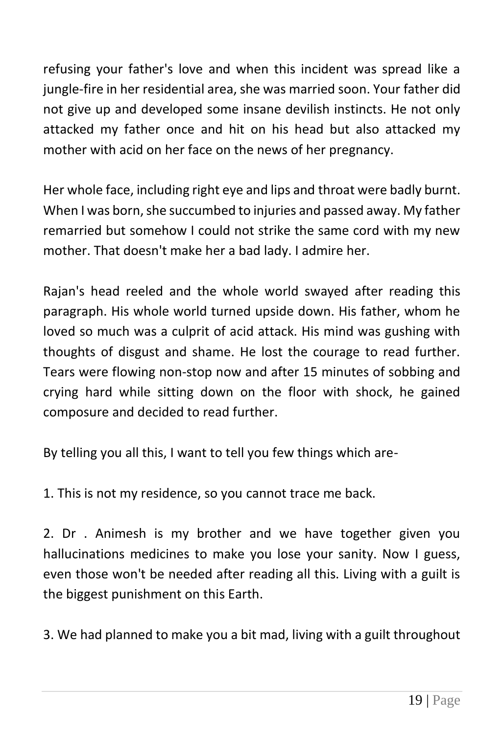refusing your father's love and when this incident was spread like a jungle-fire in her residential area, she was married soon. Your father did not give up and developed some insane devilish instincts. He not only attacked my father once and hit on his head but also attacked my mother with acid on her face on the news of her pregnancy.

Her whole face, including right eye and lips and throat were badly burnt. When I was born, she succumbed to injuries and passed away. My father remarried but somehow I could not strike the same cord with my new mother. That doesn't make her a bad lady. I admire her.

Rajan's head reeled and the whole world swayed after reading this paragraph. His whole world turned upside down. His father, whom he loved so much was a culprit of acid attack. His mind was gushing with thoughts of disgust and shame. He lost the courage to read further. Tears were flowing non-stop now and after 15 minutes of sobbing and crying hard while sitting down on the floor with shock, he gained composure and decided to read further.

By telling you all this, I want to tell you few things which are-

1. This is not my residence, so you cannot trace me back.

2. Dr . Animesh is my brother and we have together given you hallucinations medicines to make you lose your sanity. Now I guess, even those won't be needed after reading all this. Living with a guilt is the biggest punishment on this Earth.

3. We had planned to make you a bit mad, living with a guilt throughout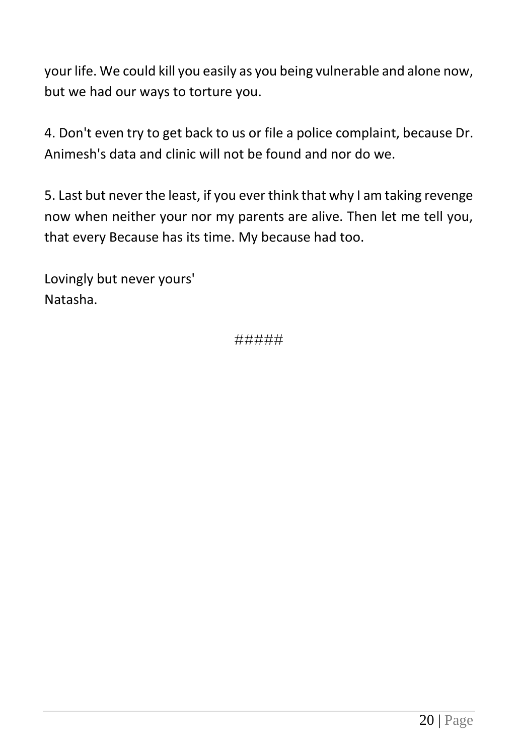your life. We could kill you easily as you being vulnerable and alone now, but we had our ways to torture you.

4. Don't even try to get back to us or file a police complaint, because Dr. Animesh's data and clinic will not be found and nor do we.

5. Last but never the least, if you ever think that why I am taking revenge now when neither your nor my parents are alive. Then let me tell you, that every Because has its time. My because had too.

Lovingly but never yours'
Natasha.

#####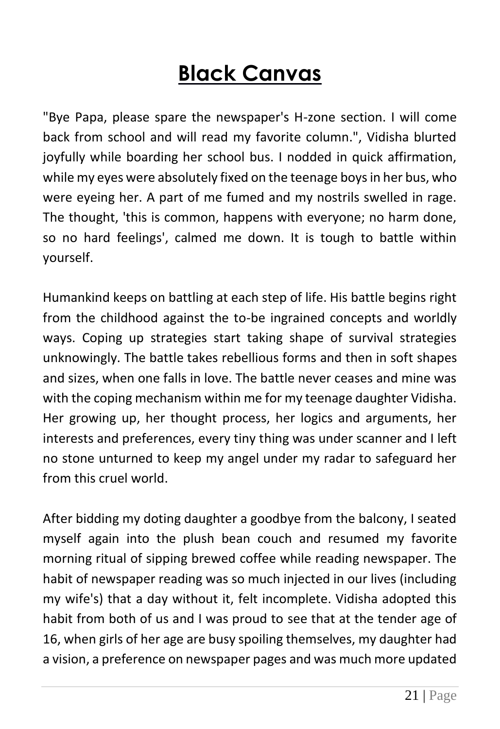# Black Canvas

"Bye Papa, please spare the newspaper's H-zone section. I will come back from school and will read my favorite column.", Vidisha blurted joyfully while boarding her school bus. I nodded in quick affirmation, while my eyes were absolutely fixed on the teenage boys in her bus, who were eyeing her. A part of me fumed and my nostrils swelled in rage. The thought, 'this is common, happens with everyone; no harm done, so no hard feelings', calmed me down. It is tough to battle within yourself.

Humankind keeps on battling at each step of life. His battle begins right from the childhood against the to-be ingrained concepts and worldly ways. Coping up strategies start taking shape of survival strategies unknowingly. The battle takes rebellious forms and then in soft shapes and sizes, when one falls in love. The battle never ceases and mine was with the coping mechanism within me for my teenage daughter Vidisha. Her growing up, her thought process, her logics and arguments, her interests and preferences, every tiny thing was under scanner and I left no stone unturned to keep my angel under my radar to safeguard her from this cruel world.

After bidding my doting daughter a goodbye from the balcony, I seated myself again into the plush bean couch and resumed my favorite morning ritual of sipping brewed coffee while reading newspaper. The habit of newspaper reading was so much injected in our lives (including my wife's) that a day without it, felt incomplete. Vidisha adopted this habit from both of us and I was proud to see that at the tender age of 16, when girls of her age are busy spoiling themselves, my daughter had a vision, a preference on newspaper pages and was much more updated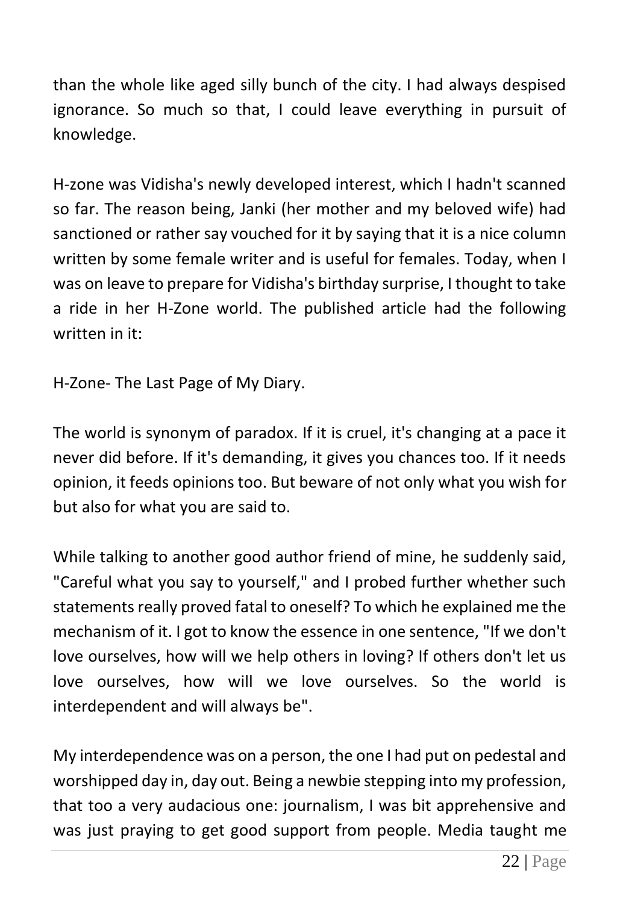than the whole like aged silly bunch of the city. I had always despised ignorance. So much so that, I could leave everything in pursuit of knowledge.

H-zone was Vidisha's newly developed interest, which I hadn't scanned so far. The reason being, Janki (her mother and my beloved wife) had sanctioned or rather say vouched for it by saying that it is a nice column written by some female writer and is useful for females. Today, when I was on leave to prepare for Vidisha's birthday surprise, I thought to take a ride in her H-Zone world. The published article had the following written in it:

H-Zone- The Last Page of My Diary.

The world is synonym of paradox. If it is cruel, it's changing at a pace it never did before. If it's demanding, it gives you chances too. If it needs opinion, it feeds opinions too. But beware of not only what you wish for but also for what you are said to.

While talking to another good author friend of mine, he suddenly said, "Careful what you say to yourself," and I probed further whether such statements really proved fatal to oneself? To which he explained me the mechanism of it. I got to know the essence in one sentence, "If we don't love ourselves, how will we help others in loving? If others don't let us love ourselves, how will we love ourselves. So the world is interdependent and will always be".

My interdependence was on a person, the one I had put on pedestal and worshipped day in, day out. Being a newbie stepping into my profession, that too a very audacious one: journalism, I was bit apprehensive and was just praying to get good support from people. Media taught me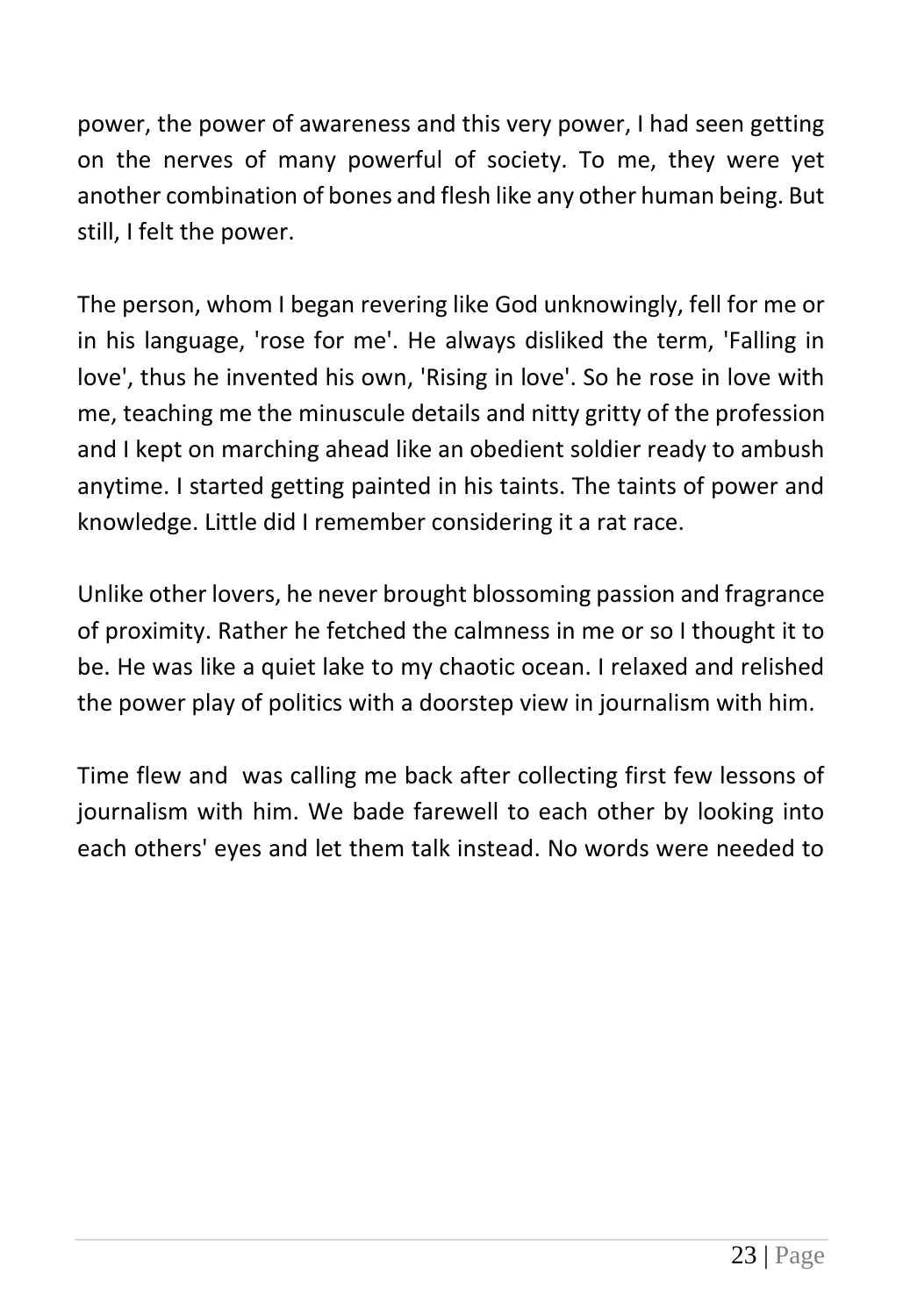power, the power of awareness and this very power, I had seen getting on the nerves of many powerful of society. To me, they were yet another combination of bones and flesh like any other human being. But still, I felt the power.

The person, whom I began revering like God unknowingly, fell for me or in his language, 'rose for me'. He always disliked the term, 'Falling in love', thus he invented his own, 'Rising in love'. So he rose in love with me, teaching me the minuscule details and nitty gritty of the profession and I kept on marching ahead like an obedient soldier ready to ambush anytime. I started getting painted in his taints. The taints of power and knowledge. Little did I remember considering it a rat race.

Unlike other lovers, he never brought blossoming passion and fragrance of proximity. Rather he fetched the calmness in me or so I thought it to be. He was like a quiet lake to my chaotic ocean. I relaxed and relished the power play of politics with a doorstep view in journalism with him.

Time flew and  was calling me back after collecting first few lessons of journalism with him. We bade farewell to each other by looking into each others' eyes and let them talk instead. No words were needed to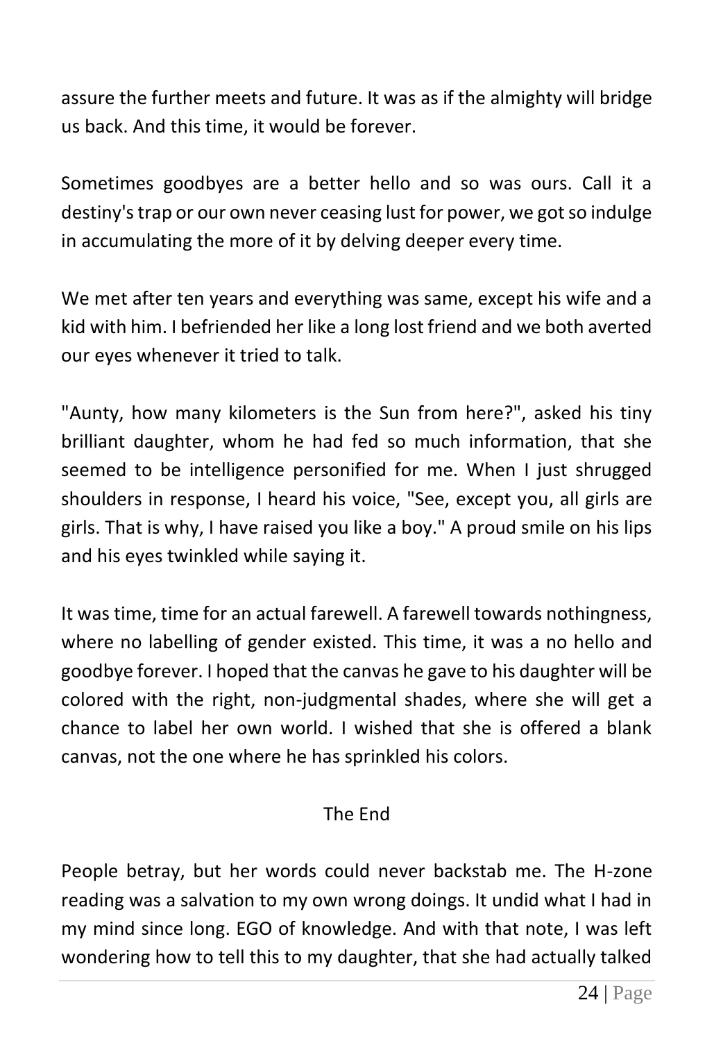assure the further meets and future. It was as if the almighty will bridge us back. And this time, it would be forever.

Sometimes goodbyes are a better hello and so was ours. Call it a destiny's trap or our own never ceasing lust for power, we got so indulge in accumulating the more of it by delving deeper every time.

We met after ten years and everything was same, except his wife and a kid with him. I befriended her like a long lost friend and we both averted our eyes whenever it tried to talk.

"Aunty, how many kilometers is the Sun from here?", asked his tiny brilliant daughter, whom he had fed so much information, that she seemed to be intelligence personified for me. When I just shrugged shoulders in response, I heard his voice, "See, except you, all girls are girls. That is why, I have raised you like a boy." A proud smile on his lips and his eyes twinkled while saying it.

It was time, time for an actual farewell. A farewell towards nothingness, where no labelling of gender existed. This time, it was a no hello and goodbye forever. I hoped that the canvas he gave to his daughter will be colored with the right, non-judgmental shades, where she will get a chance to label her own world. I wished that she is offered a blank canvas, not the one where he has sprinkled his colors.

The End

People betray, but her words could never backstab me. The H-zone reading was a salvation to my own wrong doings. It undid what I had in my mind since long. EGO of knowledge. And with that note, I was left wondering how to tell this to my daughter, that she had actually talked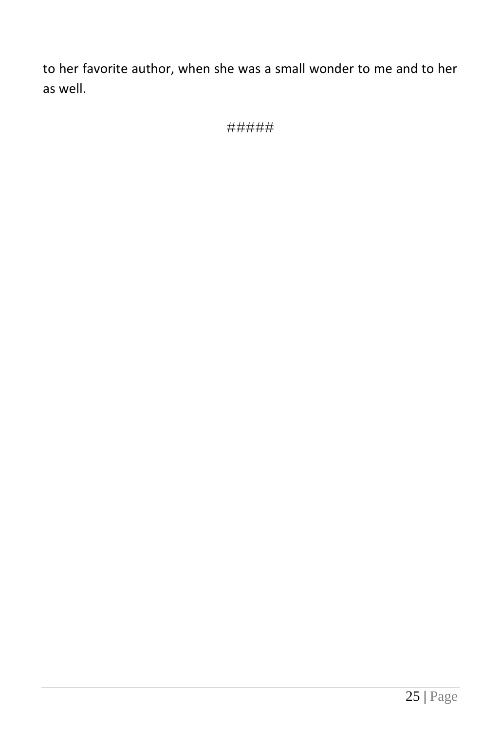to her favorite author, when she was a small wonder to me and to her as well.

#####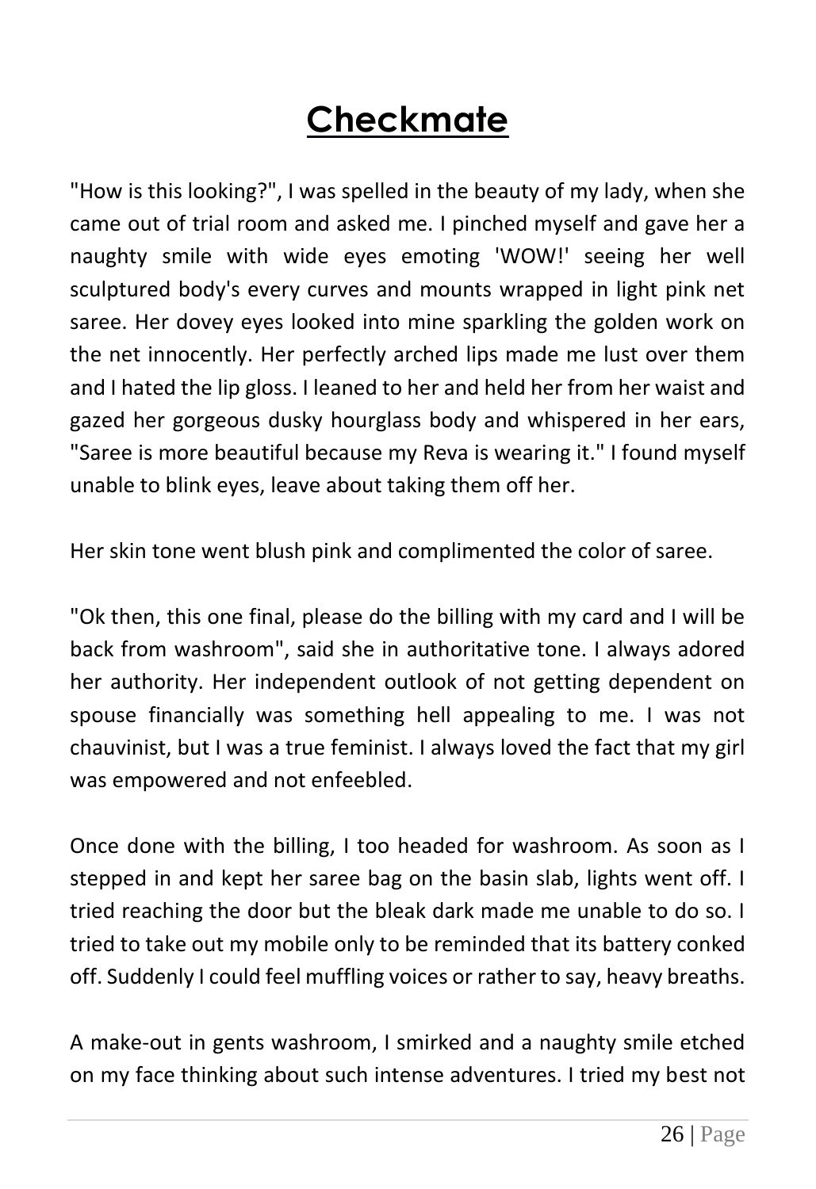# Checkmate

"How is this looking?", I was spelled in the beauty of my lady, when she came out of trial room and asked me. I pinched myself and gave her a naughty smile with wide eyes emoting 'WOW!' seeing her well sculptured body's every curves and mounts wrapped in light pink net saree. Her dovey eyes looked into mine sparkling the golden work on the net innocently. Her perfectly arched lips made me lust over them and I hated the lip gloss. I leaned to her and held her from her waist and gazed her gorgeous dusky hourglass body and whispered in her ears, "Saree is more beautiful because my Reva is wearing it." I found myself unable to blink eyes, leave about taking them off her.

Her skin tone went blush pink and complimented the color of saree.

"Ok then, this one final, please do the billing with my card and I will be back from washroom", said she in authoritative tone. I always adored her authority. Her independent outlook of not getting dependent on spouse financially was something hell appealing to me. I was not chauvinist, but I was a true feminist. I always loved the fact that my girl was empowered and not enfeebled.

Once done with the billing, I too headed for washroom. As soon as I stepped in and kept her saree bag on the basin slab, lights went off. I tried reaching the door but the bleak dark made me unable to do so. I tried to take out my mobile only to be reminded that its battery conked off. Suddenly I could feel muffling voices or rather to say, heavy breaths.

A make-out in gents washroom, I smirked and a naughty smile etched on my face thinking about such intense adventures. I tried my best not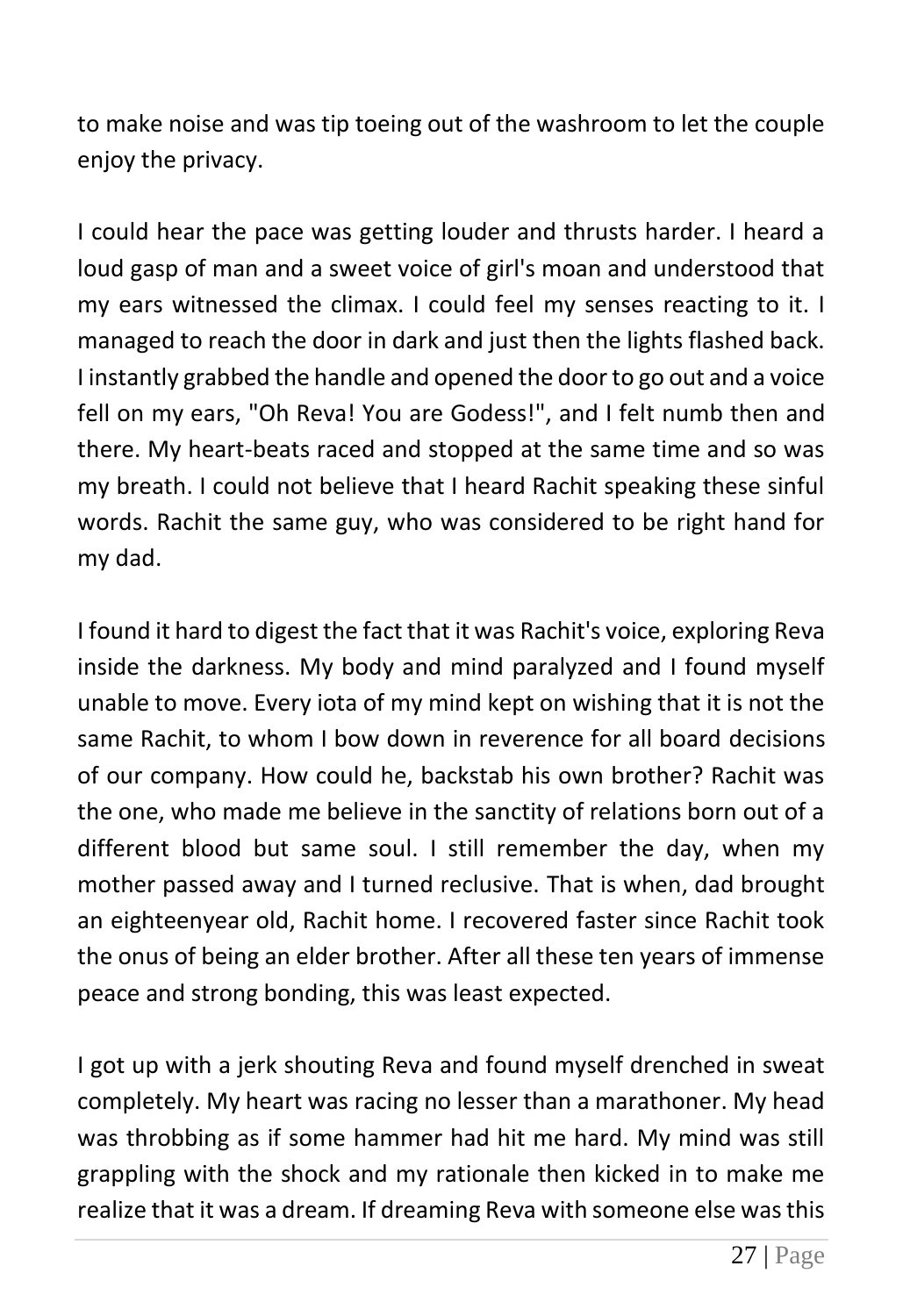to make noise and was tip toeing out of the washroom to let the couple enjoy the privacy.

I could hear the pace was getting louder and thrusts harder. I heard a loud gasp of man and a sweet voice of girl's moan and understood that my ears witnessed the climax. I could feel my senses reacting to it. I managed to reach the door in dark and just then the lights flashed back. I instantly grabbed the handle and opened the door to go out and a voice fell on my ears, "Oh Reva! You are Godess!", and I felt numb then and there. My heart-beats raced and stopped at the same time and so was my breath. I could not believe that I heard Rachit speaking these sinful words. Rachit the same guy, who was considered to be right hand for my dad.

I found it hard to digest the fact that it was Rachit's voice, exploring Reva inside the darkness. My body and mind paralyzed and I found myself unable to move. Every iota of my mind kept on wishing that it is not the same Rachit, to whom I bow down in reverence for all board decisions of our company. How could he, backstab his own brother? Rachit was the one, who made me believe in the sanctity of relations born out of a different blood but same soul. I still remember the day, when my mother passed away and I turned reclusive. That is when, dad brought an eighteenyear old, Rachit home. I recovered faster since Rachit took the onus of being an elder brother. After all these ten years of immense peace and strong bonding, this was least expected.

I got up with a jerk shouting Reva and found myself drenched in sweat completely. My heart was racing no lesser than a marathoner. My head was throbbing as if some hammer had hit me hard. My mind was still grappling with the shock and my rationale then kicked in to make me realize that it was a dream. If dreaming Reva with someone else was this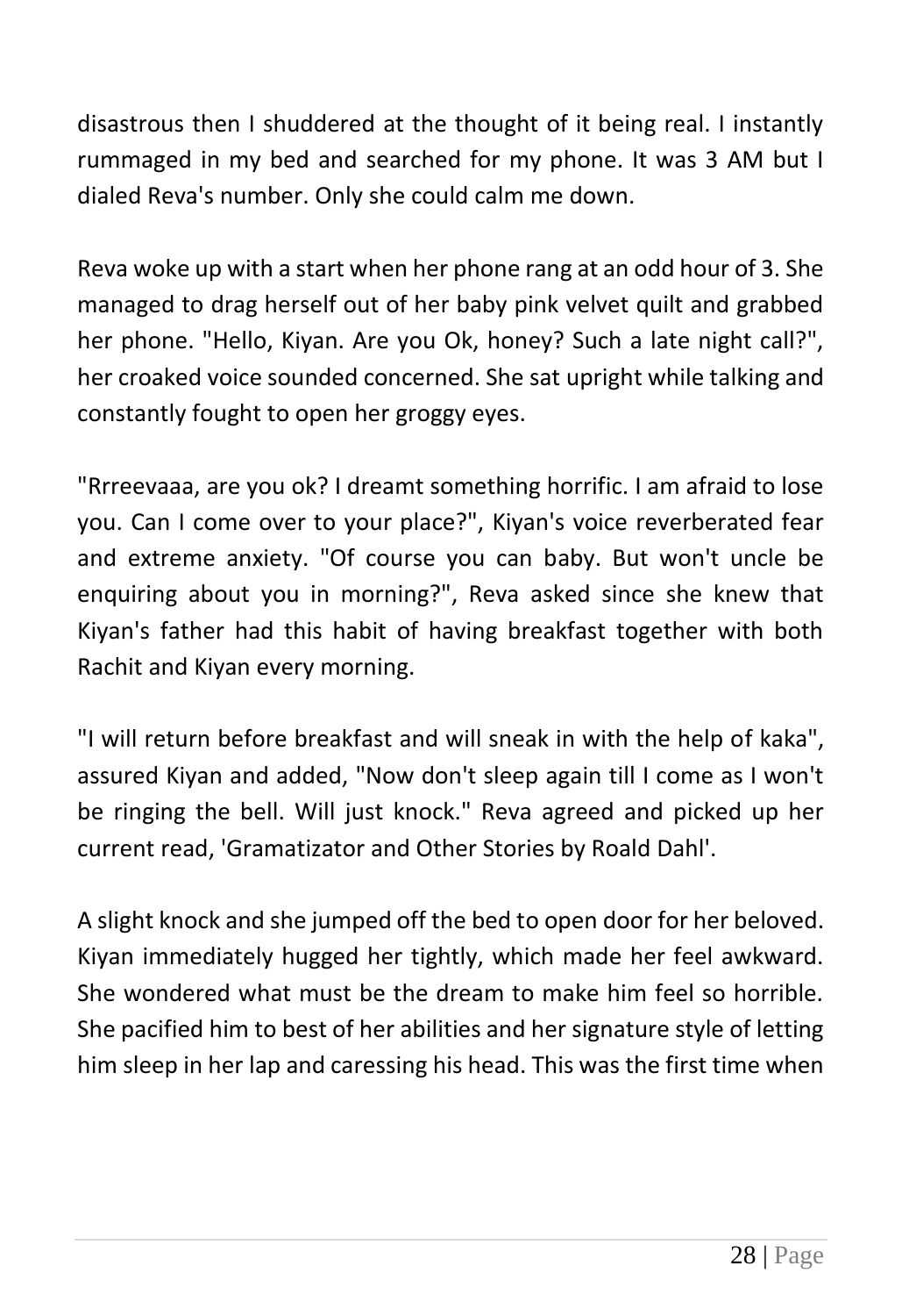disastrous then I shuddered at the thought of it being real. I instantly rummaged in my bed and searched for my phone. It was 3 AM but I dialed Reva's number. Only she could calm me down.

Reva woke up with a start when her phone rang at an odd hour of 3. She managed to drag herself out of her baby pink velvet quilt and grabbed her phone. "Hello, Kiyan. Are you Ok, honey? Such a late night call?", her croaked voice sounded concerned. She sat upright while talking and constantly fought to open her groggy eyes.

"Rrreevaaa, are you ok? I dreamt something horrific. I am afraid to lose you. Can I come over to your place?", Kiyan's voice reverberated fear and extreme anxiety. "Of course you can baby. But won't uncle be enquiring about you in morning?", Reva asked since she knew that Kiyan's father had this habit of having breakfast together with both Rachit and Kiyan every morning.

"I will return before breakfast and will sneak in with the help of kaka", assured Kiyan and added, "Now don't sleep again till I come as I won't be ringing the bell. Will just knock." Reva agreed and picked up her current read, 'Gramatizator and Other Stories by Roald Dahl'.

A slight knock and she jumped off the bed to open door for her beloved. Kiyan immediately hugged her tightly, which made her feel awkward. She wondered what must be the dream to make him feel so horrible. She pacified him to best of her abilities and her signature style of letting him sleep in her lap and caressing his head. This was the first time when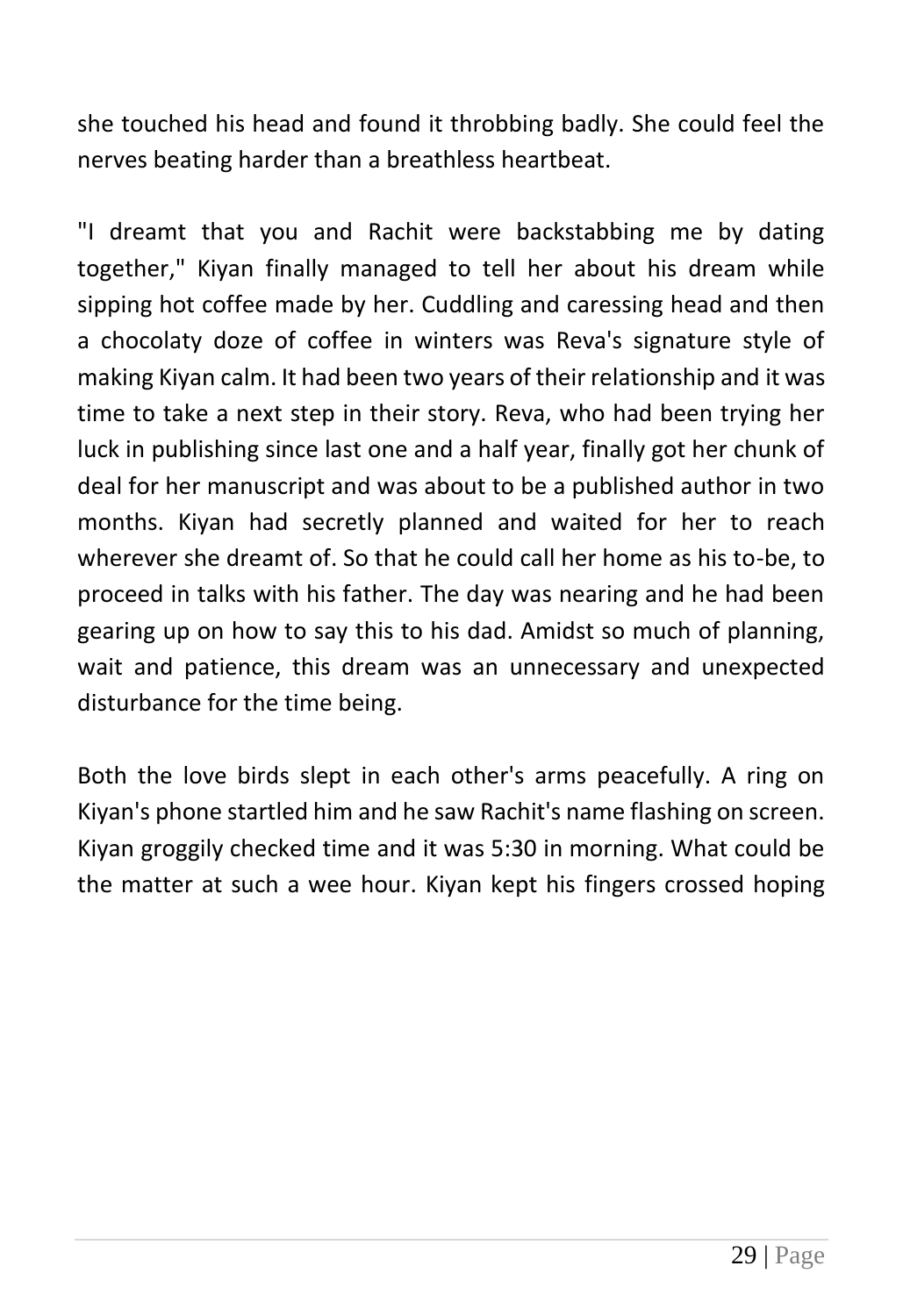she touched his head and found it throbbing badly. She could feel the nerves beating harder than a breathless heartbeat.

"I dreamt that you and Rachit were backstabbing me by dating together," Kiyan finally managed to tell her about his dream while sipping hot coffee made by her. Cuddling and caressing head and then a chocolaty doze of coffee in winters was Reva's signature style of making Kiyan calm. It had been two years of their relationship and it was time to take a next step in their story. Reva, who had been trying her luck in publishing since last one and a half year, finally got her chunk of deal for her manuscript and was about to be a published author in two months. Kiyan had secretly planned and waited for her to reach wherever she dreamt of. So that he could call her home as his to-be, to proceed in talks with his father. The day was nearing and he had been gearing up on how to say this to his dad. Amidst so much of planning, wait and patience, this dream was an unnecessary and unexpected disturbance for the time being.

Both the love birds slept in each other's arms peacefully. A ring on Kiyan's phone startled him and he saw Rachit's name flashing on screen. Kiyan groggily checked time and it was 5:30 in morning. What could be the matter at such a wee hour. Kiyan kept his fingers crossed hoping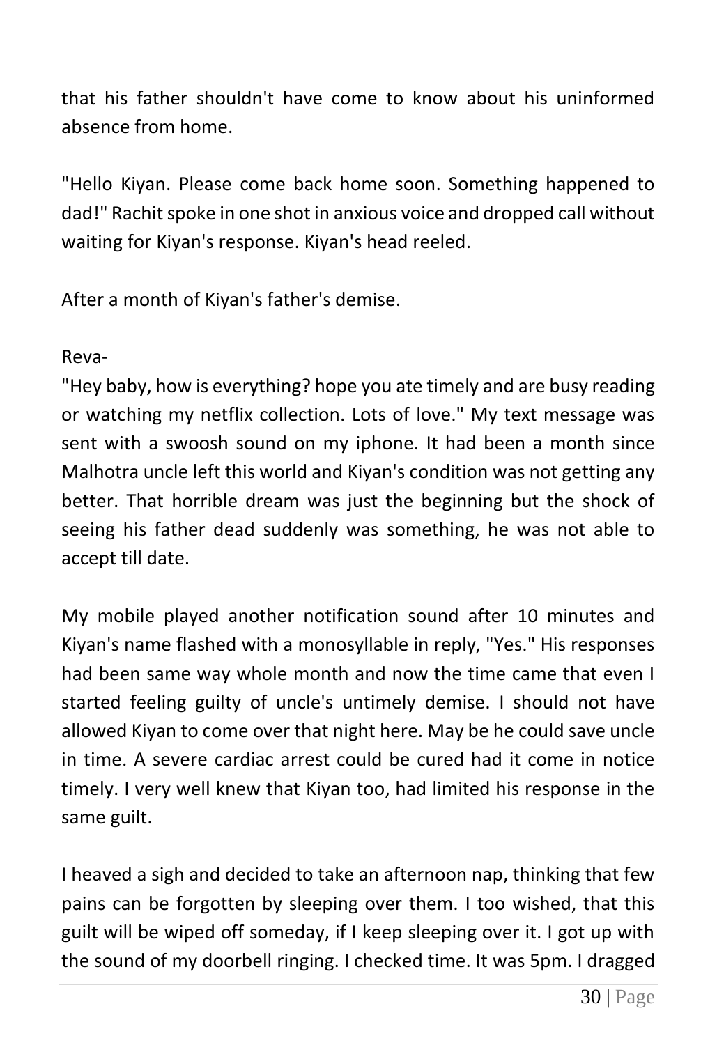that his father shouldn't have come to know about his uninformed absence from home.

"Hello Kiyan. Please come back home soon. Something happened to dad!" Rachit spoke in one shot in anxious voice and dropped call without waiting for Kiyan's response. Kiyan's head reeled.

After a month of Kiyan's father's demise.

Reva-
"Hey baby, how is everything? hope you ate timely and are busy reading or watching my netflix collection. Lots of love." My text message was sent with a swoosh sound on my iphone. It had been a month since Malhotra uncle left this world and Kiyan's condition was not getting any better. That horrible dream was just the beginning but the shock of seeing his father dead suddenly was something, he was not able to accept till date.

My mobile played another notification sound after 10 minutes and Kiyan's name flashed with a monosyllable in reply, "Yes." His responses had been same way whole month and now the time came that even I started feeling guilty of uncle's untimely demise. I should not have allowed Kiyan to come over that night here. May be he could save uncle in time. A severe cardiac arrest could be cured had it come in notice timely. I very well knew that Kiyan too, had limited his response in the same guilt.

I heaved a sigh and decided to take an afternoon nap, thinking that few pains can be forgotten by sleeping over them. I too wished, that this guilt will be wiped off someday, if I keep sleeping over it. I got up with the sound of my doorbell ringing. I checked time. It was 5pm. I dragged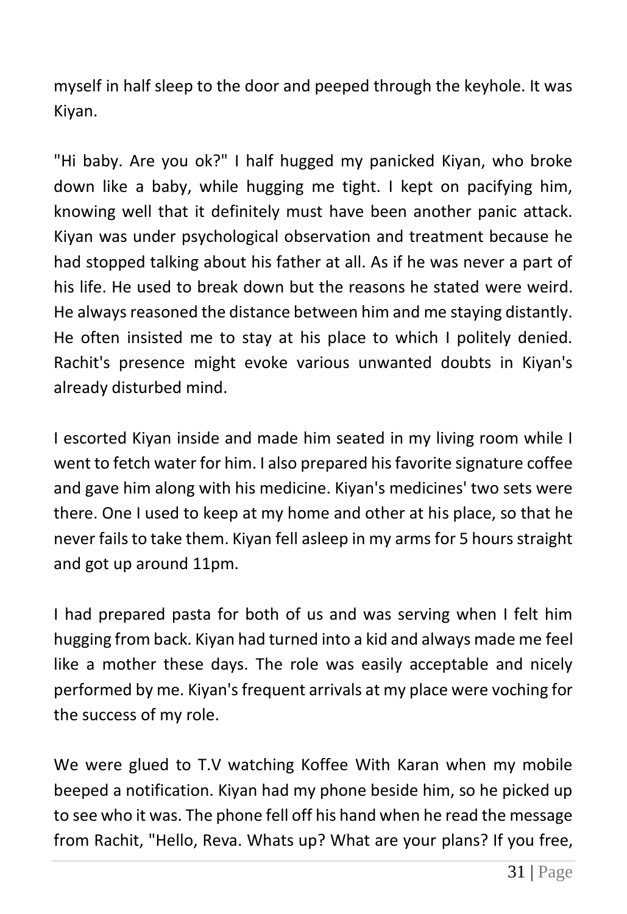myself in half sleep to the door and peeped through the keyhole. It was Kiyan.

"Hi baby. Are you ok?" I half hugged my panicked Kiyan, who broke down like a baby, while hugging me tight. I kept on pacifying him, knowing well that it definitely must have been another panic attack. Kiyan was under psychological observation and treatment because he had stopped talking about his father at all. As if he was never a part of his life. He used to break down but the reasons he stated were weird. He always reasoned the distance between him and me staying distantly. He often insisted me to stay at his place to which I politely denied. Rachit's presence might evoke various unwanted doubts in Kiyan's already disturbed mind.

I escorted Kiyan inside and made him seated in my living room while I went to fetch water for him. I also prepared his favorite signature coffee and gave him along with his medicine. Kiyan's medicines' two sets were there. One I used to keep at my home and other at his place, so that he never fails to take them. Kiyan fell asleep in my arms for 5 hours straight and got up around 11pm.

I had prepared pasta for both of us and was serving when I felt him hugging from back. Kiyan had turned into a kid and always made me feel like a mother these days. The role was easily acceptable and nicely performed by me. Kiyan's frequent arrivals at my place were voching for the success of my role.

We were glued to T.V watching Koffee With Karan when my mobile beeped a notification. Kiyan had my phone beside him, so he picked up to see who it was. The phone fell off his hand when he read the message from Rachit, "Hello, Reva. Whats up? What are your plans? If you free,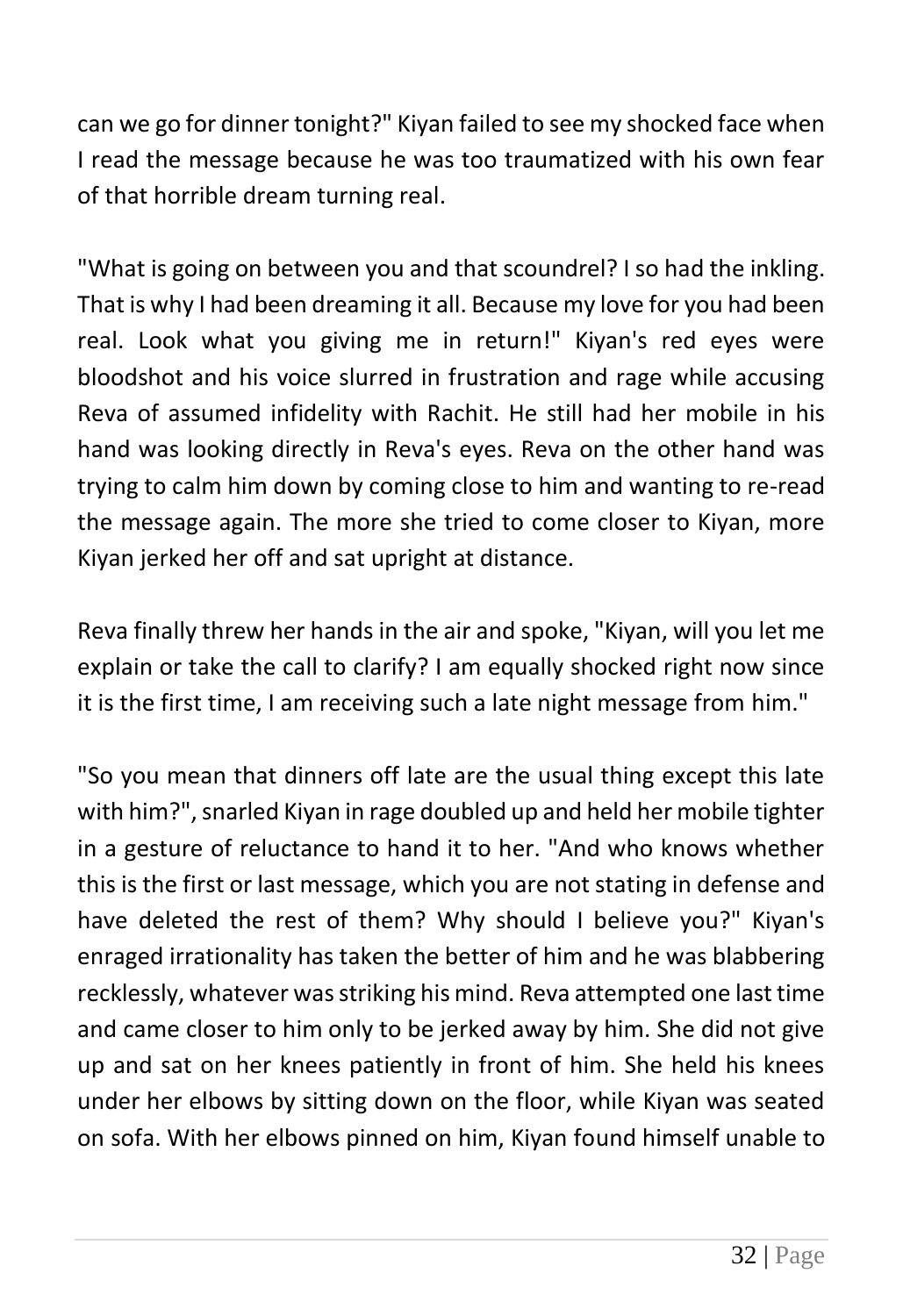can we go for dinner tonight?" Kiyan failed to see my shocked face when I read the message because he was too traumatized with his own fear of that horrible dream turning real.

"What is going on between you and that scoundrel? I so had the inkling. That is why I had been dreaming it all. Because my love for you had been real. Look what you giving me in return!" Kiyan's red eyes were bloodshot and his voice slurred in frustration and rage while accusing Reva of assumed infidelity with Rachit. He still had her mobile in his hand was looking directly in Reva's eyes. Reva on the other hand was trying to calm him down by coming close to him and wanting to re-read the message again. The more she tried to come closer to Kiyan, more Kiyan jerked her off and sat upright at distance.

Reva finally threw her hands in the air and spoke, "Kiyan, will you let me explain or take the call to clarify? I am equally shocked right now since it is the first time, I am receiving such a late night message from him."

"So you mean that dinners off late are the usual thing except this late with him?", snarled Kiyan in rage doubled up and held her mobile tighter in a gesture of reluctance to hand it to her. "And who knows whether this is the first or last message, which you are not stating in defense and have deleted the rest of them? Why should I believe you?" Kiyan's enraged irrationality has taken the better of him and he was blabbering recklessly, whatever was striking his mind. Reva attempted one last time and came closer to him only to be jerked away by him. She did not give up and sat on her knees patiently in front of him. She held his knees under her elbows by sitting down on the floor, while Kiyan was seated on sofa. With her elbows pinned on him, Kiyan found himself unable to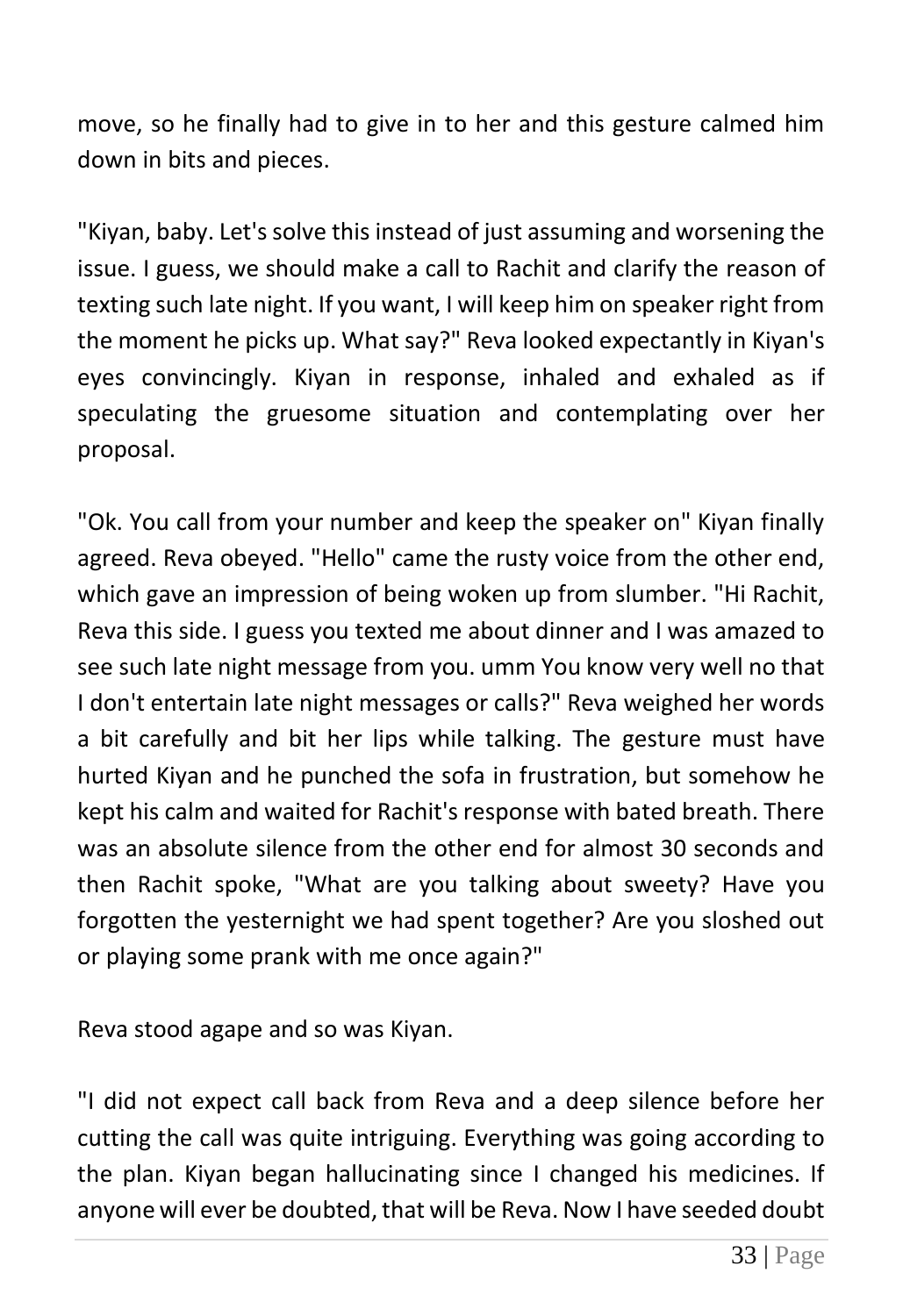move, so he finally had to give in to her and this gesture calmed him down in bits and pieces.

"Kiyan, baby. Let's solve this instead of just assuming and worsening the issue. I guess, we should make a call to Rachit and clarify the reason of texting such late night. If you want, I will keep him on speaker right from the moment he picks up. What say?" Reva looked expectantly in Kiyan's eyes convincingly. Kiyan in response, inhaled and exhaled as if speculating the gruesome situation and contemplating over her proposal.

"Ok. You call from your number and keep the speaker on" Kiyan finally agreed. Reva obeyed. "Hello" came the rusty voice from the other end, which gave an impression of being woken up from slumber. "Hi Rachit, Reva this side. I guess you texted me about dinner and I was amazed to see such late night message from you. umm You know very well no that I don't entertain late night messages or calls?" Reva weighed her words a bit carefully and bit her lips while talking. The gesture must have hurted Kiyan and he punched the sofa in frustration, but somehow he kept his calm and waited for Rachit's response with bated breath. There was an absolute silence from the other end for almost 30 seconds and then Rachit spoke, "What are you talking about sweety? Have you forgotten the yesternight we had spent together? Are you sloshed out or playing some prank with me once again?"

Reva stood agape and so was Kiyan.

"I did not expect call back from Reva and a deep silence before her cutting the call was quite intriguing. Everything was going according to the plan. Kiyan began hallucinating since I changed his medicines. If anyone will ever be doubted, that will be Reva. Now I have seeded doubt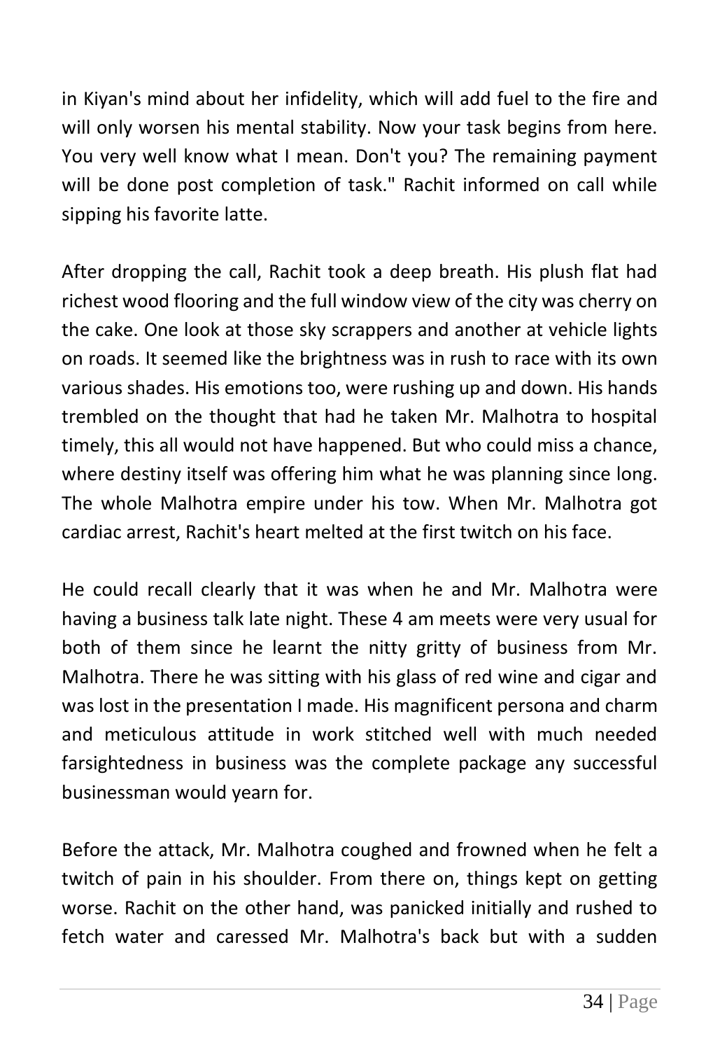in Kiyan's mind about her infidelity, which will add fuel to the fire and will only worsen his mental stability. Now your task begins from here. You very well know what I mean. Don't you? The remaining payment will be done post completion of task." Rachit informed on call while sipping his favorite latte.

After dropping the call, Rachit took a deep breath. His plush flat had richest wood flooring and the full window view of the city was cherry on the cake. One look at those sky scrappers and another at vehicle lights on roads. It seemed like the brightness was in rush to race with its own various shades. His emotions too, were rushing up and down. His hands trembled on the thought that had he taken Mr. Malhotra to hospital timely, this all would not have happened. But who could miss a chance, where destiny itself was offering him what he was planning since long. The whole Malhotra empire under his tow. When Mr. Malhotra got cardiac arrest, Rachit's heart melted at the first twitch on his face.

He could recall clearly that it was when he and Mr. Malhotra were having a business talk late night. These 4 am meets were very usual for both of them since he learnt the nitty gritty of business from Mr. Malhotra. There he was sitting with his glass of red wine and cigar and was lost in the presentation I made. His magnificent persona and charm and meticulous attitude in work stitched well with much needed farsightedness in business was the complete package any successful businessman would yearn for.

Before the attack, Mr. Malhotra coughed and frowned when he felt a twitch of pain in his shoulder. From there on, things kept on getting worse. Rachit on the other hand, was panicked initially and rushed to fetch water and caressed Mr. Malhotra's back but with a sudden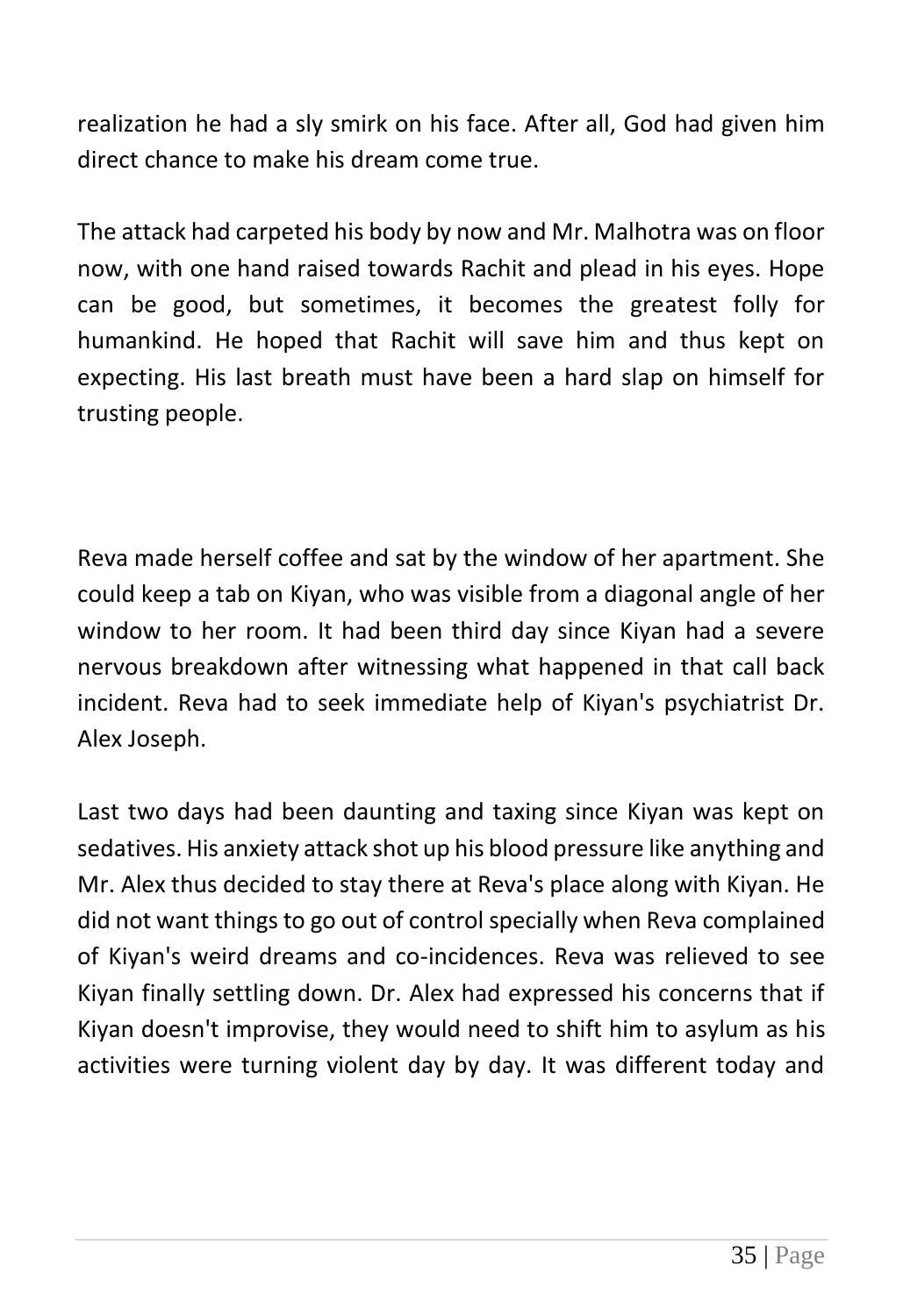realization he had a sly smirk on his face. After all, God had given him direct chance to make his dream come true.

The attack had carpeted his body by now and Mr. Malhotra was on floor now, with one hand raised towards Rachit and plead in his eyes. Hope can be good, but sometimes, it becomes the greatest folly for humankind. He hoped that Rachit will save him and thus kept on expecting. His last breath must have been a hard slap on himself for trusting people.

Reva made herself coffee and sat by the window of her apartment. She could keep a tab on Kiyan, who was visible from a diagonal angle of her window to her room. It had been third day since Kiyan had a severe nervous breakdown after witnessing what happened in that call back incident. Reva had to seek immediate help of Kiyan's psychiatrist Dr. Alex Joseph.

Last two days had been daunting and taxing since Kiyan was kept on sedatives. His anxiety attack shot up his blood pressure like anything and Mr. Alex thus decided to stay there at Reva's place along with Kiyan. He did not want things to go out of control specially when Reva complained of Kiyan's weird dreams and co-incidences. Reva was relieved to see Kiyan finally settling down. Dr. Alex had expressed his concerns that if Kiyan doesn't improvise, they would need to shift him to asylum as his activities were turning violent day by day. It was different today and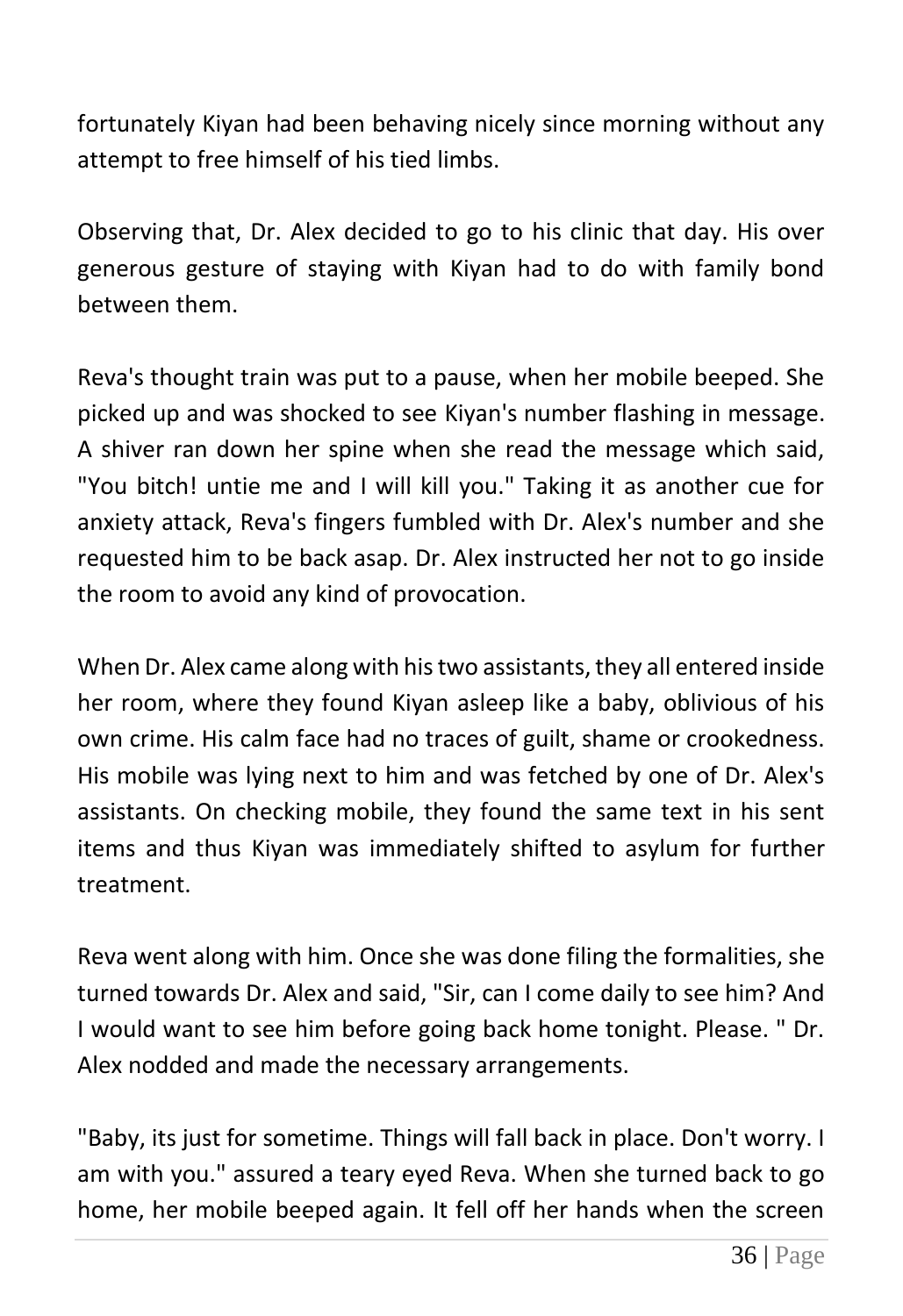fortunately Kiyan had been behaving nicely since morning without any attempt to free himself of his tied limbs.

Observing that, Dr. Alex decided to go to his clinic that day. His over generous gesture of staying with Kiyan had to do with family bond between them.

Reva's thought train was put to a pause, when her mobile beeped. She picked up and was shocked to see Kiyan's number flashing in message. A shiver ran down her spine when she read the message which said, "You bitch! untie me and I will kill you." Taking it as another cue for anxiety attack, Reva's fingers fumbled with Dr. Alex's number and she requested him to be back asap. Dr. Alex instructed her not to go inside the room to avoid any kind of provocation.

When Dr. Alex came along with his two assistants, they all entered inside her room, where they found Kiyan asleep like a baby, oblivious of his own crime. His calm face had no traces of guilt, shame or crookedness. His mobile was lying next to him and was fetched by one of Dr. Alex's assistants. On checking mobile, they found the same text in his sent items and thus Kiyan was immediately shifted to asylum for further treatment.

Reva went along with him. Once she was done filing the formalities, she turned towards Dr. Alex and said, "Sir, can I come daily to see him? And I would want to see him before going back home tonight. Please. " Dr. Alex nodded and made the necessary arrangements.

"Baby, its just for sometime. Things will fall back in place. Don't worry. I am with you." assured a teary eyed Reva. When she turned back to go home, her mobile beeped again. It fell off her hands when the screen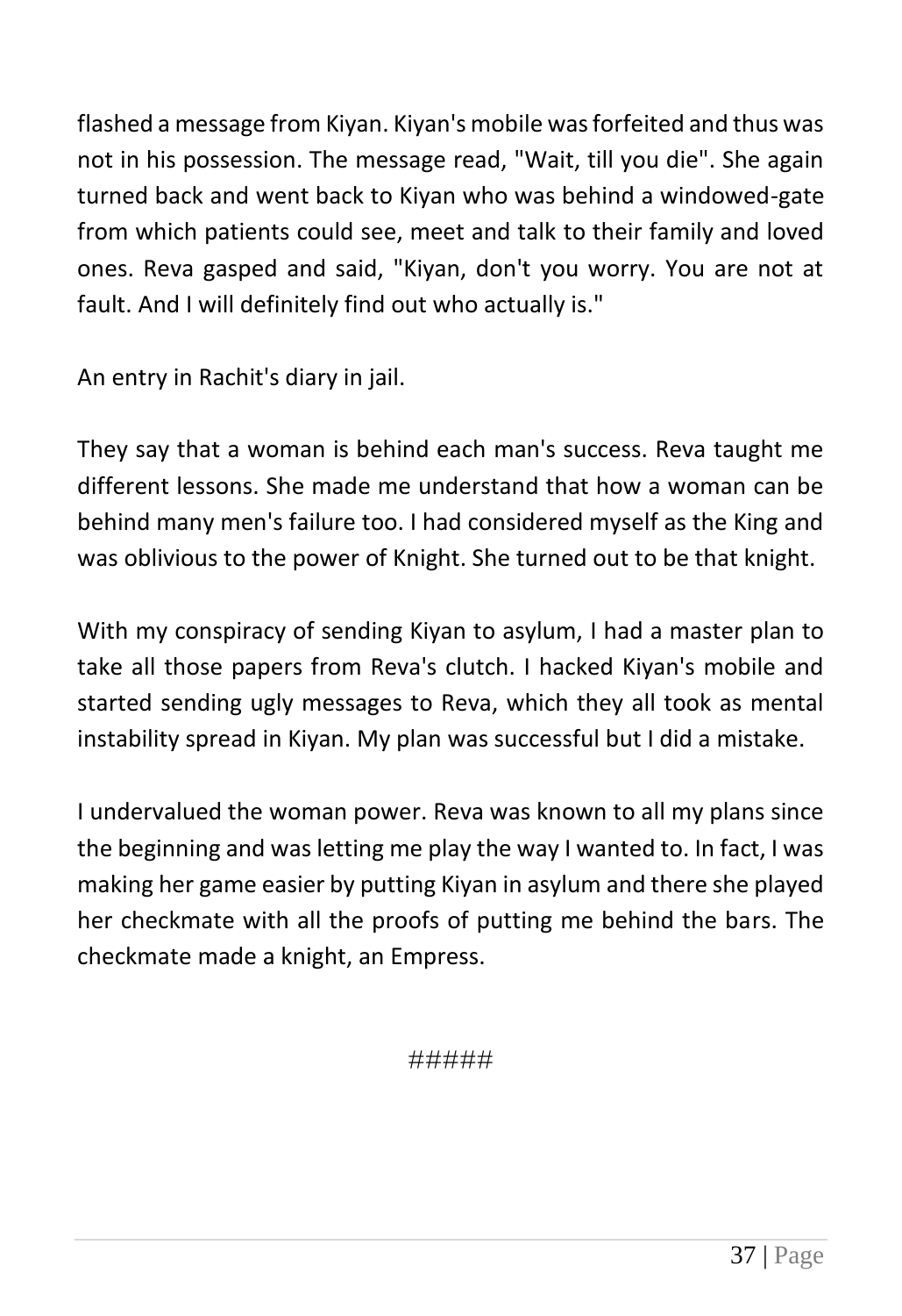flashed a message from Kiyan. Kiyan's mobile was forfeited and thus was not in his possession. The message read, "Wait, till you die". She again turned back and went back to Kiyan who was behind a windowed-gate from which patients could see, meet and talk to their family and loved ones. Reva gasped and said, "Kiyan, don't you worry. You are not at fault. And I will definitely find out who actually is."

An entry in Rachit's diary in jail.

They say that a woman is behind each man's success. Reva taught me different lessons. She made me understand that how a woman can be behind many men's failure too. I had considered myself as the King and was oblivious to the power of Knight. She turned out to be that knight.

With my conspiracy of sending Kiyan to asylum, I had a master plan to take all those papers from Reva's clutch. I hacked Kiyan's mobile and started sending ugly messages to Reva, which they all took as mental instability spread in Kiyan. My plan was successful but I did a mistake.

I undervalued the woman power. Reva was known to all my plans since the beginning and was letting me play the way I wanted to. In fact, I was making her game easier by putting Kiyan in asylum and there she played her checkmate with all the proofs of putting me behind the bars. The checkmate made a knight, an Empress.

#####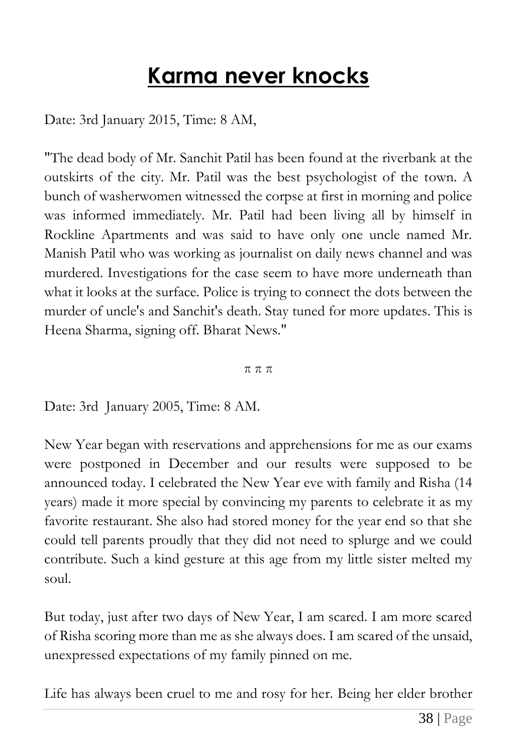# Karma never knocks

Date: 3rd January 2015, Time: 8 AM,

"The dead body of Mr. Sanchit Patil has been found at the riverbank at the outskirts of the city. Mr. Patil was the best psychologist of the town. A bunch of washerwomen witnessed the corpse at first in morning and police was informed immediately. Mr. Patil had been living all by himself in Rockline Apartments and was said to have only one uncle named Mr. Manish Patil who was working as journalist on daily news channel and was murdered. Investigations for the case seem to have more underneath than what it looks at the surface. Police is trying to connect the dots between the murder of uncle's and Sanchit's death. Stay tuned for more updates. This is Heena Sharma, signing off. Bharat News."

π π π

Date: 3rd January 2005, Time: 8 AM.

New Year began with reservations and apprehensions for me as our exams were postponed in December and our results were supposed to be announced today. I celebrated the New Year eve with family and Risha (14 years) made it more special by convincing my parents to celebrate it as my favorite restaurant. She also had stored money for the year end so that she could tell parents proudly that they did not need to splurge and we could contribute. Such a kind gesture at this age from my little sister melted my soul.

But today, just after two days of New Year, I am scared. I am more scared of Risha scoring more than me as she always does. I am scared of the unsaid, unexpressed expectations of my family pinned on me.

Life has always been cruel to me and rosy for her. Being her elder brother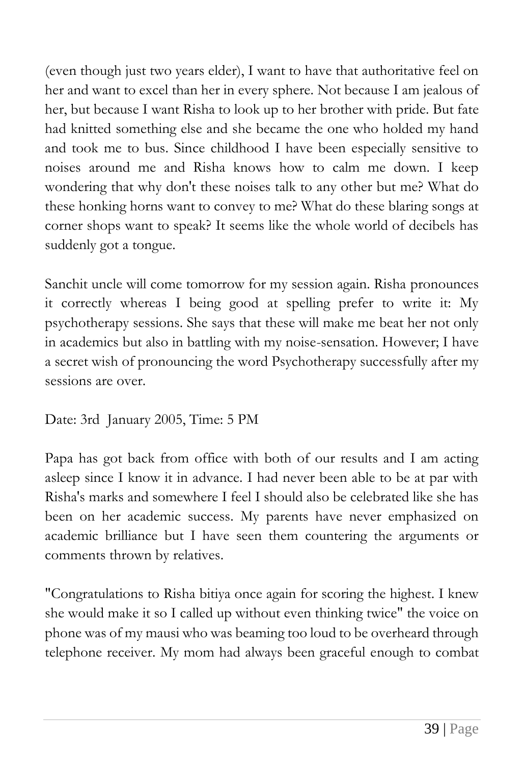(even though just two years elder), I want to have that authoritative feel on her and want to excel than her in every sphere. Not because I am jealous of her, but because I want Risha to look up to her brother with pride. But fate had knitted something else and she became the one who holded my hand and took me to bus. Since childhood I have been especially sensitive to noises around me and Risha knows how to calm me down. I keep wondering that why don't these noises talk to any other but me? What do these honking horns want to convey to me? What do these blaring songs at corner shops want to speak? It seems like the whole world of decibels has suddenly got a tongue.

Sanchit uncle will come tomorrow for my session again. Risha pronounces it correctly whereas I being good at spelling prefer to write it: My psychotherapy sessions. She says that these will make me beat her not only in academics but also in battling with my noise-sensation. However; I have a secret wish of pronouncing the word Psychotherapy successfully after my sessions are over.

Date: 3rd January 2005, Time: 5 PM

Papa has got back from office with both of our results and I am acting asleep since I know it in advance. I had never been able to be at par with Risha's marks and somewhere I feel I should also be celebrated like she has been on her academic success. My parents have never emphasized on academic brilliance but I have seen them countering the arguments or comments thrown by relatives.

"Congratulations to Risha bitiya once again for scoring the highest. I knew she would make it so I called up without even thinking twice" the voice on phone was of my mausi who was beaming too loud to be overheard through telephone receiver. My mom had always been graceful enough to combat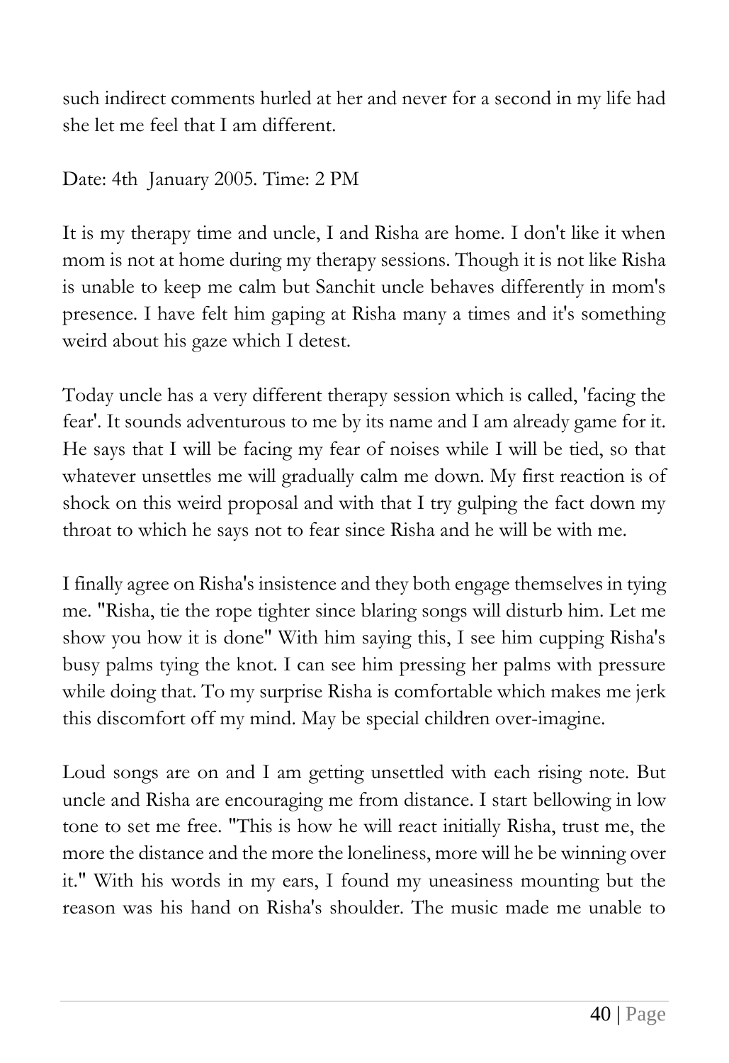such indirect comments hurled at her and never for a second in my life had she let me feel that I am different.

Date: 4th January 2005. Time: 2 PM

It is my therapy time and uncle, I and Risha are home. I don't like it when mom is not at home during my therapy sessions. Though it is not like Risha is unable to keep me calm but Sanchit uncle behaves differently in mom's presence. I have felt him gaping at Risha many a times and it's something weird about his gaze which I detest.

Today uncle has a very different therapy session which is called, 'facing the fear'. It sounds adventurous to me by its name and I am already game for it. He says that I will be facing my fear of noises while I will be tied, so that whatever unsettles me will gradually calm me down. My first reaction is of shock on this weird proposal and with that I try gulping the fact down my throat to which he says not to fear since Risha and he will be with me.

I finally agree on Risha's insistence and they both engage themselves in tying me. "Risha, tie the rope tighter since blaring songs will disturb him. Let me show you how it is done" With him saying this, I see him cupping Risha's busy palms tying the knot. I can see him pressing her palms with pressure while doing that. To my surprise Risha is comfortable which makes me jerk this discomfort off my mind. May be special children over-imagine.

Loud songs are on and I am getting unsettled with each rising note. But uncle and Risha are encouraging me from distance. I start bellowing in low tone to set me free. "This is how he will react initially Risha, trust me, the more the distance and the more the loneliness, more will he be winning over it." With his words in my ears, I found my uneasiness mounting but the reason was his hand on Risha's shoulder. The music made me unable to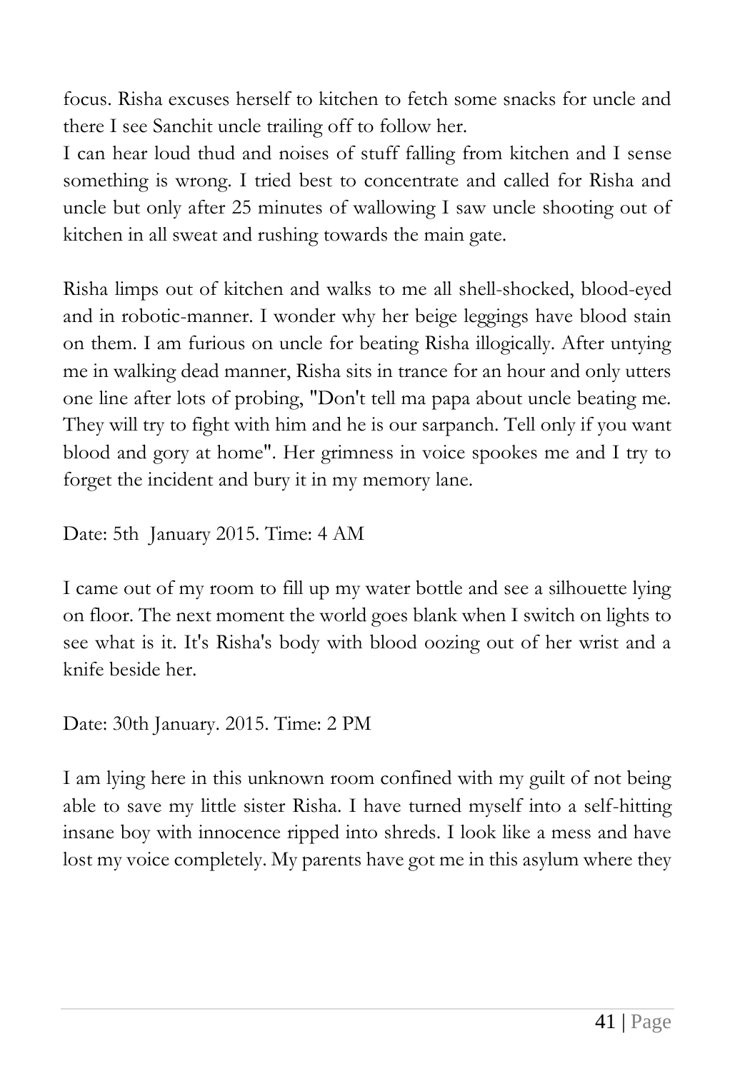focus. Risha excuses herself to kitchen to fetch some snacks for uncle and there I see Sanchit uncle trailing off to follow her.
I can hear loud thud and noises of stuff falling from kitchen and I sense something is wrong. I tried best to concentrate and called for Risha and uncle but only after 25 minutes of wallowing I saw uncle shooting out of kitchen in all sweat and rushing towards the main gate.

Risha limps out of kitchen and walks to me all shell-shocked, blood-eyed and in robotic-manner. I wonder why her beige leggings have blood stain on them. I am furious on uncle for beating Risha illogically. After untying me in walking dead manner, Risha sits in trance for an hour and only utters one line after lots of probing, "Don't tell ma papa about uncle beating me. They will try to fight with him and he is our sarpanch. Tell only if you want blood and gory at home". Her grimness in voice spookes me and I try to forget the incident and bury it in my memory lane.

Date: 5th January 2015. Time: 4 AM

I came out of my room to fill up my water bottle and see a silhouette lying on floor. The next moment the world goes blank when I switch on lights to see what is it. It's Risha's body with blood oozing out of her wrist and a knife beside her.

Date: 30th January. 2015. Time: 2 PM

I am lying here in this unknown room confined with my guilt of not being able to save my little sister Risha. I have turned myself into a self-hitting insane boy with innocence ripped into shreds. I look like a mess and have lost my voice completely. My parents have got me in this asylum where they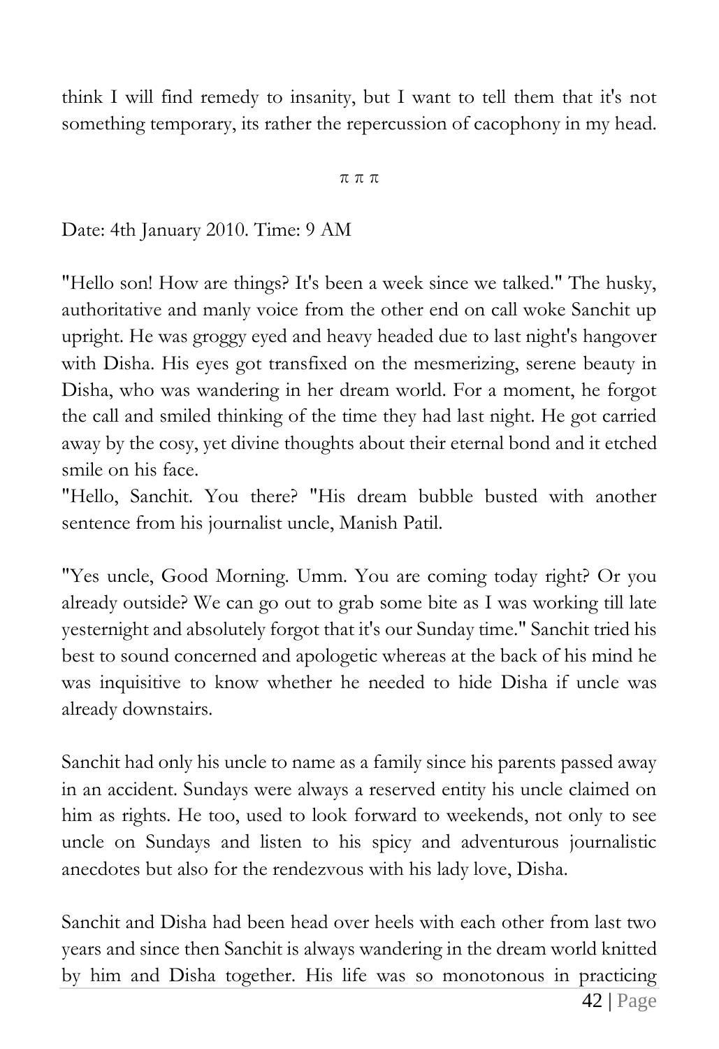think I will find remedy to insanity, but I want to tell them that it's not something temporary, its rather the repercussion of cacophony in my head.

π π π

Date: 4th January 2010. Time: 9 AM

"Hello son! How are things? It's been a week since we talked." The husky, authoritative and manly voice from the other end on call woke Sanchit up upright. He was groggy eyed and heavy headed due to last night's hangover with Disha. His eyes got transfixed on the mesmerizing, serene beauty in Disha, who was wandering in her dream world. For a moment, he forgot the call and smiled thinking of the time they had last night. He got carried away by the cosy, yet divine thoughts about their eternal bond and it etched smile on his face.

"Hello, Sanchit. You there? "His dream bubble busted with another sentence from his journalist uncle, Manish Patil.

"Yes uncle, Good Morning. Umm. You are coming today right? Or you already outside? We can go out to grab some bite as I was working till late yesternight and absolutely forgot that it's our Sunday time." Sanchit tried his best to sound concerned and apologetic whereas at the back of his mind he was inquisitive to know whether he needed to hide Disha if uncle was already downstairs.

Sanchit had only his uncle to name as a family since his parents passed away in an accident. Sundays were always a reserved entity his uncle claimed on him as rights. He too, used to look forward to weekends, not only to see uncle on Sundays and listen to his spicy and adventurous journalistic anecdotes but also for the rendezvous with his lady love, Disha.

Sanchit and Disha had been head over heels with each other from last two years and since then Sanchit is always wandering in the dream world knitted by him and Disha together. His life was so monotonous in practicing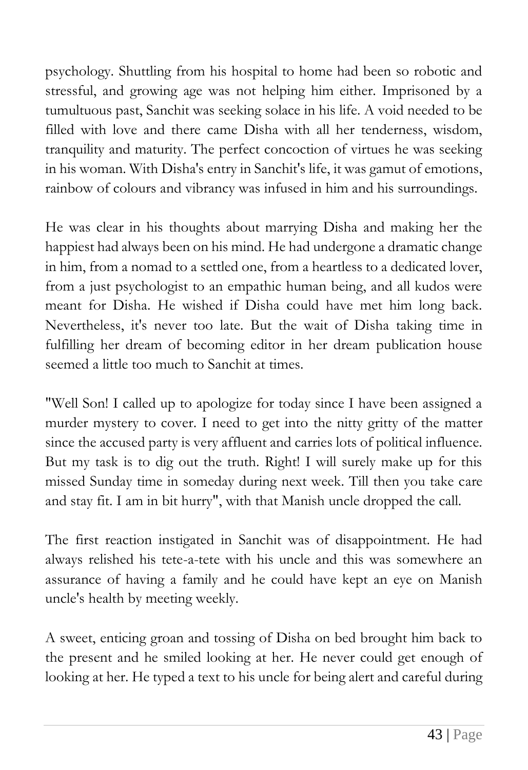psychology. Shuttling from his hospital to home had been so robotic and stressful, and growing age was not helping him either. Imprisoned by a tumultuous past, Sanchit was seeking solace in his life. A void needed to be filled with love and there came Disha with all her tenderness, wisdom, tranquility and maturity. The perfect concoction of virtues he was seeking in his woman. With Disha's entry in Sanchit's life, it was gamut of emotions, rainbow of colours and vibrancy was infused in him and his surroundings.

He was clear in his thoughts about marrying Disha and making her the happiest had always been on his mind. He had undergone a dramatic change in him, from a nomad to a settled one, from a heartless to a dedicated lover, from a just psychologist to an empathic human being, and all kudos were meant for Disha. He wished if Disha could have met him long back. Nevertheless, it's never too late. But the wait of Disha taking time in fulfilling her dream of becoming editor in her dream publication house seemed a little too much to Sanchit at times.

"Well Son! I called up to apologize for today since I have been assigned a murder mystery to cover. I need to get into the nitty gritty of the matter since the accused party is very affluent and carries lots of political influence. But my task is to dig out the truth. Right! I will surely make up for this missed Sunday time in someday during next week. Till then you take care and stay fit. I am in bit hurry", with that Manish uncle dropped the call.

The first reaction instigated in Sanchit was of disappointment. He had always relished his tete-a-tete with his uncle and this was somewhere an assurance of having a family and he could have kept an eye on Manish uncle's health by meeting weekly.

A sweet, enticing groan and tossing of Disha on bed brought him back to the present and he smiled looking at her. He never could get enough of looking at her. He typed a text to his uncle for being alert and careful during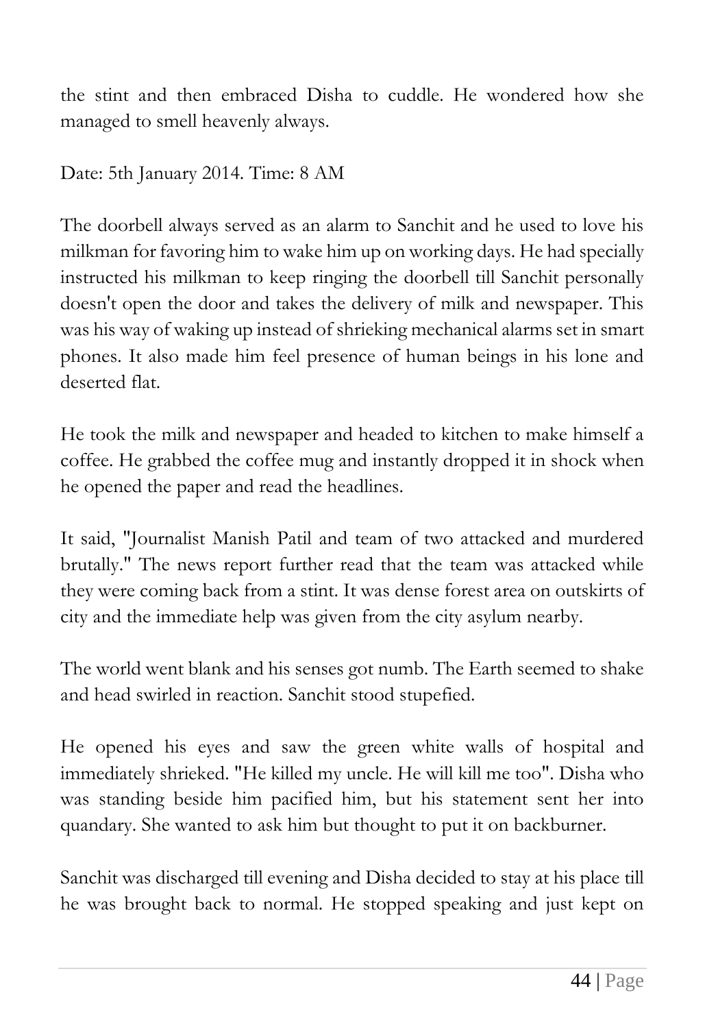the stint and then embraced Disha to cuddle. He wondered how she managed to smell heavenly always.

Date: 5th January 2014. Time: 8 AM

The doorbell always served as an alarm to Sanchit and he used to love his milkman for favoring him to wake him up on working days. He had specially instructed his milkman to keep ringing the doorbell till Sanchit personally doesn't open the door and takes the delivery of milk and newspaper. This was his way of waking up instead of shrieking mechanical alarms set in smart phones. It also made him feel presence of human beings in his lone and deserted flat.

He took the milk and newspaper and headed to kitchen to make himself a coffee. He grabbed the coffee mug and instantly dropped it in shock when he opened the paper and read the headlines.

It said, "Journalist Manish Patil and team of two attacked and murdered brutally." The news report further read that the team was attacked while they were coming back from a stint. It was dense forest area on outskirts of city and the immediate help was given from the city asylum nearby.

The world went blank and his senses got numb. The Earth seemed to shake and head swirled in reaction. Sanchit stood stupefied.

He opened his eyes and saw the green white walls of hospital and immediately shrieked. "He killed my uncle. He will kill me too". Disha who was standing beside him pacified him, but his statement sent her into quandary. She wanted to ask him but thought to put it on backburner.

Sanchit was discharged till evening and Disha decided to stay at his place till he was brought back to normal. He stopped speaking and just kept on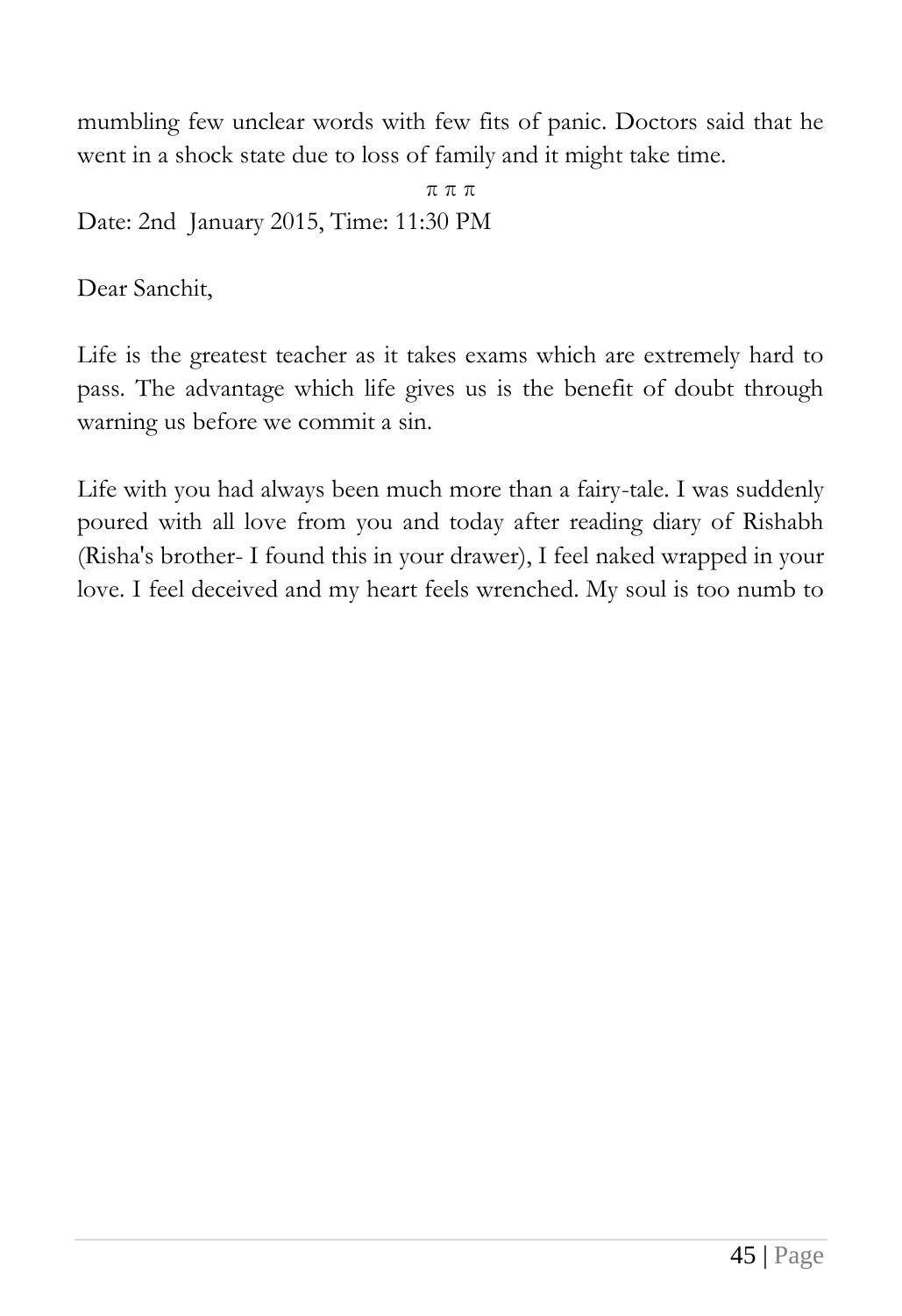mumbling few unclear words with few fits of panic. Doctors said that he went in a shock state due to loss of family and it might take time.

π π π

Date: 2nd January 2015, Time: 11:30 PM

Dear Sanchit,

Life is the greatest teacher as it takes exams which are extremely hard to pass. The advantage which life gives us is the benefit of doubt through warning us before we commit a sin.

Life with you had always been much more than a fairy-tale. I was suddenly poured with all love from you and today after reading diary of Rishabh (Risha's brother- I found this in your drawer), I feel naked wrapped in your love. I feel deceived and my heart feels wrenched. My soul is too numb to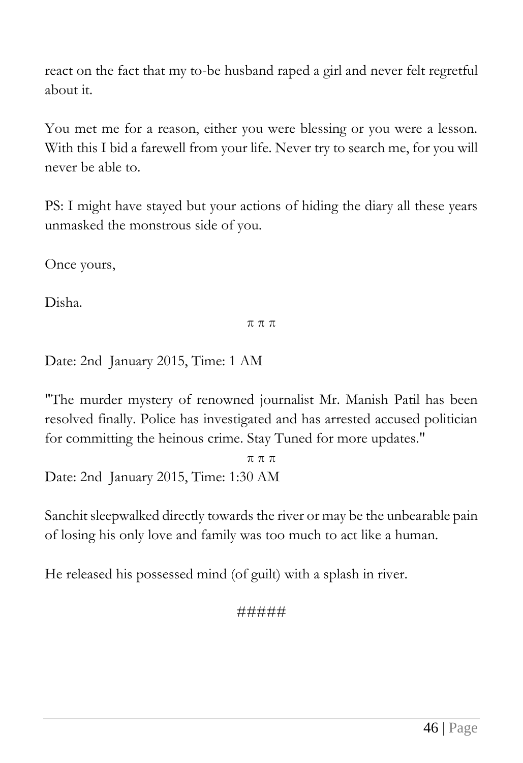react on the fact that my to-be husband raped a girl and never felt regretful about it.

You met me for a reason, either you were blessing or you were a lesson. With this I bid a farewell from your life. Never try to search me, for you will never be able to.

PS: I might have stayed but your actions of hiding the diary all these years unmasked the monstrous side of you.

Once yours,

Disha.

π π π

Date: 2nd January 2015, Time: 1 AM

"The murder mystery of renowned journalist Mr. Manish Patil has been resolved finally. Police has investigated and has arrested accused politician for committing the heinous crime. Stay Tuned for more updates."

π π π

Date: 2nd January 2015, Time: 1:30 AM

Sanchit sleepwalked directly towards the river or may be the unbearable pain of losing his only love and family was too much to act like a human.

He released his possessed mind (of guilt) with a splash in river.

#####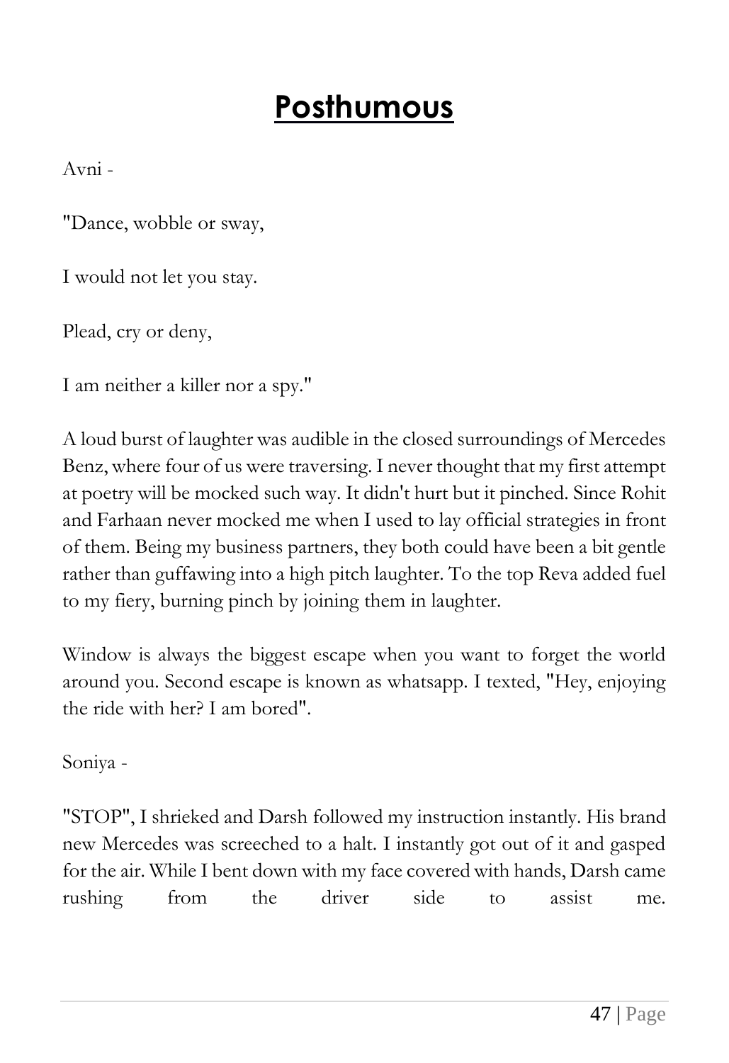# **Posthumous**

Avni -

"Dance, wobble or sway,

I would not let you stay.

Plead, cry or deny,

I am neither a killer nor a spy."

A loud burst of laughter was audible in the closed surroundings of Mercedes Benz, where four of us were traversing. I never thought that my first attempt at poetry will be mocked such way. It didn't hurt but it pinched. Since Rohit and Farhaan never mocked me when I used to lay official strategies in front of them. Being my business partners, they both could have been a bit gentle rather than guffawing into a high pitch laughter. To the top Reva added fuel to my fiery, burning pinch by joining them in laughter.

Window is always the biggest escape when you want to forget the world around you. Second escape is known as whatsapp. I texted, "Hey, enjoying the ride with her? I am bored".

Soniya -

"STOP", I shrieked and Darsh followed my instruction instantly. His brand new Mercedes was screeched to a halt. I instantly got out of it and gasped for the air. While I bent down with my face covered with hands, Darsh came rushing from the driver side to assist me.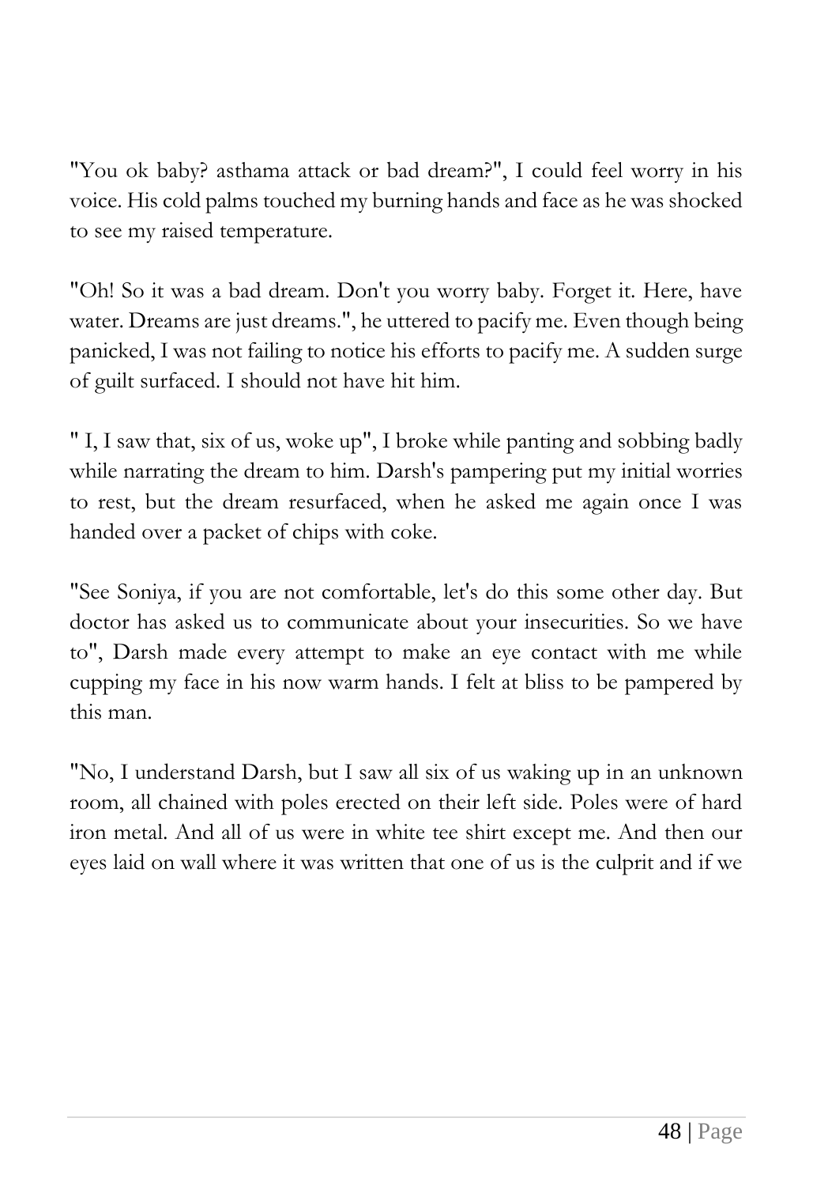"You ok baby? asthama attack or bad dream?", I could feel worry in his voice. His cold palms touched my burning hands and face as he was shocked to see my raised temperature.

"Oh! So it was a bad dream. Don't you worry baby. Forget it. Here, have water. Dreams are just dreams.", he uttered to pacify me. Even though being panicked, I was not failing to notice his efforts to pacify me. A sudden surge of guilt surfaced. I should not have hit him.

" I, I saw that, six of us, woke up", I broke while panting and sobbing badly while narrating the dream to him. Darsh's pampering put my initial worries to rest, but the dream resurfaced, when he asked me again once I was handed over a packet of chips with coke.

"See Soniya, if you are not comfortable, let's do this some other day. But doctor has asked us to communicate about your insecurities. So we have to", Darsh made every attempt to make an eye contact with me while cupping my face in his now warm hands. I felt at bliss to be pampered by this man.

"No, I understand Darsh, but I saw all six of us waking up in an unknown room, all chained with poles erected on their left side. Poles were of hard iron metal. And all of us were in white tee shirt except me. And then our eyes laid on wall where it was written that one of us is the culprit and if we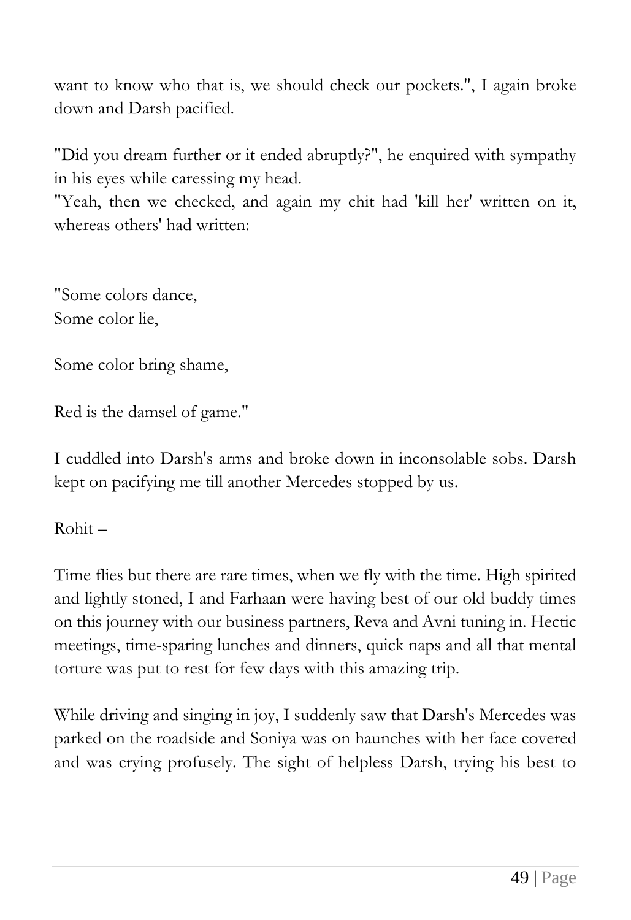want to know who that is, we should check our pockets.", I again broke down and Darsh pacified.

"Did you dream further or it ended abruptly?", he enquired with sympathy in his eyes while caressing my head.
"Yeah, then we checked, and again my chit had 'kill her' written on it, whereas others' had written:

"Some colors dance,
Some color lie,

Some color bring shame,

Red is the damsel of game."

I cuddled into Darsh's arms and broke down in inconsolable sobs. Darsh kept on pacifying me till another Mercedes stopped by us.

Rohit –

Time flies but there are rare times, when we fly with the time. High spirited and lightly stoned, I and Farhaan were having best of our old buddy times on this journey with our business partners, Reva and Avni tuning in. Hectic meetings, time-sparing lunches and dinners, quick naps and all that mental torture was put to rest for few days with this amazing trip.

While driving and singing in joy, I suddenly saw that Darsh's Mercedes was parked on the roadside and Soniya was on haunches with her face covered and was crying profusely. The sight of helpless Darsh, trying his best to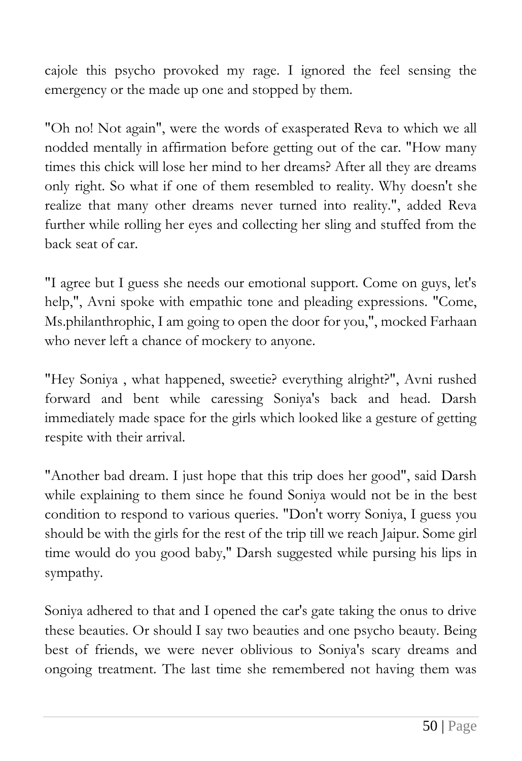cajole this psycho provoked my rage. I ignored the feel sensing the emergency or the made up one and stopped by them.

"Oh no! Not again", were the words of exasperated Reva to which we all nodded mentally in affirmation before getting out of the car. "How many times this chick will lose her mind to her dreams? After all they are dreams only right. So what if one of them resembled to reality. Why doesn't she realize that many other dreams never turned into reality.", added Reva further while rolling her eyes and collecting her sling and stuffed from the back seat of car.

"I agree but I guess she needs our emotional support. Come on guys, let's help,", Avni spoke with empathic tone and pleading expressions. "Come, Ms.philanthrophic, I am going to open the door for you,", mocked Farhaan who never left a chance of mockery to anyone.

"Hey Soniya , what happened, sweetie? everything alright?", Avni rushed forward and bent while caressing Soniya's back and head. Darsh immediately made space for the girls which looked like a gesture of getting respite with their arrival.

"Another bad dream. I just hope that this trip does her good", said Darsh while explaining to them since he found Soniya would not be in the best condition to respond to various queries. "Don't worry Soniya, I guess you should be with the girls for the rest of the trip till we reach Jaipur. Some girl time would do you good baby," Darsh suggested while pursing his lips in sympathy.

Soniya adhered to that and I opened the car's gate taking the onus to drive these beauties. Or should I say two beauties and one psycho beauty. Being best of friends, we were never oblivious to Soniya's scary dreams and ongoing treatment. The last time she remembered not having them was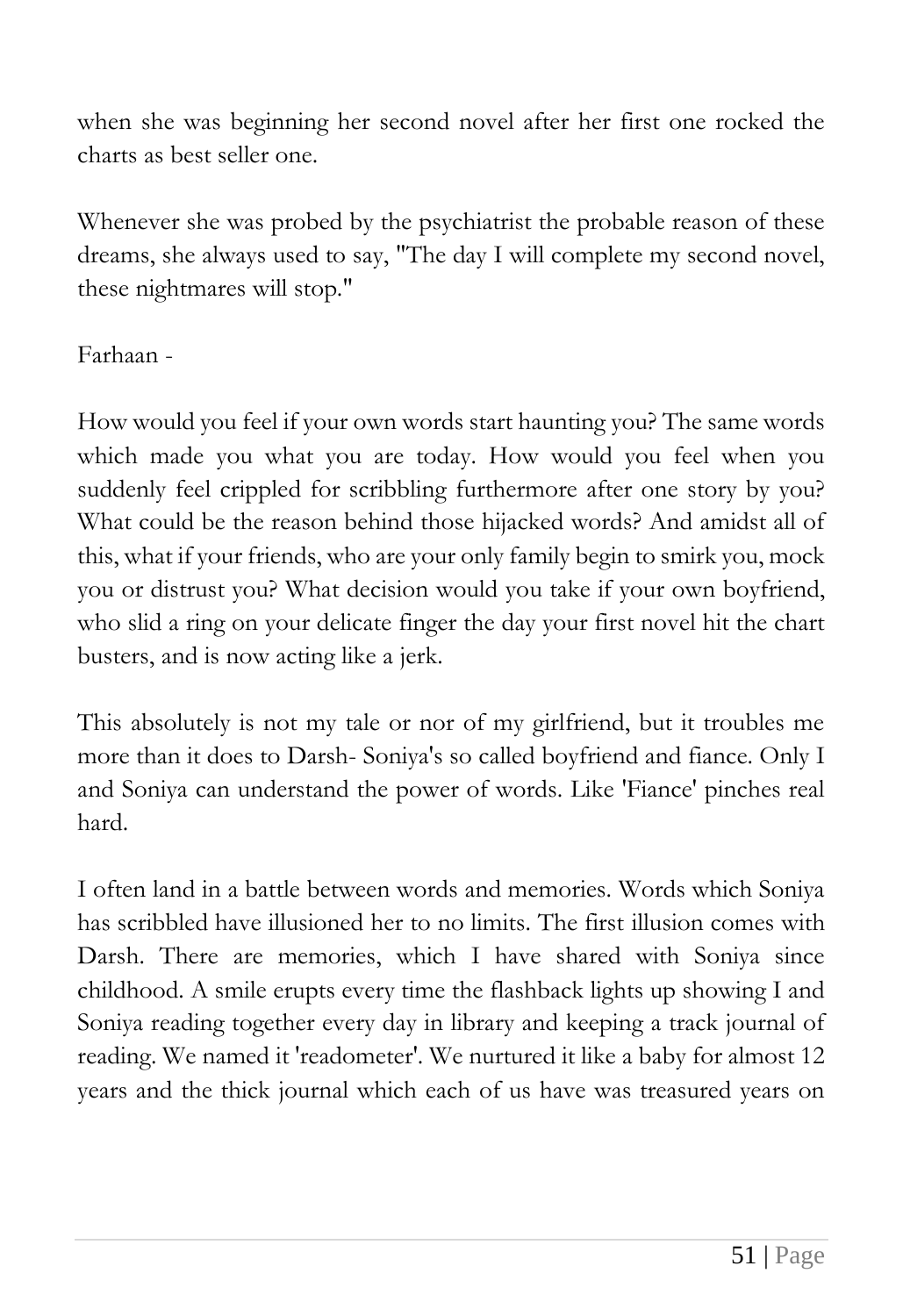when she was beginning her second novel after her first one rocked the charts as best seller one.

Whenever she was probed by the psychiatrist the probable reason of these dreams, she always used to say, "The day I will complete my second novel, these nightmares will stop."

Farhaan -

How would you feel if your own words start haunting you? The same words which made you what you are today. How would you feel when you suddenly feel crippled for scribbling furthermore after one story by you? What could be the reason behind those hijacked words? And amidst all of this, what if your friends, who are your only family begin to smirk you, mock you or distrust you? What decision would you take if your own boyfriend, who slid a ring on your delicate finger the day your first novel hit the chart busters, and is now acting like a jerk.

This absolutely is not my tale or nor of my girlfriend, but it troubles me more than it does to Darsh- Soniya's so called boyfriend and fiance. Only I and Soniya can understand the power of words. Like 'Fiance' pinches real hard.

I often land in a battle between words and memories. Words which Soniya has scribbled have illusioned her to no limits. The first illusion comes with Darsh. There are memories, which I have shared with Soniya since childhood. A smile erupts every time the flashback lights up showing I and Soniya reading together every day in library and keeping a track journal of reading. We named it 'readometer'. We nurtured it like a baby for almost 12 years and the thick journal which each of us have was treasured years on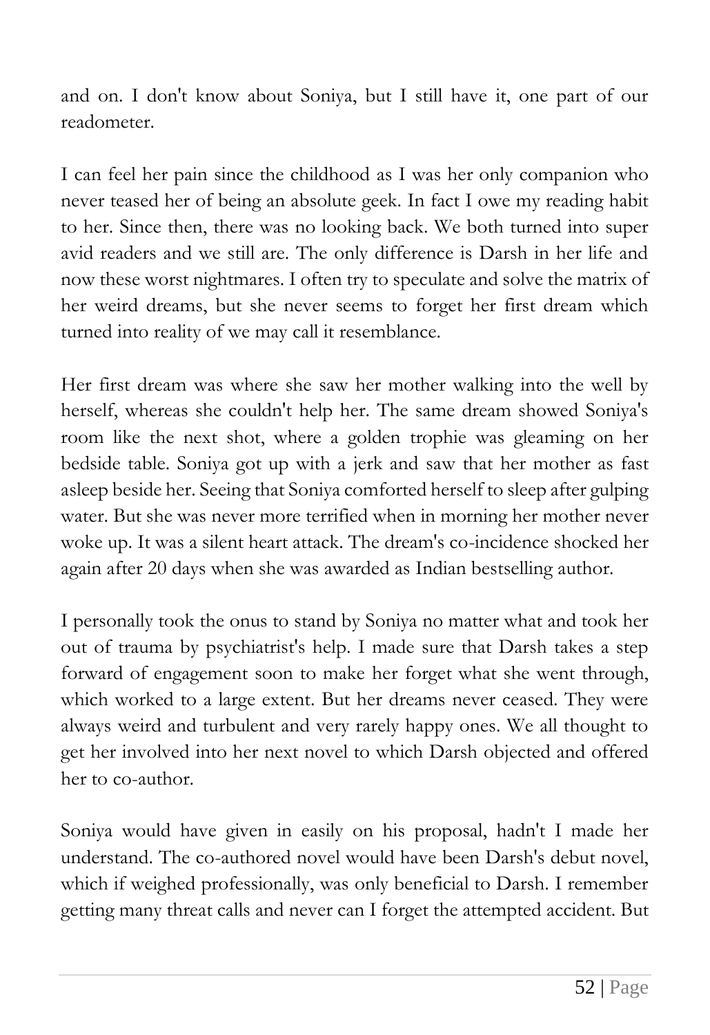and on. I don't know about Soniya, but I still have it, one part of our readometer.

I can feel her pain since the childhood as I was her only companion who never teased her of being an absolute geek. In fact I owe my reading habit to her. Since then, there was no looking back. We both turned into super avid readers and we still are. The only difference is Darsh in her life and now these worst nightmares. I often try to speculate and solve the matrix of her weird dreams, but she never seems to forget her first dream which turned into reality of we may call it resemblance.

Her first dream was where she saw her mother walking into the well by herself, whereas she couldn't help her. The same dream showed Soniya's room like the next shot, where a golden trophie was gleaming on her bedside table. Soniya got up with a jerk and saw that her mother as fast asleep beside her. Seeing that Soniya comforted herself to sleep after gulping water. But she was never more terrified when in morning her mother never woke up. It was a silent heart attack. The dream's co-incidence shocked her again after 20 days when she was awarded as Indian bestselling author.

I personally took the onus to stand by Soniya no matter what and took her out of trauma by psychiatrist's help. I made sure that Darsh takes a step forward of engagement soon to make her forget what she went through, which worked to a large extent. But her dreams never ceased. They were always weird and turbulent and very rarely happy ones. We all thought to get her involved into her next novel to which Darsh objected and offered her to co-author.

Soniya would have given in easily on his proposal, hadn't I made her understand. The co-authored novel would have been Darsh's debut novel, which if weighed professionally, was only beneficial to Darsh. I remember getting many threat calls and never can I forget the attempted accident. But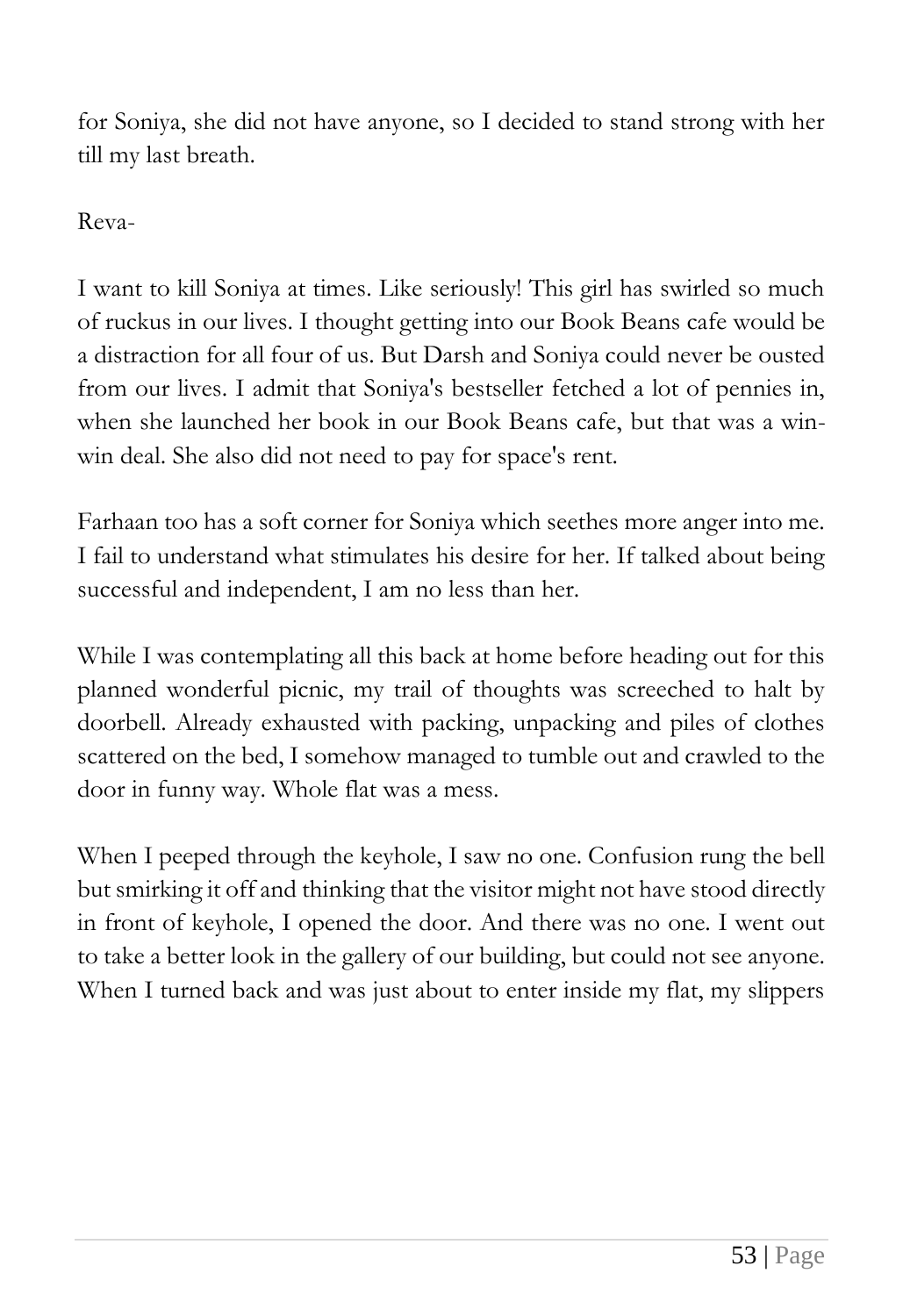for Soniya, she did not have anyone, so I decided to stand strong with her till my last breath.

Reva-

I want to kill Soniya at times. Like seriously! This girl has swirled so much of ruckus in our lives. I thought getting into our Book Beans cafe would be a distraction for all four of us. But Darsh and Soniya could never be ousted from our lives. I admit that Soniya's bestseller fetched a lot of pennies in, when she launched her book in our Book Beans cafe, but that was a win-win deal. She also did not need to pay for space's rent.

Farhaan too has a soft corner for Soniya which seethes more anger into me. I fail to understand what stimulates his desire for her. If talked about being successful and independent, I am no less than her.

While I was contemplating all this back at home before heading out for this planned wonderful picnic, my trail of thoughts was screeched to halt by doorbell. Already exhausted with packing, unpacking and piles of clothes scattered on the bed, I somehow managed to tumble out and crawled to the door in funny way. Whole flat was a mess.

When I peeped through the keyhole, I saw no one. Confusion rung the bell but smirking it off and thinking that the visitor might not have stood directly in front of keyhole, I opened the door. And there was no one. I went out to take a better look in the gallery of our building, but could not see anyone. When I turned back and was just about to enter inside my flat, my slippers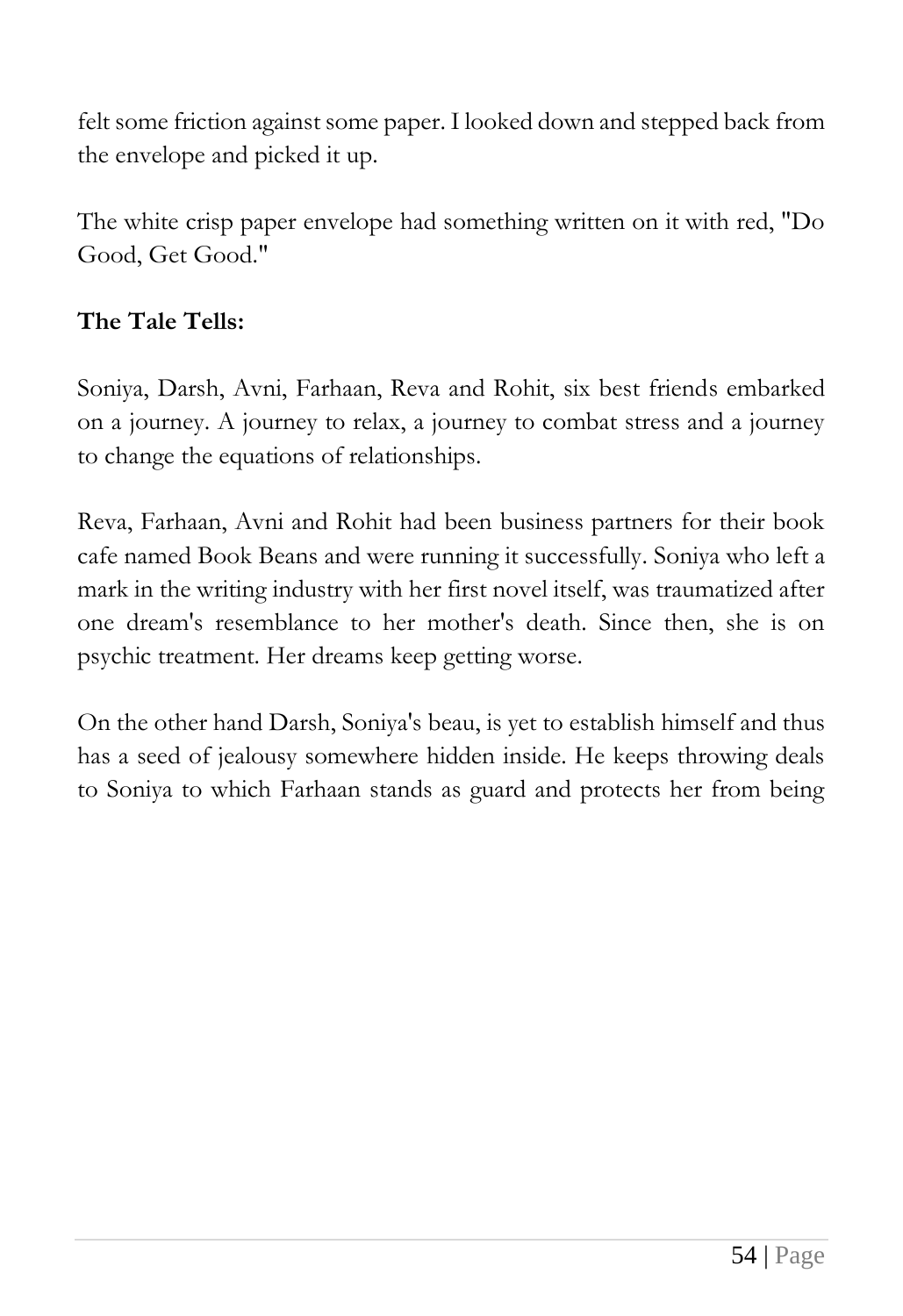felt some friction against some paper. I looked down and stepped back from the envelope and picked it up.

The white crisp paper envelope had something written on it with red, "Do Good, Get Good."

**The Tale Tells:**

Soniya, Darsh, Avni, Farhaan, Reva and Rohit, six best friends embarked on a journey. A journey to relax, a journey to combat stress and a journey to change the equations of relationships.

Reva, Farhaan, Avni and Rohit had been business partners for their book cafe named Book Beans and were running it successfully. Soniya who left a mark in the writing industry with her first novel itself, was traumatized after one dream's resemblance to her mother's death. Since then, she is on psychic treatment. Her dreams keep getting worse.

On the other hand Darsh, Soniya's beau, is yet to establish himself and thus has a seed of jealousy somewhere hidden inside. He keeps throwing deals to Soniya to which Farhaan stands as guard and protects her from being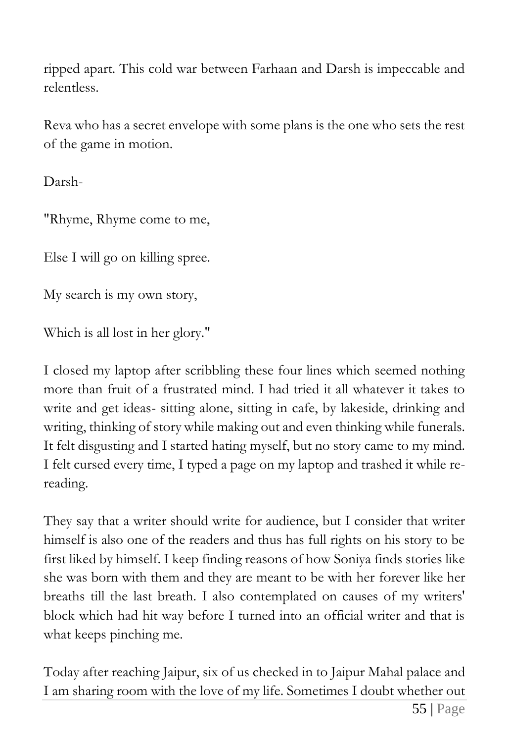ripped apart. This cold war between Farhaan and Darsh is impeccable and relentless.

Reva who has a secret envelope with some plans is the one who sets the rest of the game in motion.

Darsh-

"Rhyme, Rhyme come to me,

Else I will go on killing spree.

My search is my own story,

Which is all lost in her glory."

I closed my laptop after scribbling these four lines which seemed nothing more than fruit of a frustrated mind. I had tried it all whatever it takes to write and get ideas- sitting alone, sitting in cafe, by lakeside, drinking and writing, thinking of story while making out and even thinking while funerals. It felt disgusting and I started hating myself, but no story came to my mind. I felt cursed every time, I typed a page on my laptop and trashed it while re-reading.

They say that a writer should write for audience, but I consider that writer himself is also one of the readers and thus has full rights on his story to be first liked by himself. I keep finding reasons of how Soniya finds stories like she was born with them and they are meant to be with her forever like her breaths till the last breath. I also contemplated on causes of my writers' block which had hit way before I turned into an official writer and that is what keeps pinching me.

Today after reaching Jaipur, six of us checked in to Jaipur Mahal palace and I am sharing room with the love of my life. Sometimes I doubt whether out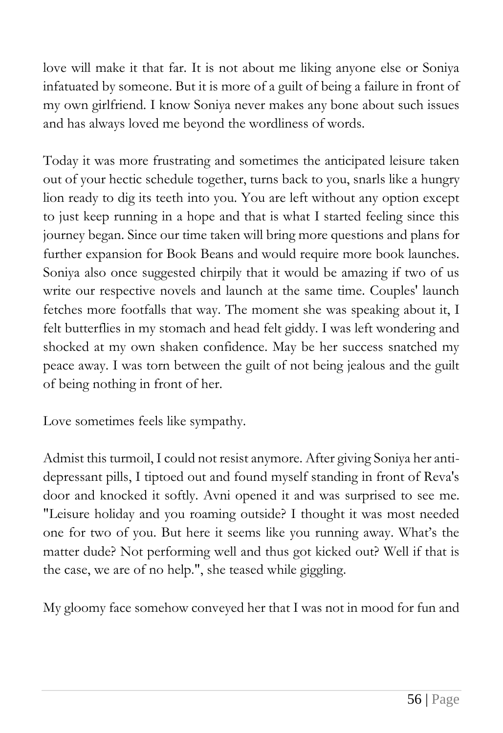love will make it that far. It is not about me liking anyone else or Soniya infatuated by someone. But it is more of a guilt of being a failure in front of my own girlfriend. I know Soniya never makes any bone about such issues and has always loved me beyond the wordliness of words.

Today it was more frustrating and sometimes the anticipated leisure taken out of your hectic schedule together, turns back to you, snarls like a hungry lion ready to dig its teeth into you. You are left without any option except to just keep running in a hope and that is what I started feeling since this journey began. Since our time taken will bring more questions and plans for further expansion for Book Beans and would require more book launches. Soniya also once suggested chirpily that it would be amazing if two of us write our respective novels and launch at the same time. Couples' launch fetches more footfalls that way. The moment she was speaking about it, I felt butterflies in my stomach and head felt giddy. I was left wondering and shocked at my own shaken confidence. May be her success snatched my peace away. I was torn between the guilt of not being jealous and the guilt of being nothing in front of her.

Love sometimes feels like sympathy.

Admist this turmoil, I could not resist anymore. After giving Soniya her anti-depressant pills, I tiptoed out and found myself standing in front of Reva's door and knocked it softly. Avni opened it and was surprised to see me. "Leisure holiday and you roaming outside? I thought it was most needed one for two of you. But here it seems like you running away. What's the matter dude? Not performing well and thus got kicked out? Well if that is the case, we are of no help.", she teased while giggling.

My gloomy face somehow conveyed her that I was not in mood for fun and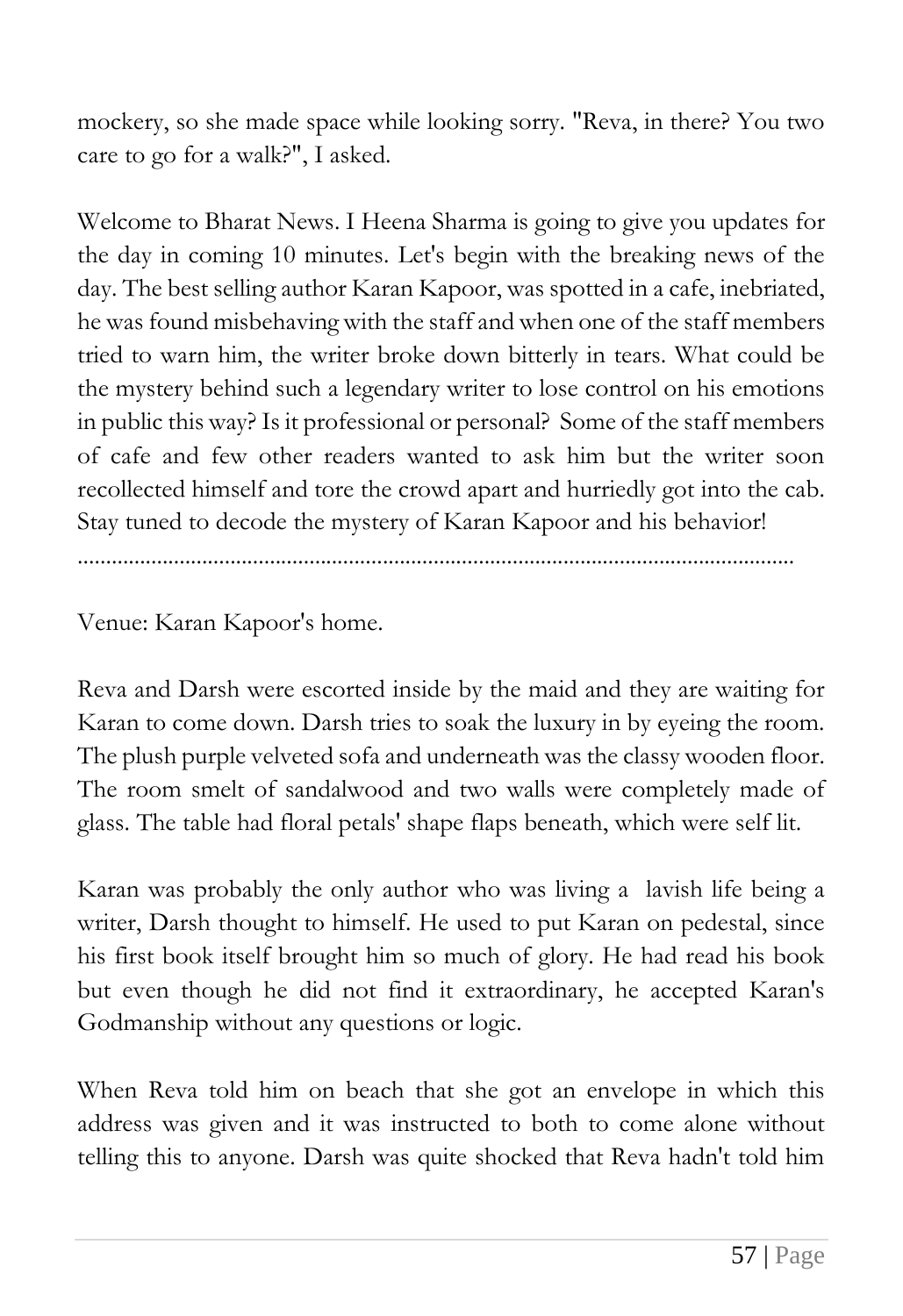mockery, so she made space while looking sorry. "Reva, in there? You two care to go for a walk?", I asked.

Welcome to Bharat News. I Heena Sharma is going to give you updates for the day in coming 10 minutes. Let's begin with the breaking news of the day. The best selling author Karan Kapoor, was spotted in a cafe, inebriated, he was found misbehaving with the staff and when one of the staff members tried to warn him, the writer broke down bitterly in tears. What could be the mystery behind such a legendary writer to lose control on his emotions in public this way? Is it professional or personal? Some of the staff members of cafe and few other readers wanted to ask him but the writer soon recollected himself and tore the crowd apart and hurriedly got into the cab. Stay tuned to decode the mystery of Karan Kapoor and his behavior!

..............................................................................................................................

Venue: Karan Kapoor's home.

Reva and Darsh were escorted inside by the maid and they are waiting for Karan to come down. Darsh tries to soak the luxury in by eyeing the room. The plush purple velveted sofa and underneath was the classy wooden floor. The room smelt of sandalwood and two walls were completely made of glass. The table had floral petals' shape flaps beneath, which were self lit.

Karan was probably the only author who was living a lavish life being a writer, Darsh thought to himself. He used to put Karan on pedestal, since his first book itself brought him so much of glory. He had read his book but even though he did not find it extraordinary, he accepted Karan's Godmanship without any questions or logic.

When Reva told him on beach that she got an envelope in which this address was given and it was instructed to both to come alone without telling this to anyone. Darsh was quite shocked that Reva hadn't told him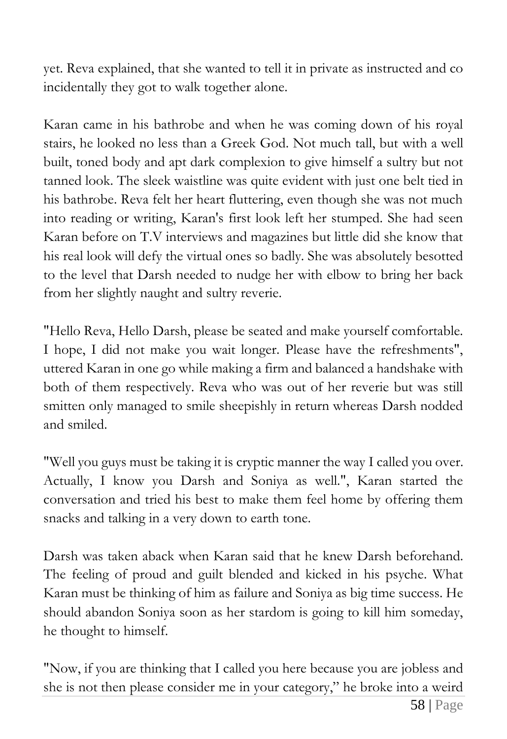yet. Reva explained, that she wanted to tell it in private as instructed and co incidentally they got to walk together alone.

Karan came in his bathrobe and when he was coming down of his royal stairs, he looked no less than a Greek God. Not much tall, but with a well built, toned body and apt dark complexion to give himself a sultry but not tanned look. The sleek waistline was quite evident with just one belt tied in his bathrobe. Reva felt her heart fluttering, even though she was not much into reading or writing, Karan's first look left her stumped. She had seen Karan before on T.V interviews and magazines but little did she know that his real look will defy the virtual ones so badly. She was absolutely besotted to the level that Darsh needed to nudge her with elbow to bring her back from her slightly naught and sultry reverie.

"Hello Reva, Hello Darsh, please be seated and make yourself comfortable. I hope, I did not make you wait longer. Please have the refreshments", uttered Karan in one go while making a firm and balanced a handshake with both of them respectively. Reva who was out of her reverie but was still smitten only managed to smile sheepishly in return whereas Darsh nodded and smiled.

"Well you guys must be taking it is cryptic manner the way I called you over. Actually, I know you Darsh and Soniya as well.", Karan started the conversation and tried his best to make them feel home by offering them snacks and talking in a very down to earth tone.

Darsh was taken aback when Karan said that he knew Darsh beforehand. The feeling of proud and guilt blended and kicked in his psyche. What Karan must be thinking of him as failure and Soniya as big time success. He should abandon Soniya soon as her stardom is going to kill him someday, he thought to himself.

"Now, if you are thinking that I called you here because you are jobless and she is not then please consider me in your category," he broke into a weird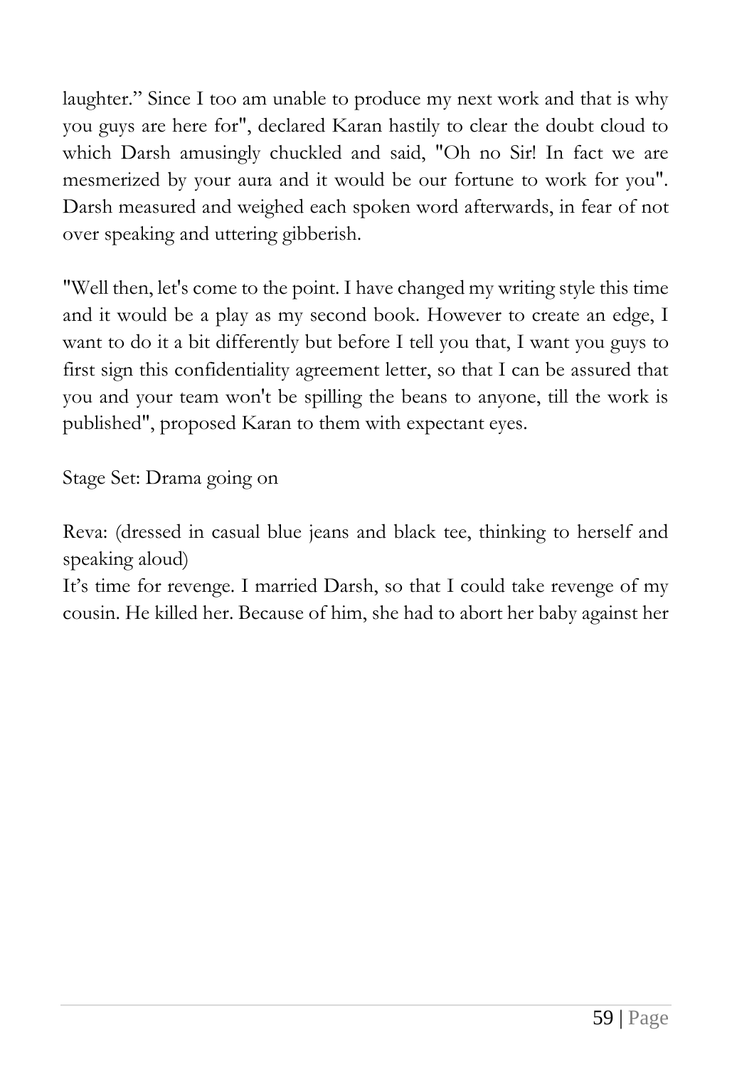laughter." Since I too am unable to produce my next work and that is why you guys are here for", declared Karan hastily to clear the doubt cloud to which Darsh amusingly chuckled and said, "Oh no Sir! In fact we are mesmerized by your aura and it would be our fortune to work for you". Darsh measured and weighed each spoken word afterwards, in fear of not over speaking and uttering gibberish.

"Well then, let's come to the point. I have changed my writing style this time and it would be a play as my second book. However to create an edge, I want to do it a bit differently but before I tell you that, I want you guys to first sign this confidentiality agreement letter, so that I can be assured that you and your team won't be spilling the beans to anyone, till the work is published", proposed Karan to them with expectant eyes.

Stage Set: Drama going on

Reva: (dressed in casual blue jeans and black tee, thinking to herself and speaking aloud)
It's time for revenge. I married Darsh, so that I could take revenge of my cousin. He killed her. Because of him, she had to abort her baby against her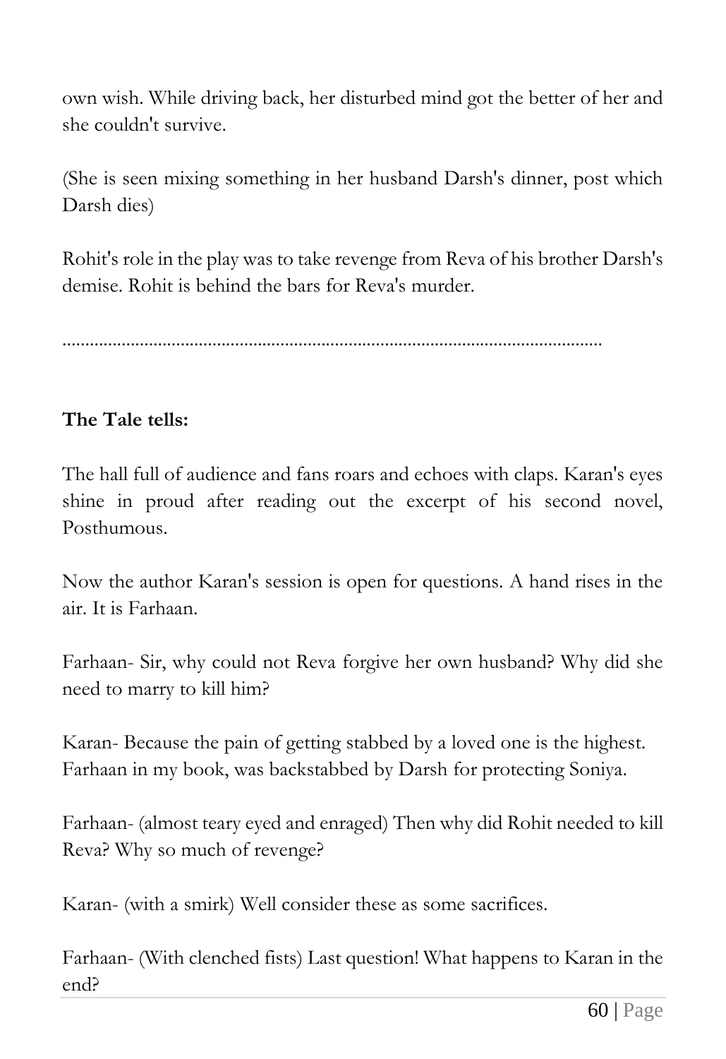own wish. While driving back, her disturbed mind got the better of her and she couldn't survive.

(She is seen mixing something in her husband Darsh's dinner, post which Darsh dies)

Rohit's role in the play was to take revenge from Reva of his brother Darsh's demise. Rohit is behind the bars for Reva's murder.

.......................................................................................................................

**The Tale tells:**

The hall full of audience and fans roars and echoes with claps. Karan's eyes shine in proud after reading out the excerpt of his second novel, Posthumous.

Now the author Karan's session is open for questions. A hand rises in the air. It is Farhaan.

Farhaan- Sir, why could not Reva forgive her own husband? Why did she need to marry to kill him?

Karan- Because the pain of getting stabbed by a loved one is the highest. Farhaan in my book, was backstabbed by Darsh for protecting Soniya.

Farhaan- (almost teary eyed and enraged) Then why did Rohit needed to kill Reva? Why so much of revenge?

Karan- (with a smirk) Well consider these as some sacrifices.

Farhaan- (With clenched fists) Last question! What happens to Karan in the end?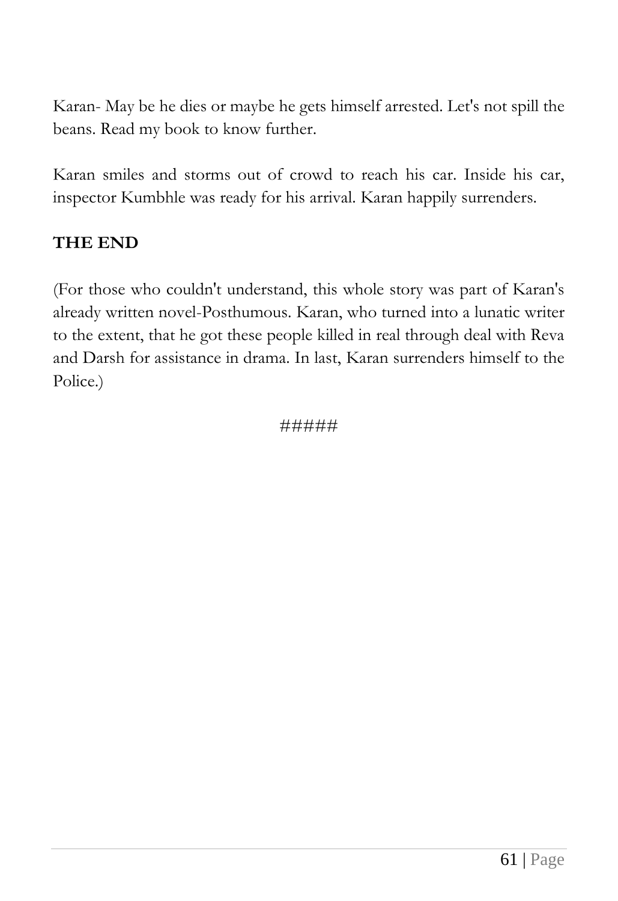Karan- May be he dies or maybe he gets himself arrested. Let's not spill the beans. Read my book to know further.

Karan smiles and storms out of crowd to reach his car. Inside his car, inspector Kumbhle was ready for his arrival. Karan happily surrenders.

**THE END**

(For those who couldn't understand, this whole story was part of Karan's already written novel-Posthumous. Karan, who turned into a lunatic writer to the extent, that he got these people killed in real through deal with Reva and Darsh for assistance in drama. In last, Karan surrenders himself to the Police.)

#####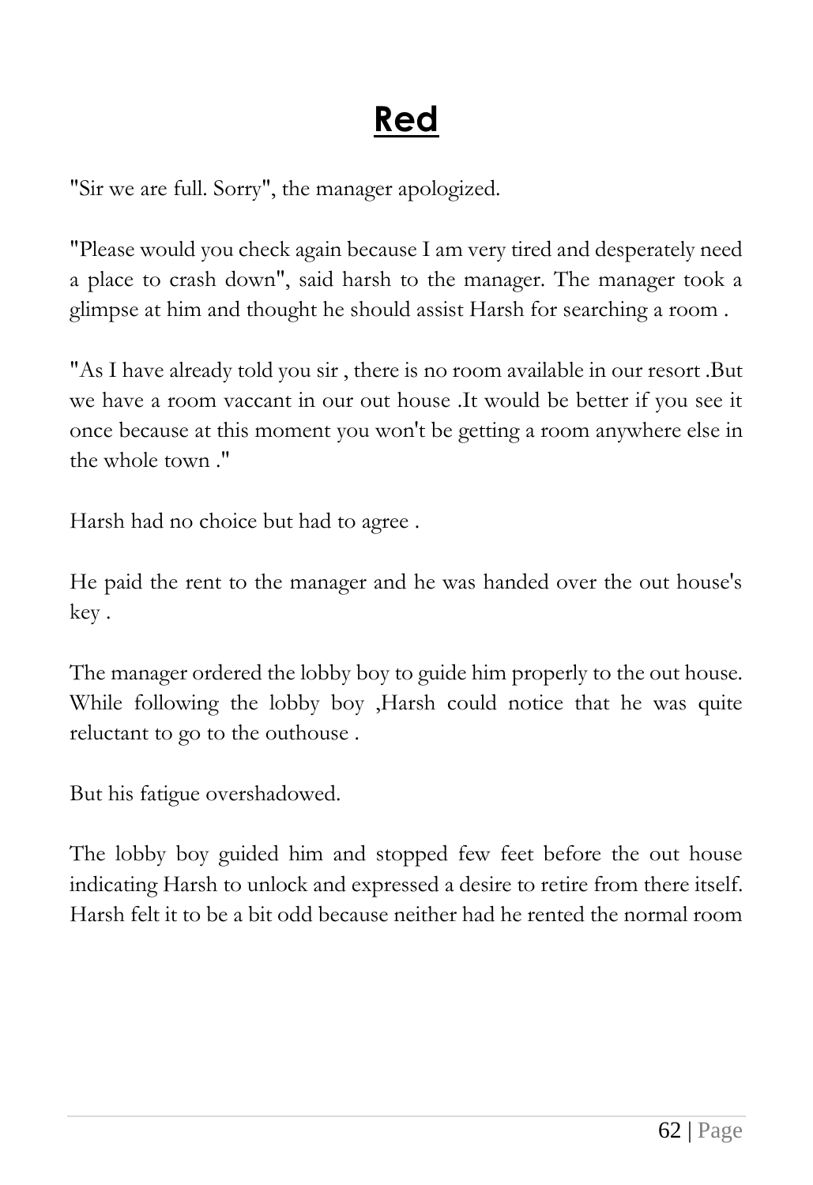# Red

"Sir we are full. Sorry", the manager apologized.

"Please would you check again because I am very tired and desperately need a place to crash down", said harsh to the manager. The manager took a glimpse at him and thought he should assist Harsh for searching a room .

"As I have already told you sir , there is no room available in our resort .But we have a room vaccant in our out house .It would be better if you see it once because at this moment you won't be getting a room anywhere else in the whole town ."

Harsh had no choice but had to agree .

He paid the rent to the manager and he was handed over the out house's key .

The manager ordered the lobby boy to guide him properly to the out house. While following the lobby boy ,Harsh could notice that he was quite reluctant to go to the outhouse .

But his fatigue overshadowed.

The lobby boy guided him and stopped few feet before the out house indicating Harsh to unlock and expressed a desire to retire from there itself. Harsh felt it to be a bit odd because neither had he rented the normal room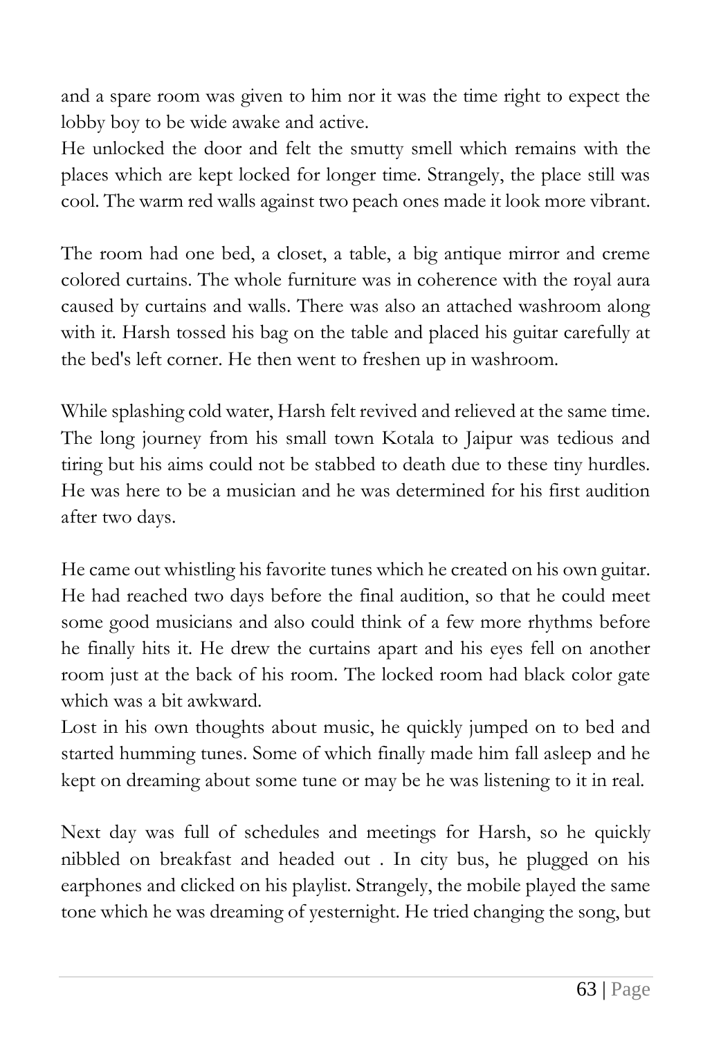and a spare room was given to him nor it was the time right to expect the lobby boy to be wide awake and active.
He unlocked the door and felt the smutty smell which remains with the places which are kept locked for longer time. Strangely, the place still was cool. The warm red walls against two peach ones made it look more vibrant.

The room had one bed, a closet, a table, a big antique mirror and creme colored curtains. The whole furniture was in coherence with the royal aura caused by curtains and walls. There was also an attached washroom along with it. Harsh tossed his bag on the table and placed his guitar carefully at the bed's left corner. He then went to freshen up in washroom.

While splashing cold water, Harsh felt revived and relieved at the same time. The long journey from his small town Kotala to Jaipur was tedious and tiring but his aims could not be stabbed to death due to these tiny hurdles. He was here to be a musician and he was determined for his first audition after two days.

He came out whistling his favorite tunes which he created on his own guitar. He had reached two days before the final audition, so that he could meet some good musicians and also could think of a few more rhythms before he finally hits it. He drew the curtains apart and his eyes fell on another room just at the back of his room. The locked room had black color gate which was a bit awkward.
Lost in his own thoughts about music, he quickly jumped on to bed and started humming tunes. Some of which finally made him fall asleep and he kept on dreaming about some tune or may be he was listening to it in real.

Next day was full of schedules and meetings for Harsh, so he quickly nibbled on breakfast and headed out . In city bus, he plugged on his earphones and clicked on his playlist. Strangely, the mobile played the same tone which he was dreaming of yesternight. He tried changing the song, but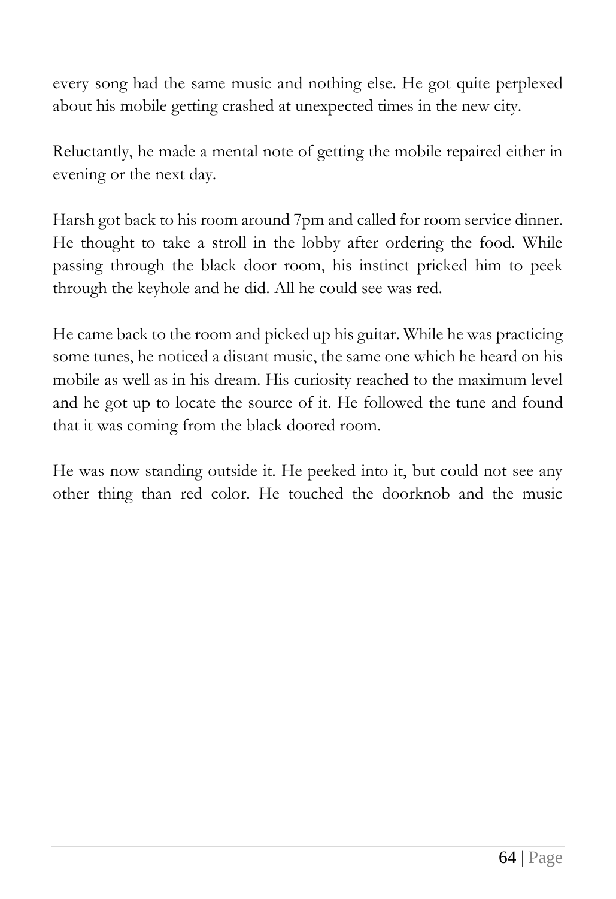every song had the same music and nothing else. He got quite perplexed about his mobile getting crashed at unexpected times in the new city.

Reluctantly, he made a mental note of getting the mobile repaired either in evening or the next day.

Harsh got back to his room around 7pm and called for room service dinner. He thought to take a stroll in the lobby after ordering the food. While passing through the black door room, his instinct pricked him to peek through the keyhole and he did. All he could see was red.

He came back to the room and picked up his guitar. While he was practicing some tunes, he noticed a distant music, the same one which he heard on his mobile as well as in his dream. His curiosity reached to the maximum level and he got up to locate the source of it. He followed the tune and found that it was coming from the black doored room.

He was now standing outside it. He peeked into it, but could not see any other thing than red color. He touched the doorknob and the music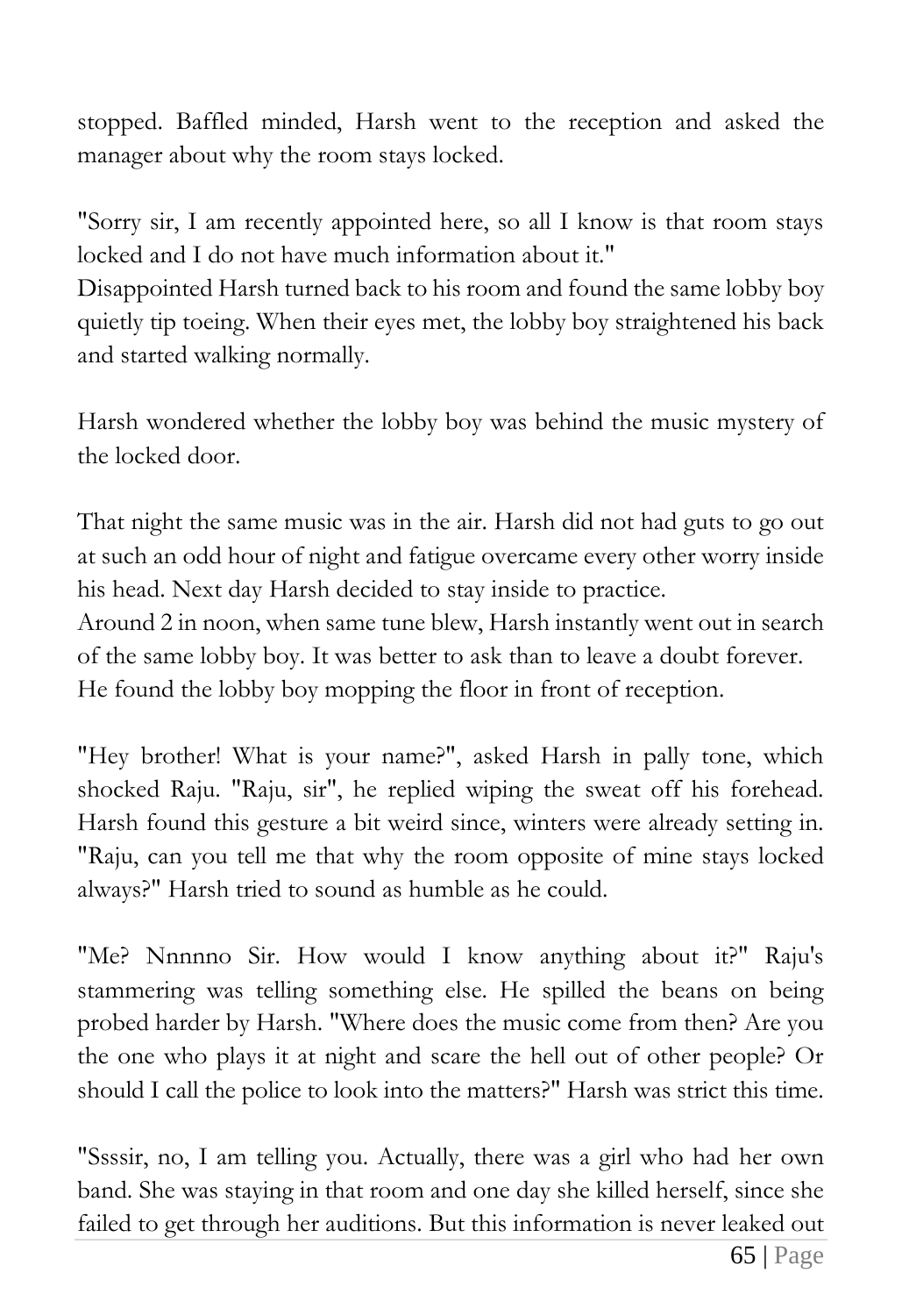stopped. Baffled minded, Harsh went to the reception and asked the manager about why the room stays locked.

"Sorry sir, I am recently appointed here, so all I know is that room stays locked and I do not have much information about it."
Disappointed Harsh turned back to his room and found the same lobby boy quietly tip toeing. When their eyes met, the lobby boy straightened his back and started walking normally.

Harsh wondered whether the lobby boy was behind the music mystery of the locked door.

That night the same music was in the air. Harsh did not had guts to go out at such an odd hour of night and fatigue overcame every other worry inside his head. Next day Harsh decided to stay inside to practice.
Around 2 in noon, when same tune blew, Harsh instantly went out in search of the same lobby boy. It was better to ask than to leave a doubt forever.
He found the lobby boy mopping the floor in front of reception.

"Hey brother! What is your name?", asked Harsh in pally tone, which shocked Raju. "Raju, sir", he replied wiping the sweat off his forehead. Harsh found this gesture a bit weird since, winters were already setting in. "Raju, can you tell me that why the room opposite of mine stays locked always?" Harsh tried to sound as humble as he could.

"Me? Nnnnno Sir. How would I know anything about it?" Raju's stammering was telling something else. He spilled the beans on being probed harder by Harsh. "Where does the music come from then? Are you the one who plays it at night and scare the hell out of other people? Or should I call the police to look into the matters?" Harsh was strict this time.

"Ssssir, no, I am telling you. Actually, there was a girl who had her own band. She was staying in that room and one day she killed herself, since she failed to get through her auditions. But this information is never leaked out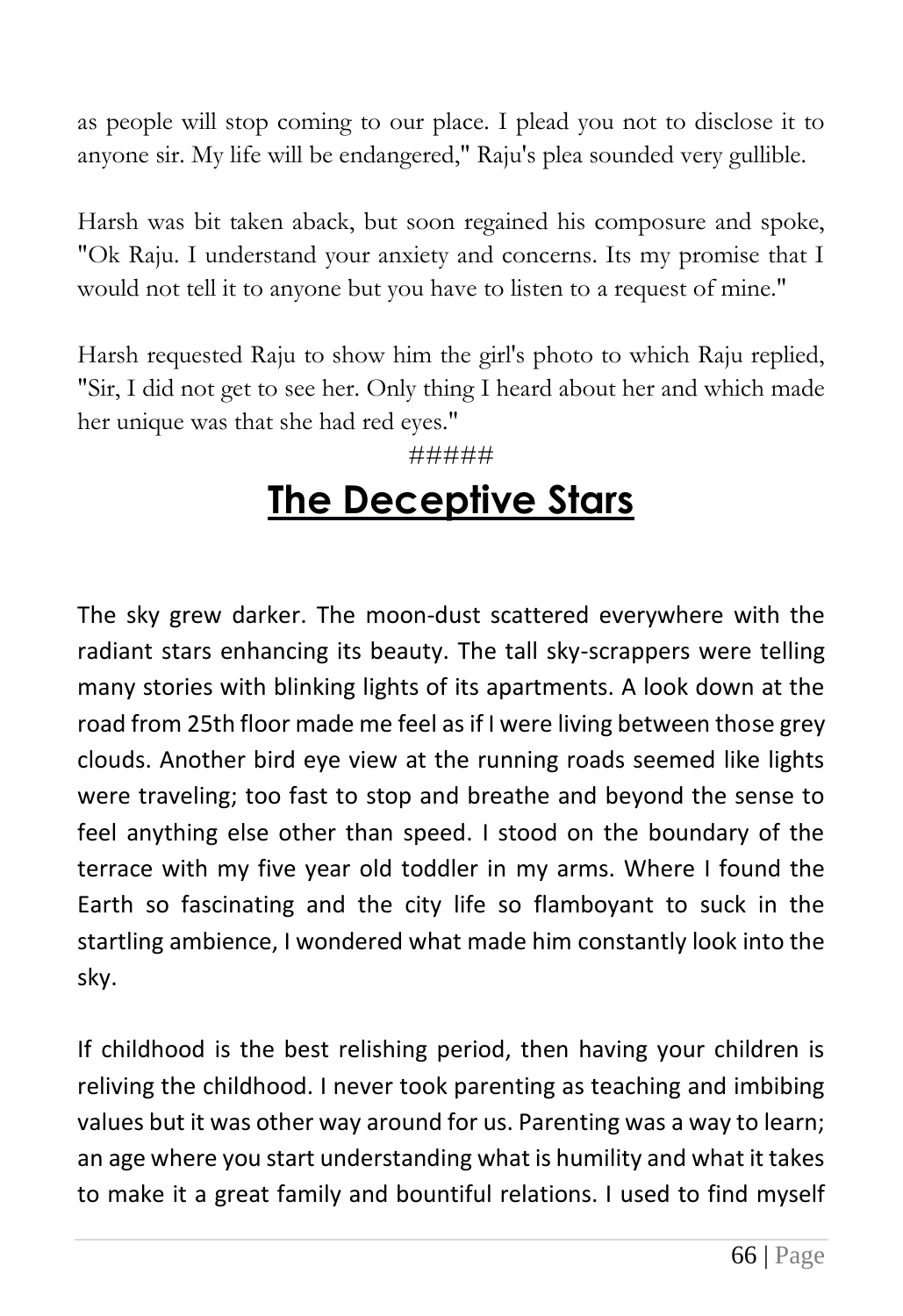as people will stop coming to our place. I plead you not to disclose it to anyone sir. My life will be endangered," Raju's plea sounded very gullible.

Harsh was bit taken aback, but soon regained his composure and spoke, "Ok Raju. I understand your anxiety and concerns. Its my promise that I would not tell it to anyone but you have to listen to a request of mine."

Harsh requested Raju to show him the girl's photo to which Raju replied, "Sir, I did not get to see her. Only thing I heard about her and which made her unique was that she had red eyes."

#####

# The Deceptive Stars

The sky grew darker. The moon-dust scattered everywhere with the radiant stars enhancing its beauty. The tall sky-scrappers were telling many stories with blinking lights of its apartments. A look down at the road from 25th floor made me feel as if I were living between those grey clouds. Another bird eye view at the running roads seemed like lights were traveling; too fast to stop and breathe and beyond the sense to feel anything else other than speed. I stood on the boundary of the terrace with my five year old toddler in my arms. Where I found the Earth so fascinating and the city life so flamboyant to suck in the startling ambience, I wondered what made him constantly look into the sky.

If childhood is the best relishing period, then having your children is reliving the childhood. I never took parenting as teaching and imbibing values but it was other way around for us. Parenting was a way to learn; an age where you start understanding what is humility and what it takes to make it a great family and bountiful relations. I used to find myself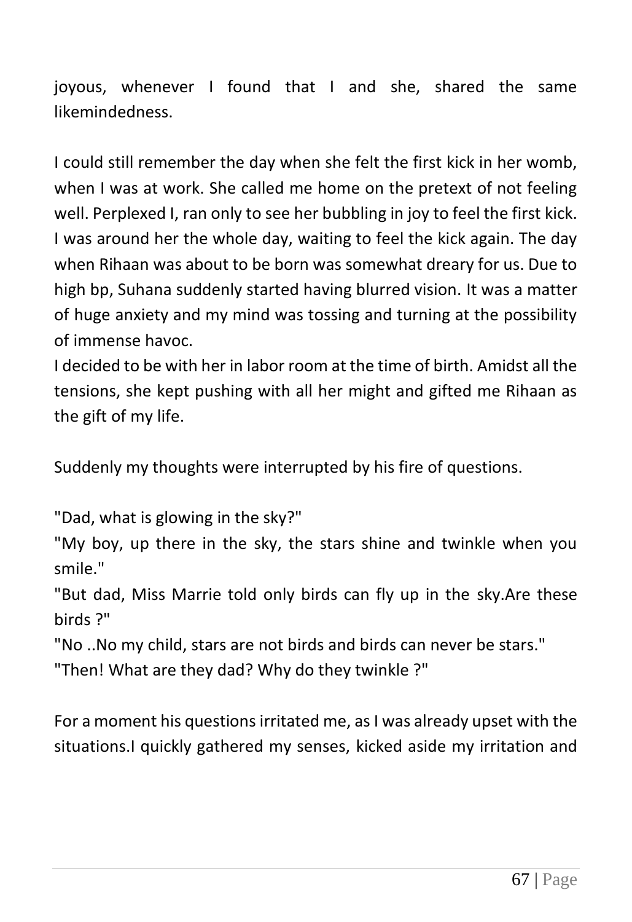joyous, whenever I found that I and she, shared the same likemindedness.

I could still remember the day when she felt the first kick in her womb, when I was at work. She called me home on the pretext of not feeling well. Perplexed I, ran only to see her bubbling in joy to feel the first kick. I was around her the whole day, waiting to feel the kick again. The day when Rihaan was about to be born was somewhat dreary for us. Due to high bp, Suhana suddenly started having blurred vision. It was a matter of huge anxiety and my mind was tossing and turning at the possibility of immense havoc.

I decided to be with her in labor room at the time of birth. Amidst all the tensions, she kept pushing with all her might and gifted me Rihaan as the gift of my life.

Suddenly my thoughts were interrupted by his fire of questions.

"Dad, what is glowing in the sky?"

"My boy, up there in the sky, the stars shine and twinkle when you smile."

"But dad, Miss Marrie told only birds can fly up in the sky.Are these birds ?"

"No ..No my child, stars are not birds and birds can never be stars."

"Then! What are they dad? Why do they twinkle ?"

For a moment his questions irritated me, as I was already upset with the situations.I quickly gathered my senses, kicked aside my irritation and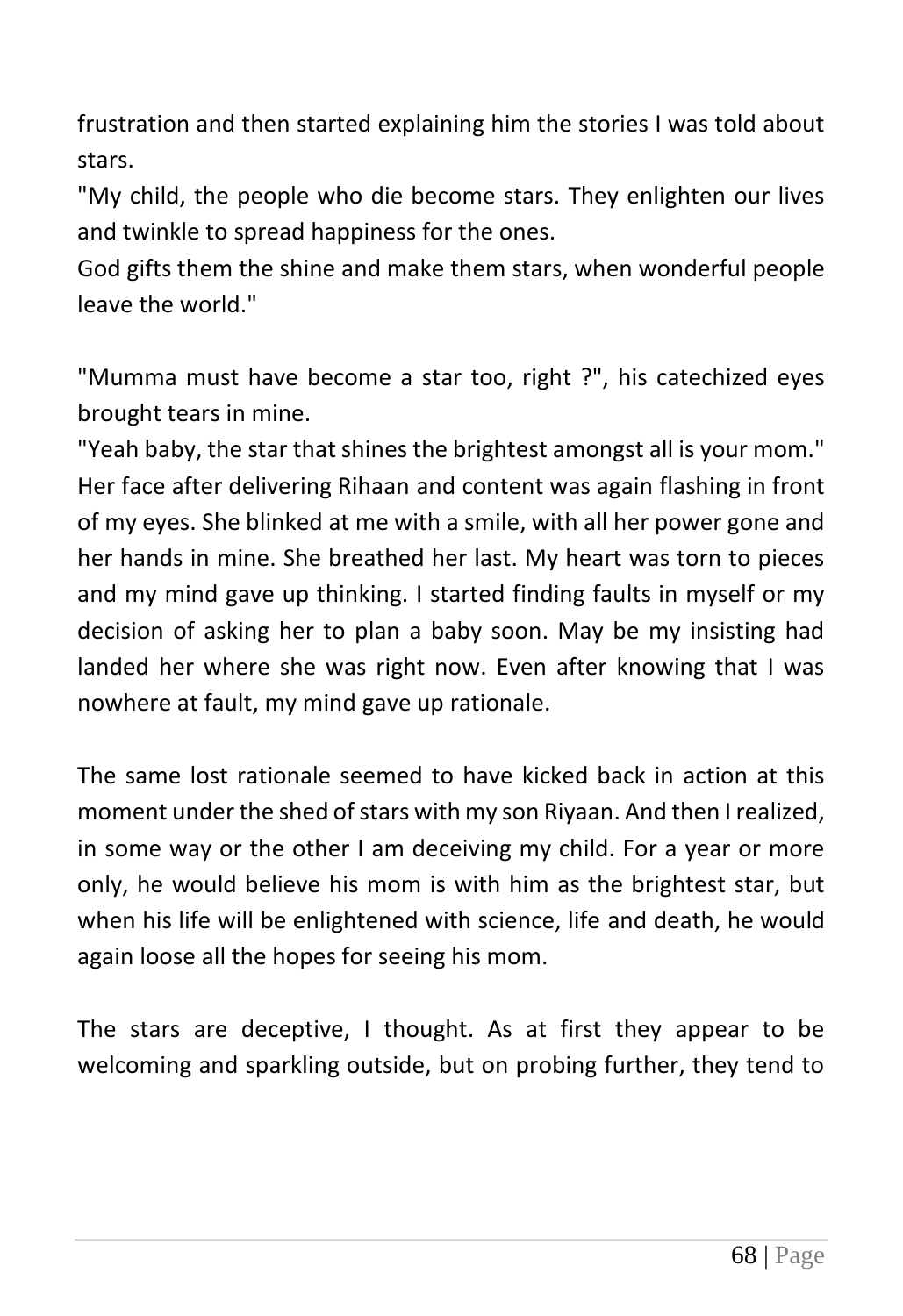frustration and then started explaining him the stories I was told about stars.

"My child, the people who die become stars. They enlighten our lives and twinkle to spread happiness for the ones.
God gifts them the shine and make them stars, when wonderful people leave the world."

"Mumma must have become a star too, right ?", his catechized eyes brought tears in mine.
"Yeah baby, the star that shines the brightest amongst all is your mom."
Her face after delivering Rihaan and content was again flashing in front of my eyes. She blinked at me with a smile, with all her power gone and her hands in mine. She breathed her last. My heart was torn to pieces and my mind gave up thinking. I started finding faults in myself or my decision of asking her to plan a baby soon. May be my insisting had landed her where she was right now. Even after knowing that I was nowhere at fault, my mind gave up rationale.

The same lost rationale seemed to have kicked back in action at this moment under the shed of stars with my son Riyaan. And then I realized, in some way or the other I am deceiving my child. For a year or more only, he would believe his mom is with him as the brightest star, but when his life will be enlightened with science, life and death, he would again loose all the hopes for seeing his mom.

The stars are deceptive, I thought. As at first they appear to be welcoming and sparkling outside, but on probing further, they tend to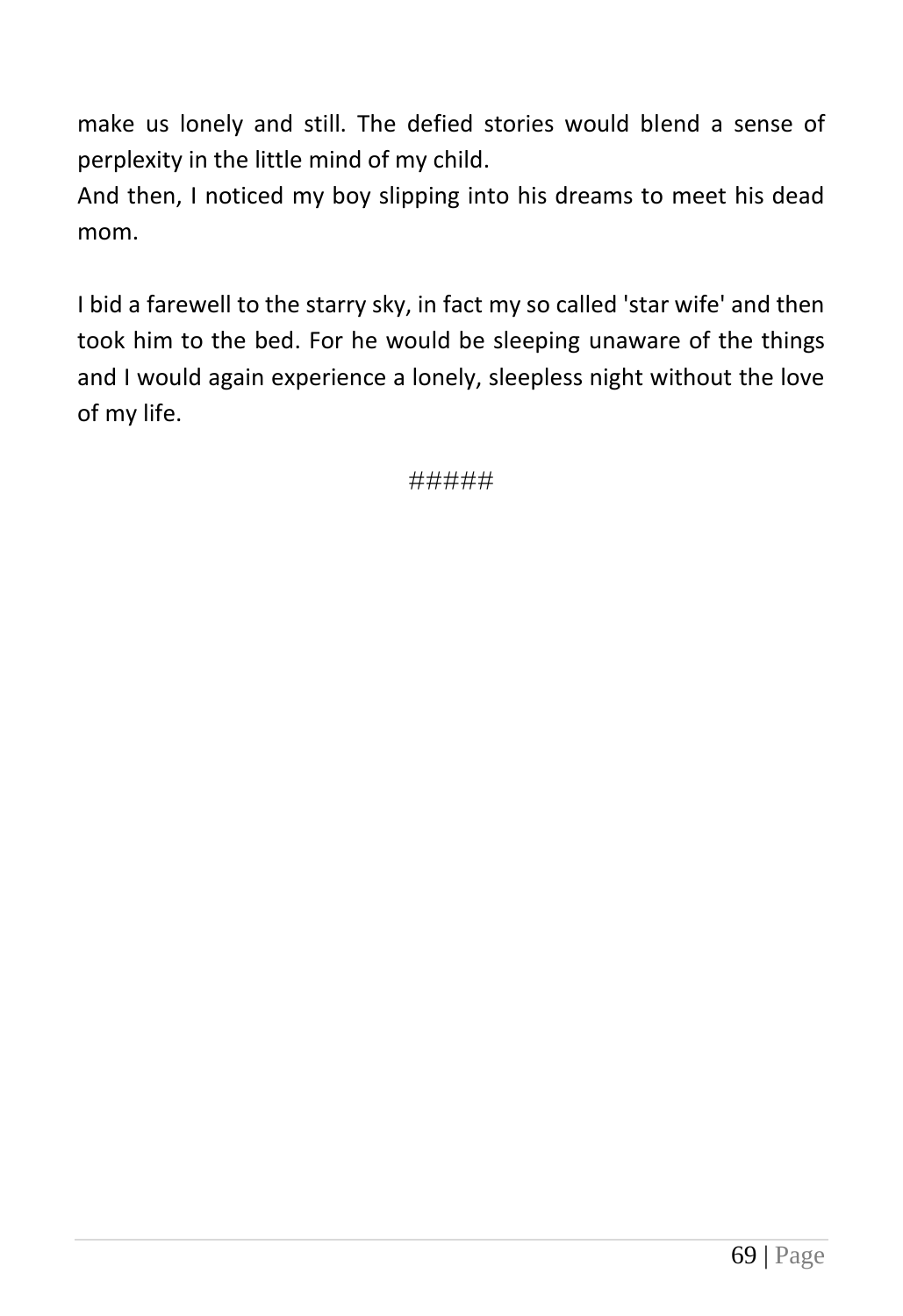make us lonely and still. The defied stories would blend a sense of perplexity in the little mind of my child.
And then, I noticed my boy slipping into his dreams to meet his dead mom.

I bid a farewell to the starry sky, in fact my so called 'star wife' and then took him to the bed. For he would be sleeping unaware of the things and I would again experience a lonely, sleepless night without the love of my life.

#####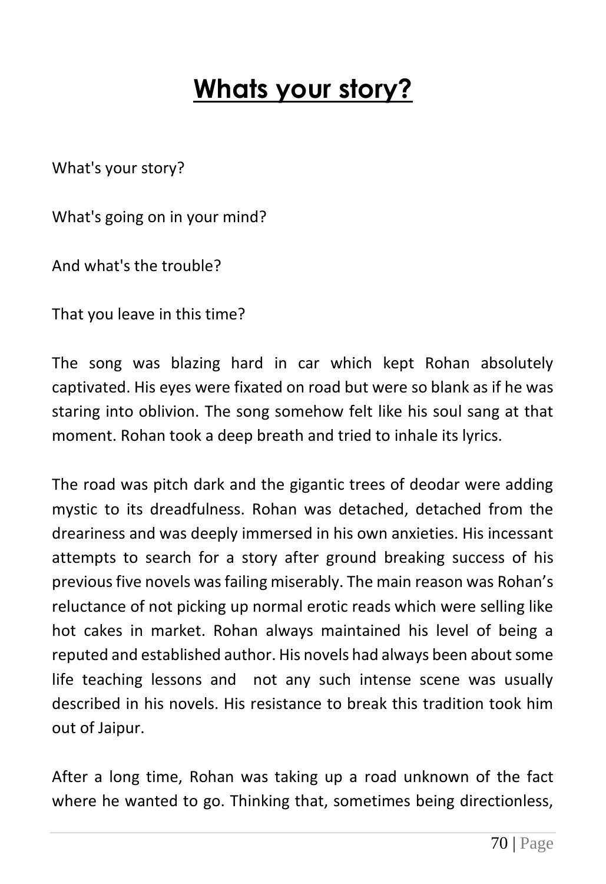# Whats your story?

What's your story?

What's going on in your mind?

And what's the trouble?

That you leave in this time?

The song was blazing hard in car which kept Rohan absolutely captivated. His eyes were fixated on road but were so blank as if he was staring into oblivion. The song somehow felt like his soul sang at that moment. Rohan took a deep breath and tried to inhale its lyrics.

The road was pitch dark and the gigantic trees of deodar were adding mystic to its dreadfulness. Rohan was detached, detached from the dreariness and was deeply immersed in his own anxieties. His incessant attempts to search for a story after ground breaking success of his previous five novels was failing miserably. The main reason was Rohan's reluctance of not picking up normal erotic reads which were selling like hot cakes in market. Rohan always maintained his level of being a reputed and established author. His novels had always been about some life teaching lessons and not any such intense scene was usually described in his novels. His resistance to break this tradition took him out of Jaipur.

After a long time, Rohan was taking up a road unknown of the fact where he wanted to go. Thinking that, sometimes being directionless,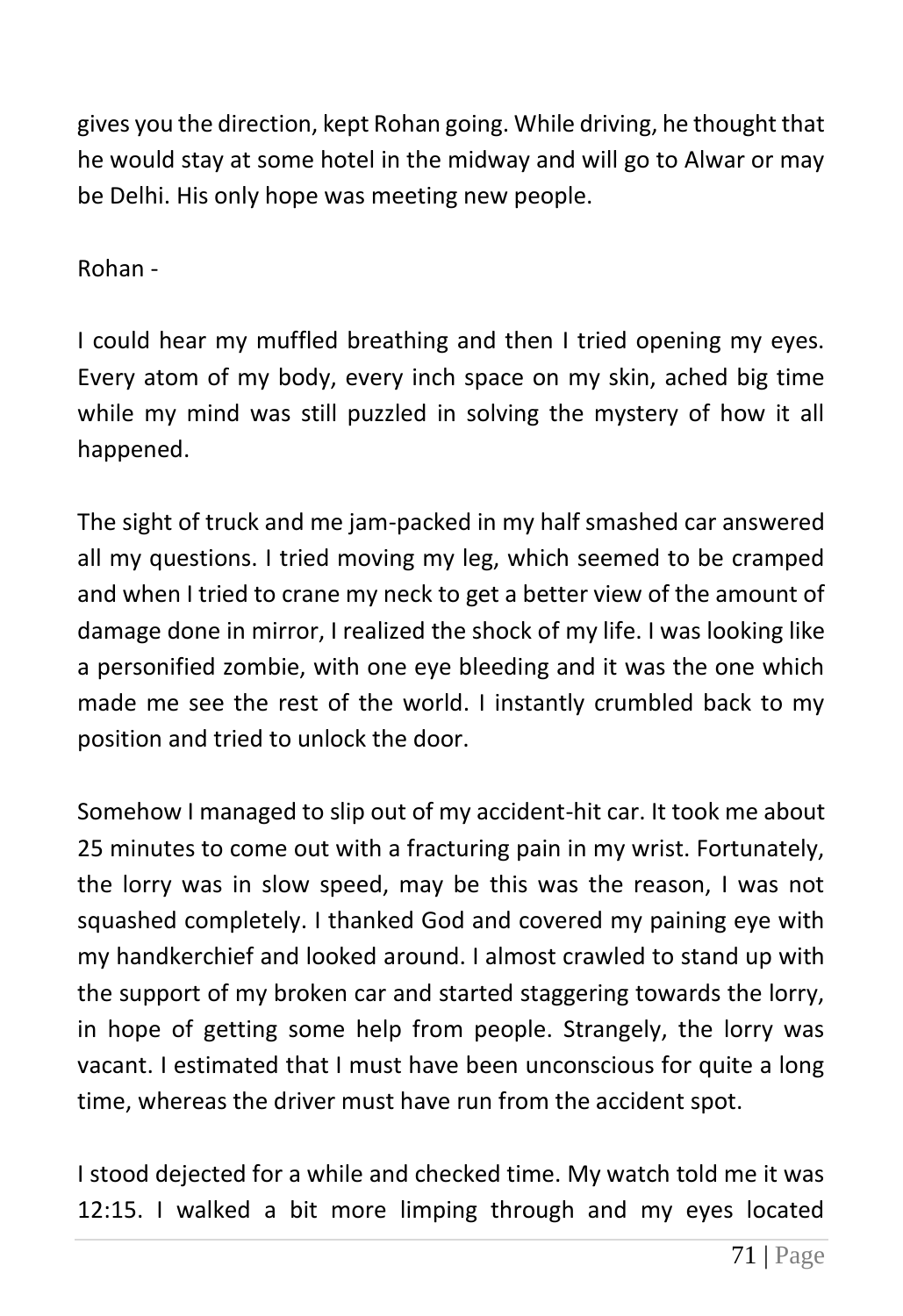gives you the direction, kept Rohan going. While driving, he thought that he would stay at some hotel in the midway and will go to Alwar or may be Delhi. His only hope was meeting new people.

Rohan -

I could hear my muffled breathing and then I tried opening my eyes. Every atom of my body, every inch space on my skin, ached big time while my mind was still puzzled in solving the mystery of how it all happened.

The sight of truck and me jam-packed in my half smashed car answered all my questions. I tried moving my leg, which seemed to be cramped and when I tried to crane my neck to get a better view of the amount of damage done in mirror, I realized the shock of my life. I was looking like a personified zombie, with one eye bleeding and it was the one which made me see the rest of the world. I instantly crumbled back to my position and tried to unlock the door.

Somehow I managed to slip out of my accident-hit car. It took me about 25 minutes to come out with a fracturing pain in my wrist. Fortunately, the lorry was in slow speed, may be this was the reason, I was not squashed completely. I thanked God and covered my paining eye with my handkerchief and looked around. I almost crawled to stand up with the support of my broken car and started staggering towards the lorry, in hope of getting some help from people. Strangely, the lorry was vacant. I estimated that I must have been unconscious for quite a long time, whereas the driver must have run from the accident spot.

I stood dejected for a while and checked time. My watch told me it was 12:15. I walked a bit more limping through and my eyes located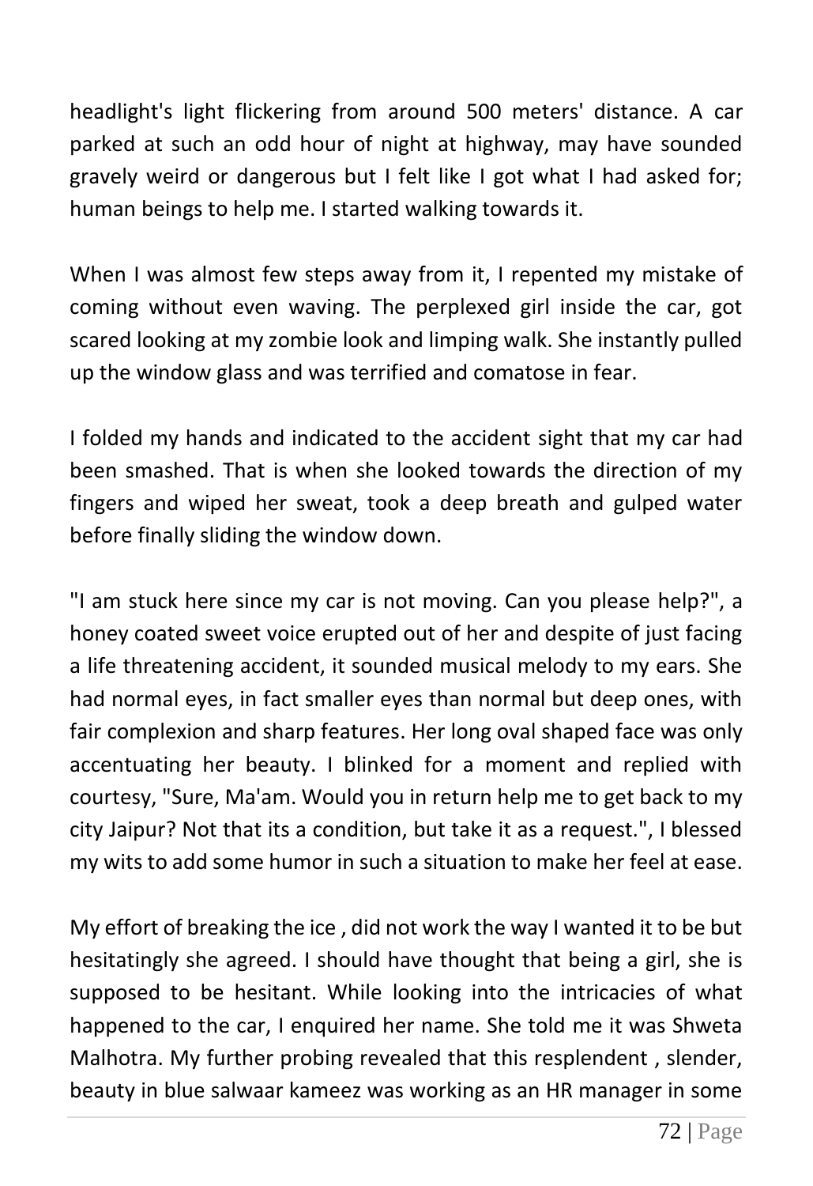headlight's light flickering from around 500 meters' distance. A car parked at such an odd hour of night at highway, may have sounded gravely weird or dangerous but I felt like I got what I had asked for; human beings to help me. I started walking towards it.

When I was almost few steps away from it, I repented my mistake of coming without even waving. The perplexed girl inside the car, got scared looking at my zombie look and limping walk. She instantly pulled up the window glass and was terrified and comatose in fear.

I folded my hands and indicated to the accident sight that my car had been smashed. That is when she looked towards the direction of my fingers and wiped her sweat, took a deep breath and gulped water before finally sliding the window down.

"I am stuck here since my car is not moving. Can you please help?", a honey coated sweet voice erupted out of her and despite of just facing a life threatening accident, it sounded musical melody to my ears. She had normal eyes, in fact smaller eyes than normal but deep ones, with fair complexion and sharp features. Her long oval shaped face was only accentuating her beauty. I blinked for a moment and replied with courtesy, "Sure, Ma'am. Would you in return help me to get back to my city Jaipur? Not that its a condition, but take it as a request.", I blessed my wits to add some humor in such a situation to make her feel at ease.

My effort of breaking the ice , did not work the way I wanted it to be but hesitatingly she agreed. I should have thought that being a girl, she is supposed to be hesitant. While looking into the intricacies of what happened to the car, I enquired her name. She told me it was Shweta Malhotra. My further probing revealed that this resplendent , slender, beauty in blue salwaar kameez was working as an HR manager in some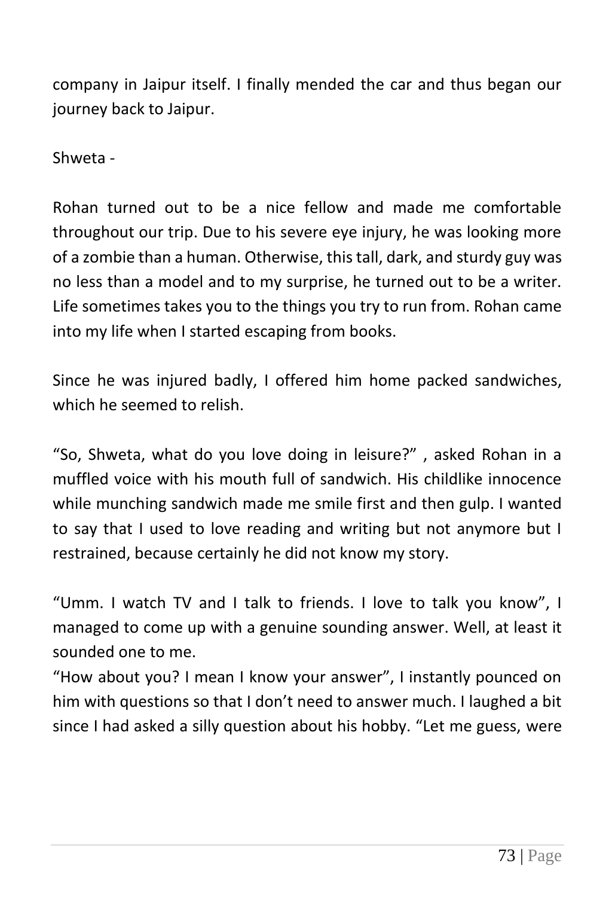company in Jaipur itself. I finally mended the car and thus began our journey back to Jaipur.

Shweta -

Rohan turned out to be a nice fellow and made me comfortable throughout our trip. Due to his severe eye injury, he was looking more of a zombie than a human. Otherwise, this tall, dark, and sturdy guy was no less than a model and to my surprise, he turned out to be a writer. Life sometimes takes you to the things you try to run from. Rohan came into my life when I started escaping from books.

Since he was injured badly, I offered him home packed sandwiches, which he seemed to relish.

"So, Shweta, what do you love doing in leisure?" , asked Rohan in a muffled voice with his mouth full of sandwich. His childlike innocence while munching sandwich made me smile first and then gulp. I wanted to say that I used to love reading and writing but not anymore but I restrained, because certainly he did not know my story.

"Umm. I watch TV and I talk to friends. I love to talk you know", I managed to come up with a genuine sounding answer. Well, at least it sounded one to me.

"How about you? I mean I know your answer", I instantly pounced on him with questions so that I don't need to answer much. I laughed a bit since I had asked a silly question about his hobby. "Let me guess, were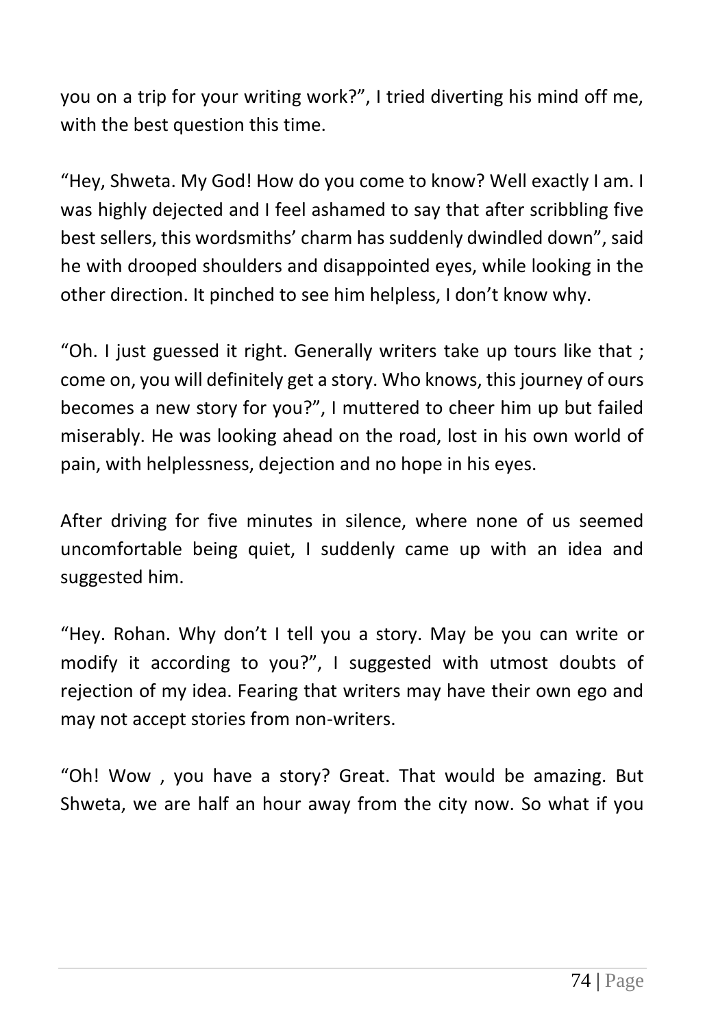you on a trip for your writing work?", I tried diverting his mind off me, with the best question this time.

"Hey, Shweta. My God! How do you come to know? Well exactly I am. I was highly dejected and I feel ashamed to say that after scribbling five best sellers, this wordsmiths' charm has suddenly dwindled down", said he with drooped shoulders and disappointed eyes, while looking in the other direction. It pinched to see him helpless, I don't know why.

"Oh. I just guessed it right. Generally writers take up tours like that ; come on, you will definitely get a story. Who knows, this journey of ours becomes a new story for you?", I muttered to cheer him up but failed miserably. He was looking ahead on the road, lost in his own world of pain, with helplessness, dejection and no hope in his eyes.

After driving for five minutes in silence, where none of us seemed uncomfortable being quiet, I suddenly came up with an idea and suggested him.

"Hey. Rohan. Why don't I tell you a story. May be you can write or modify it according to you?", I suggested with utmost doubts of rejection of my idea. Fearing that writers may have their own ego and may not accept stories from non-writers.

"Oh! Wow , you have a story? Great. That would be amazing. But Shweta, we are half an hour away from the city now. So what if you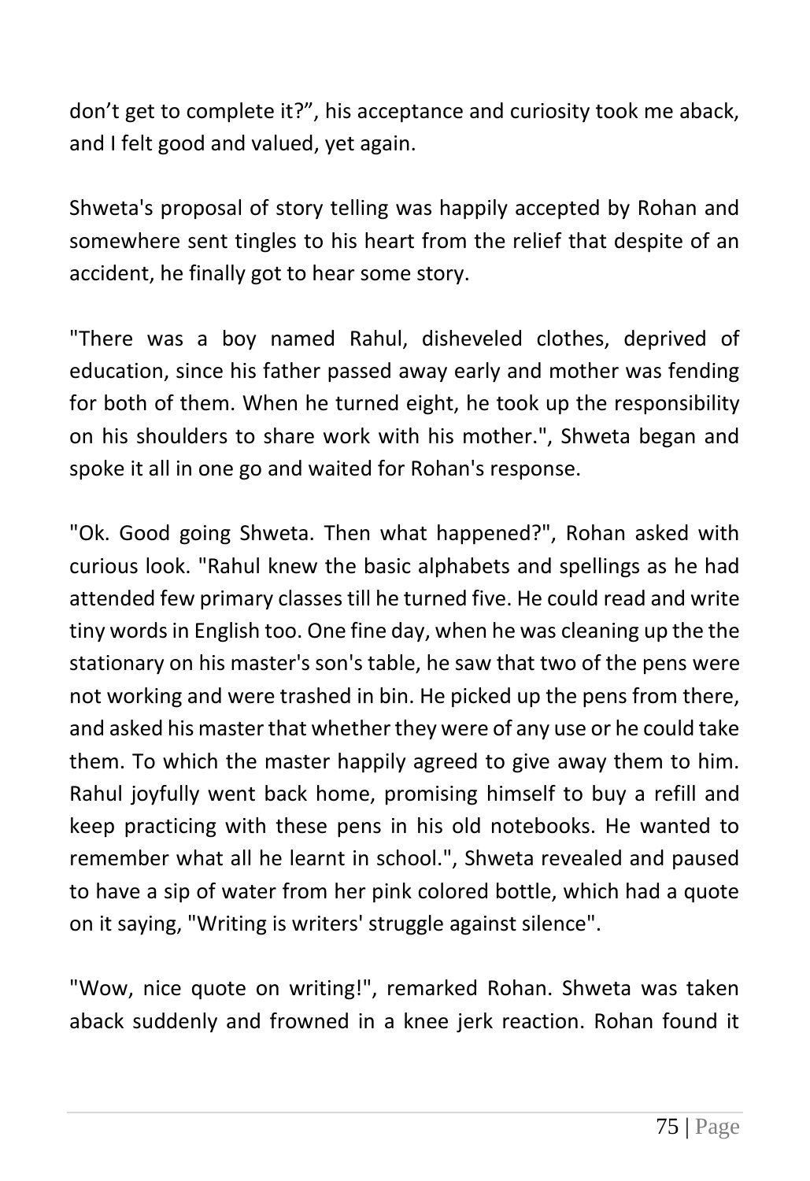don’t get to complete it?”, his acceptance and curiosity took me aback, and I felt good and valued, yet again.

Shweta's proposal of story telling was happily accepted by Rohan and somewhere sent tingles to his heart from the relief that despite of an accident, he finally got to hear some story.

"There was a boy named Rahul, disheveled clothes, deprived of education, since his father passed away early and mother was fending for both of them. When he turned eight, he took up the responsibility on his shoulders to share work with his mother.", Shweta began and spoke it all in one go and waited for Rohan's response.

"Ok. Good going Shweta. Then what happened?", Rohan asked with curious look. "Rahul knew the basic alphabets and spellings as he had attended few primary classes till he turned five. He could read and write tiny words in English too. One fine day, when he was cleaning up the the stationary on his master's son's table, he saw that two of the pens were not working and were trashed in bin. He picked up the pens from there, and asked his master that whether they were of any use or he could take them. To which the master happily agreed to give away them to him. Rahul joyfully went back home, promising himself to buy a refill and keep practicing with these pens in his old notebooks. He wanted to remember what all he learnt in school.", Shweta revealed and paused to have a sip of water from her pink colored bottle, which had a quote on it saying, "Writing is writers' struggle against silence".

"Wow, nice quote on writing!", remarked Rohan. Shweta was taken aback suddenly and frowned in a knee jerk reaction. Rohan found it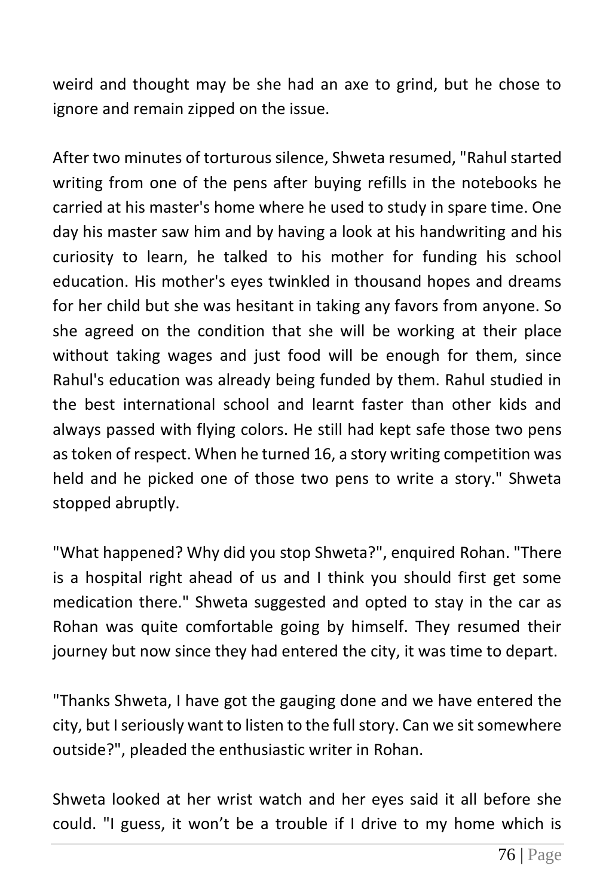weird and thought may be she had an axe to grind, but he chose to ignore and remain zipped on the issue.

After two minutes of torturous silence, Shweta resumed, "Rahul started writing from one of the pens after buying refills in the notebooks he carried at his master's home where he used to study in spare time. One day his master saw him and by having a look at his handwriting and his curiosity to learn, he talked to his mother for funding his school education. His mother's eyes twinkled in thousand hopes and dreams for her child but she was hesitant in taking any favors from anyone. So she agreed on the condition that she will be working at their place without taking wages and just food will be enough for them, since Rahul's education was already being funded by them. Rahul studied in the best international school and learnt faster than other kids and always passed with flying colors. He still had kept safe those two pens as token of respect. When he turned 16, a story writing competition was held and he picked one of those two pens to write a story." Shweta stopped abruptly.

"What happened? Why did you stop Shweta?", enquired Rohan. "There is a hospital right ahead of us and I think you should first get some medication there." Shweta suggested and opted to stay in the car as Rohan was quite comfortable going by himself. They resumed their journey but now since they had entered the city, it was time to depart.

"Thanks Shweta, I have got the gauging done and we have entered the city, but I seriously want to listen to the full story. Can we sit somewhere outside?", pleaded the enthusiastic writer in Rohan.

Shweta looked at her wrist watch and her eyes said it all before she could. "I guess, it won't be a trouble if I drive to my home which is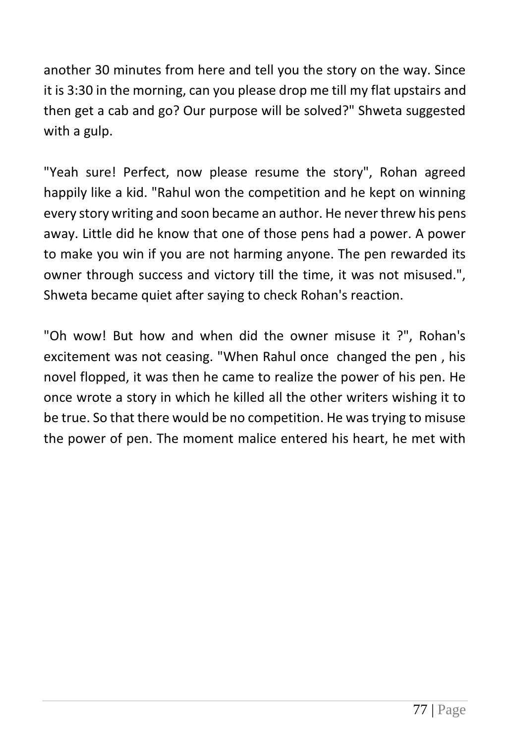another 30 minutes from here and tell you the story on the way. Since it is 3:30 in the morning, can you please drop me till my flat upstairs and then get a cab and go? Our purpose will be solved?" Shweta suggested with a gulp.

"Yeah sure! Perfect, now please resume the story", Rohan agreed happily like a kid. "Rahul won the competition and he kept on winning every story writing and soon became an author. He never threw his pens away. Little did he know that one of those pens had a power. A power to make you win if you are not harming anyone. The pen rewarded its owner through success and victory till the time, it was not misused.", Shweta became quiet after saying to check Rohan's reaction.

"Oh wow! But how and when did the owner misuse it ?", Rohan's excitement was not ceasing. "When Rahul once changed the pen , his novel flopped, it was then he came to realize the power of his pen. He once wrote a story in which he killed all the other writers wishing it to be true. So that there would be no competition. He was trying to misuse the power of pen. The moment malice entered his heart, he met with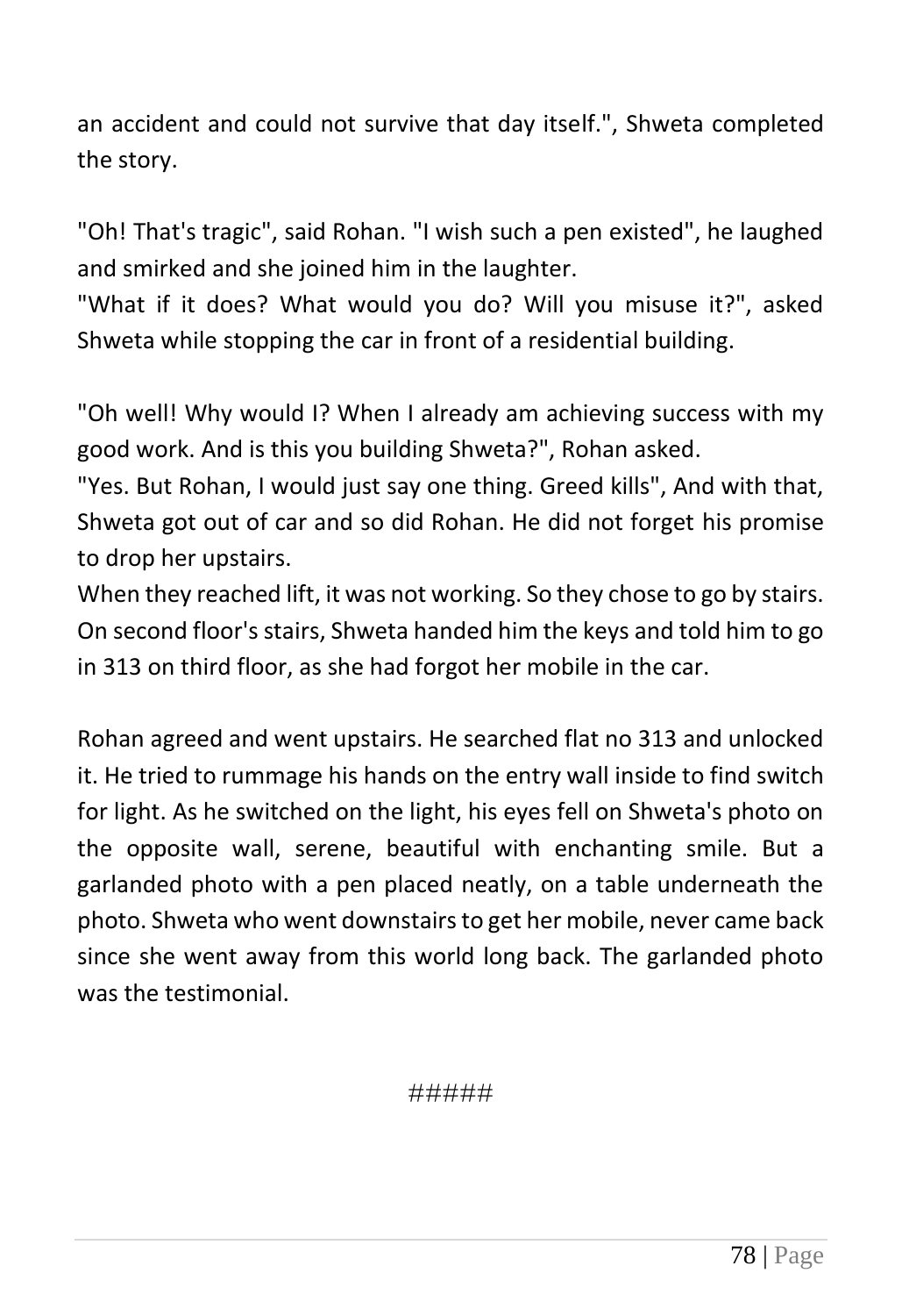an accident and could not survive that day itself.", Shweta completed the story.

"Oh! That's tragic", said Rohan. "I wish such a pen existed", he laughed and smirked and she joined him in the laughter.
"What if it does? What would you do? Will you misuse it?", asked Shweta while stopping the car in front of a residential building.

"Oh well! Why would I? When I already am achieving success with my good work. And is this you building Shweta?", Rohan asked.
"Yes. But Rohan, I would just say one thing. Greed kills", And with that, Shweta got out of car and so did Rohan. He did not forget his promise to drop her upstairs.
When they reached lift, it was not working. So they chose to go by stairs. On second floor's stairs, Shweta handed him the keys and told him to go in 313 on third floor, as she had forgot her mobile in the car.

Rohan agreed and went upstairs. He searched flat no 313 and unlocked it. He tried to rummage his hands on the entry wall inside to find switch for light. As he switched on the light, his eyes fell on Shweta's photo on the opposite wall, serene, beautiful with enchanting smile. But a garlanded photo with a pen placed neatly, on a table underneath the photo. Shweta who went downstairs to get her mobile, never came back since she went away from this world long back. The garlanded photo was the testimonial.

#####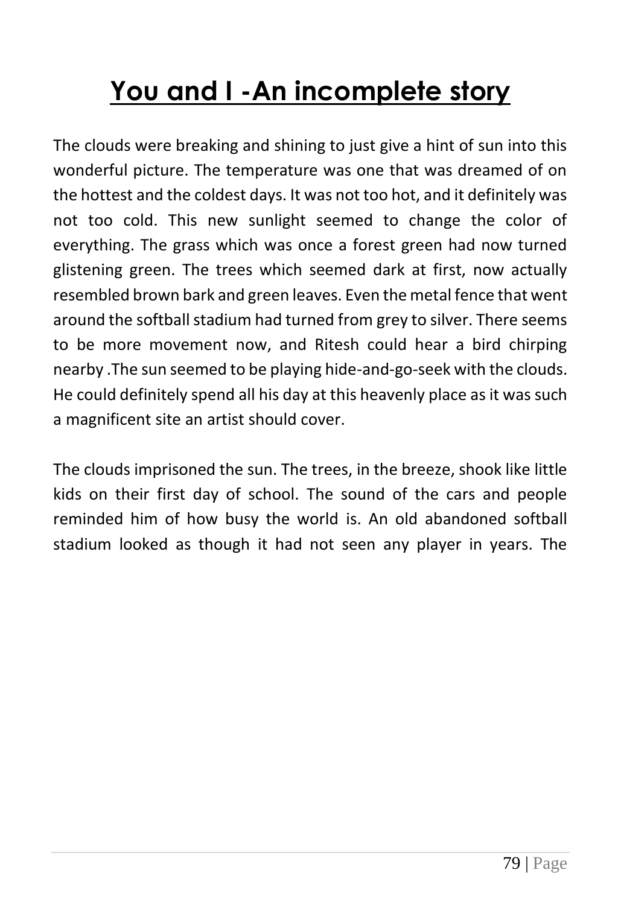# You and I -An incomplete story

The clouds were breaking and shining to just give a hint of sun into this wonderful picture. The temperature was one that was dreamed of on the hottest and the coldest days. It was not too hot, and it definitely was not too cold. This new sunlight seemed to change the color of everything. The grass which was once a forest green had now turned glistening green. The trees which seemed dark at first, now actually resembled brown bark and green leaves. Even the metal fence that went around the softball stadium had turned from grey to silver. There seems to be more movement now, and Ritesh could hear a bird chirping nearby .The sun seemed to be playing hide-and-go-seek with the clouds. He could definitely spend all his day at this heavenly place as it was such a magnificent site an artist should cover.

The clouds imprisoned the sun. The trees, in the breeze, shook like little kids on their first day of school. The sound of the cars and people reminded him of how busy the world is. An old abandoned softball stadium looked as though it had not seen any player in years. The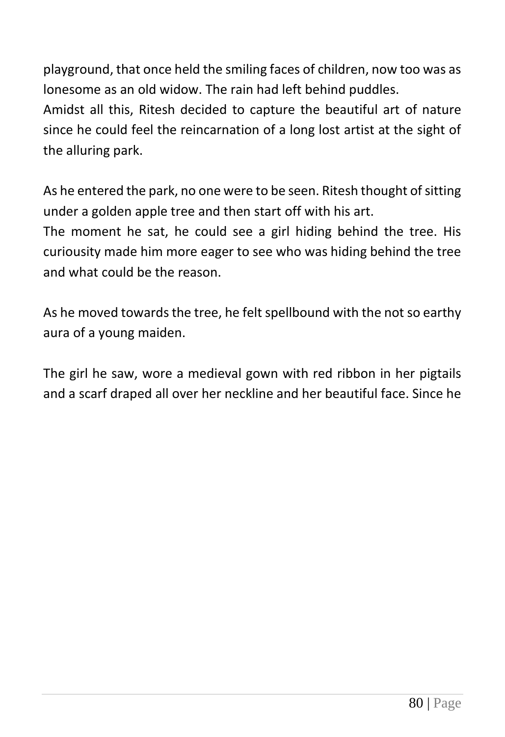playground, that once held the smiling faces of children, now too was as lonesome as an old widow. The rain had left behind puddles.
Amidst all this, Ritesh decided to capture the beautiful art of nature since he could feel the reincarnation of a long lost artist at the sight of the alluring park.

As he entered the park, no one were to be seen. Ritesh thought of sitting under a golden apple tree and then start off with his art.
The moment he sat, he could see a girl hiding behind the tree. His curiousity made him more eager to see who was hiding behind the tree and what could be the reason.

As he moved towards the tree, he felt spellbound with the not so earthy aura of a young maiden.

The girl he saw, wore a medieval gown with red ribbon in her pigtails and a scarf draped all over her neckline and her beautiful face. Since he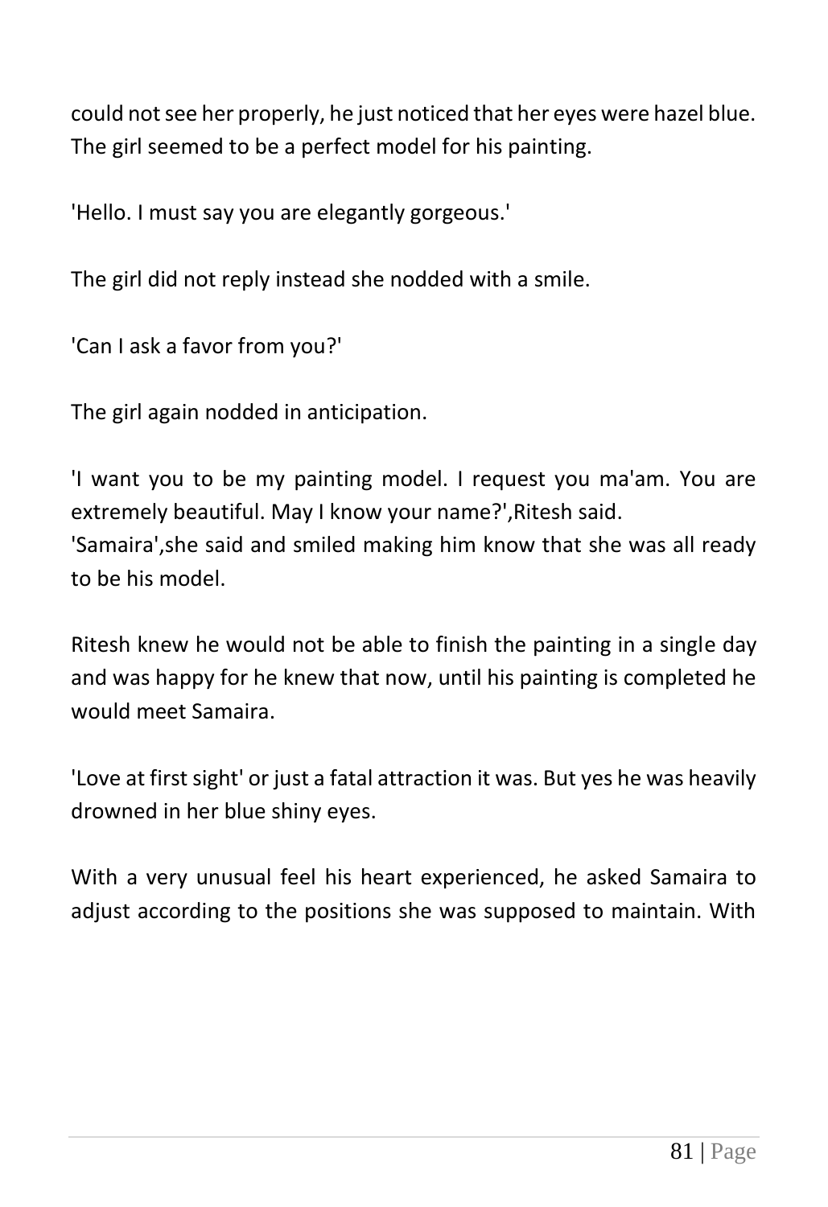could not see her properly, he just noticed that her eyes were hazel blue. The girl seemed to be a perfect model for his painting.

'Hello. I must say you are elegantly gorgeous.'

The girl did not reply instead she nodded with a smile.

'Can I ask a favor from you?'

The girl again nodded in anticipation.

'I want you to be my painting model. I request you ma'am. You are extremely beautiful. May I know your name?',Ritesh said.
'Samaira',she said and smiled making him know that she was all ready to be his model.

Ritesh knew he would not be able to finish the painting in a single day and was happy for he knew that now, until his painting is completed he would meet Samaira.

'Love at first sight' or just a fatal attraction it was. But yes he was heavily drowned in her blue shiny eyes.

With a very unusual feel his heart experienced, he asked Samaira to adjust according to the positions she was supposed to maintain. With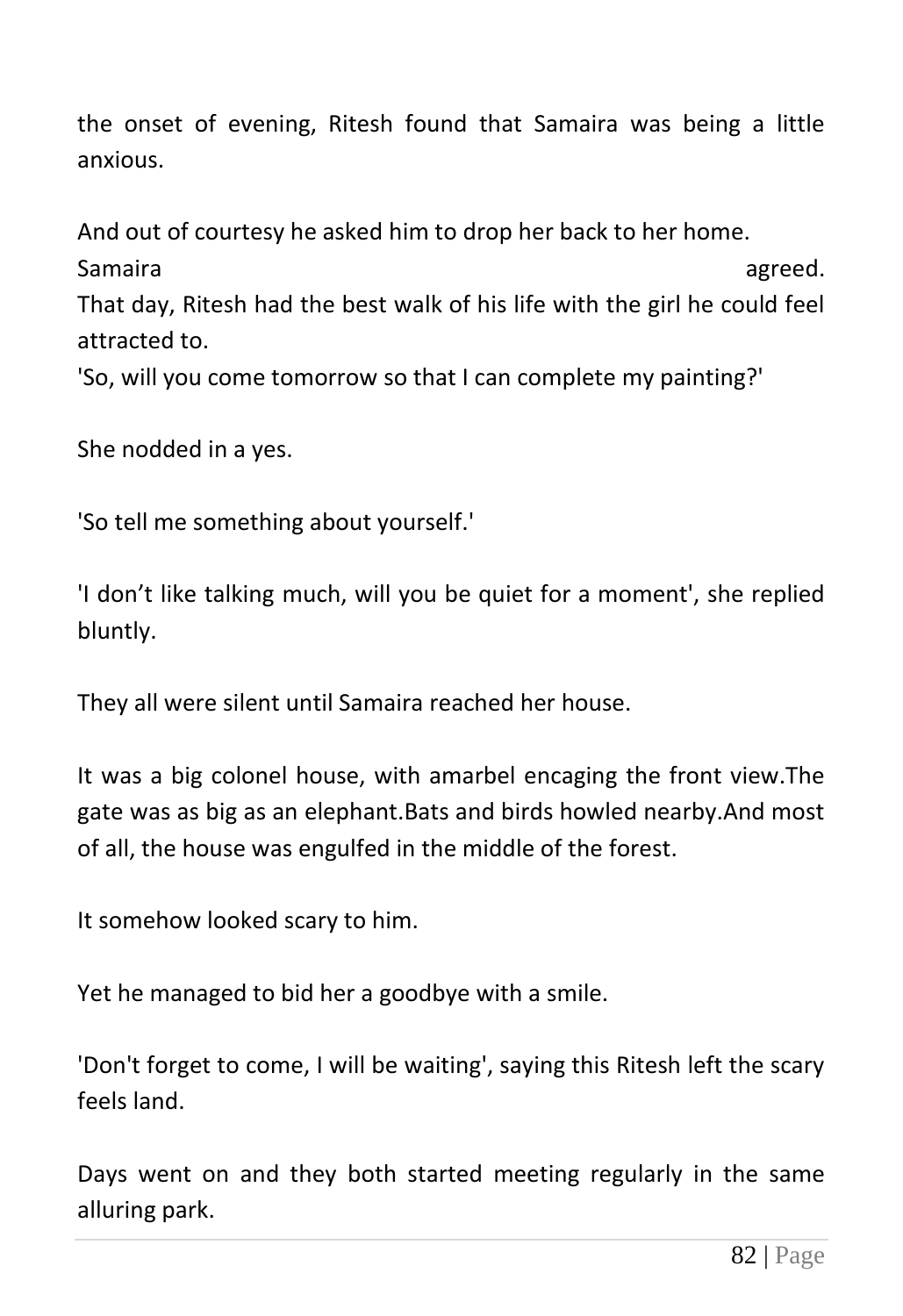the onset of evening, Ritesh found that Samaira was being a little anxious.

And out of courtesy he asked him to drop her back to her home.
Samaira agreed.
That day, Ritesh had the best walk of his life with the girl he could feel attracted to.
'So, will you come tomorrow so that I can complete my painting?'

She nodded in a yes.

'So tell me something about yourself.'

'I don't like talking much, will you be quiet for a moment', she replied bluntly.

They all were silent until Samaira reached her house.

It was a big colonel house, with amarbel encaging the front view.The gate was as big as an elephant.Bats and birds howled nearby.And most of all, the house was engulfed in the middle of the forest.

It somehow looked scary to him.

Yet he managed to bid her a goodbye with a smile.

'Don't forget to come, I will be waiting', saying this Ritesh left the scary feels land.

Days went on and they both started meeting regularly in the same alluring park.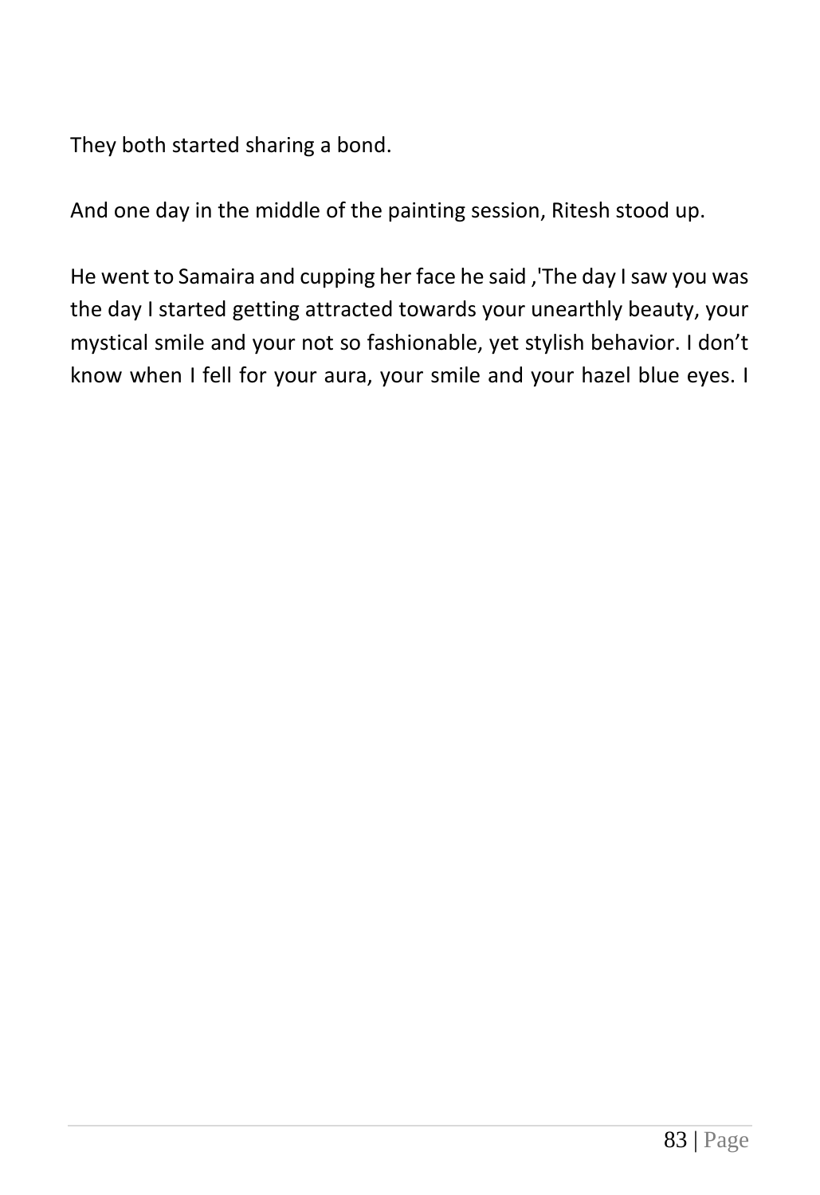They both started sharing a bond.

And one day in the middle of the painting session, Ritesh stood up.

He went to Samaira and cupping her face he said ,'The day I saw you was the day I started getting attracted towards your unearthly beauty, your mystical smile and your not so fashionable, yet stylish behavior. I don’t know when I fell for your aura, your smile and your hazel blue eyes. I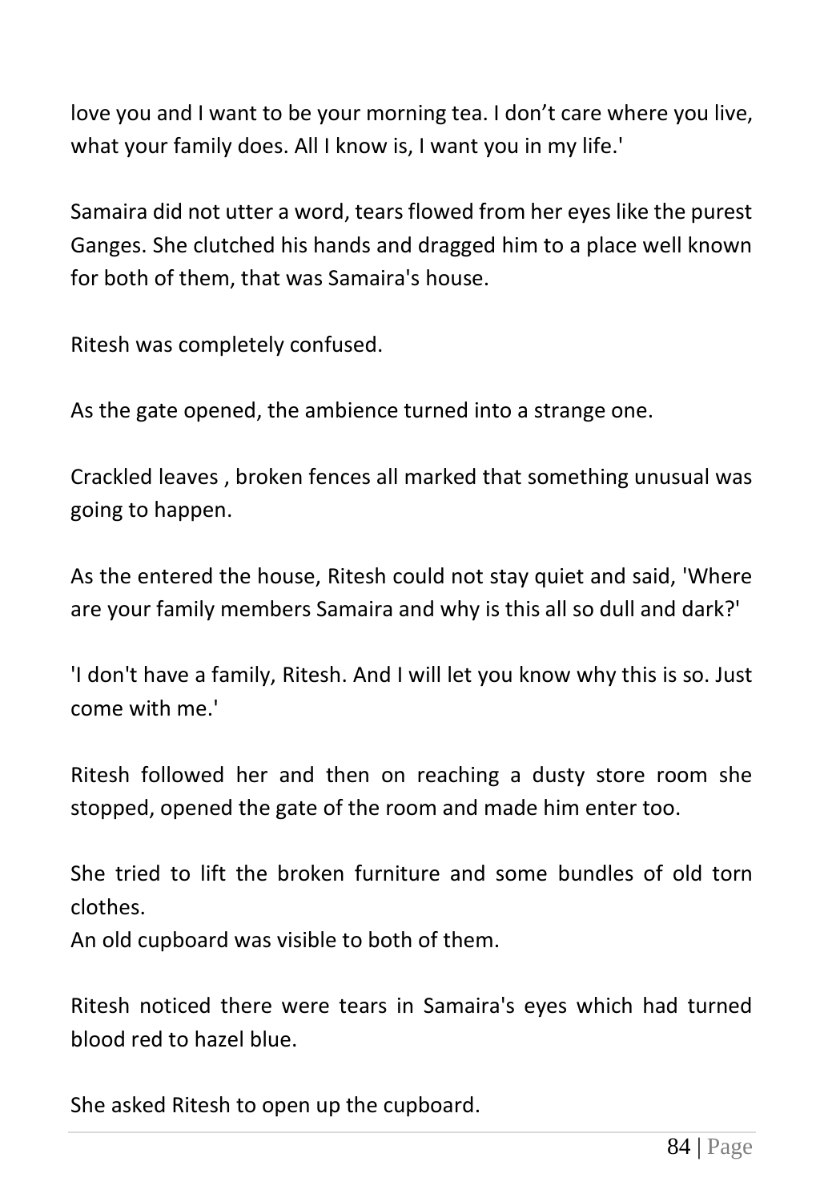love you and I want to be your morning tea. I don’t care where you live, what your family does. All I know is, I want you in my life.'

Samaira did not utter a word, tears flowed from her eyes like the purest Ganges. She clutched his hands and dragged him to a place well known for both of them, that was Samaira's house.

Ritesh was completely confused.

As the gate opened, the ambience turned into a strange one.

Crackled leaves , broken fences all marked that something unusual was going to happen.

As the entered the house, Ritesh could not stay quiet and said, 'Where are your family members Samaira and why is this all so dull and dark?'

'I don't have a family, Ritesh. And I will let you know why this is so. Just come with me.'

Ritesh followed her and then on reaching a dusty store room she stopped, opened the gate of the room and made him enter too.

She tried to lift the broken furniture and some bundles of old torn clothes.
An old cupboard was visible to both of them.

Ritesh noticed there were tears in Samaira's eyes which had turned blood red to hazel blue.

She asked Ritesh to open up the cupboard.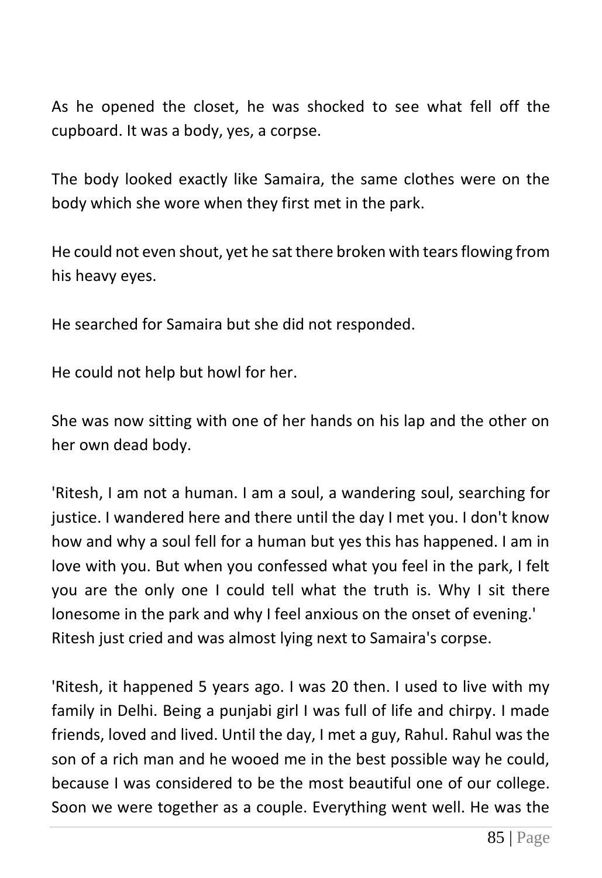As he opened the closet, he was shocked to see what fell off the cupboard. It was a body, yes, a corpse.

The body looked exactly like Samaira, the same clothes were on the body which she wore when they first met in the park.

He could not even shout, yet he sat there broken with tears flowing from his heavy eyes.

He searched for Samaira but she did not responded.

He could not help but howl for her.

She was now sitting with one of her hands on his lap and the other on her own dead body.

'Ritesh, I am not a human. I am a soul, a wandering soul, searching for justice. I wandered here and there until the day I met you. I don't know how and why a soul fell for a human but yes this has happened. I am in love with you. But when you confessed what you feel in the park, I felt you are the only one I could tell what the truth is. Why I sit there lonesome in the park and why I feel anxious on the onset of evening.'
Ritesh just cried and was almost lying next to Samaira's corpse.

'Ritesh, it happened 5 years ago. I was 20 then. I used to live with my family in Delhi. Being a punjabi girl I was full of life and chirpy. I made friends, loved and lived. Until the day, I met a guy, Rahul. Rahul was the son of a rich man and he wooed me in the best possible way he could, because I was considered to be the most beautiful one of our college. Soon we were together as a couple. Everything went well. He was the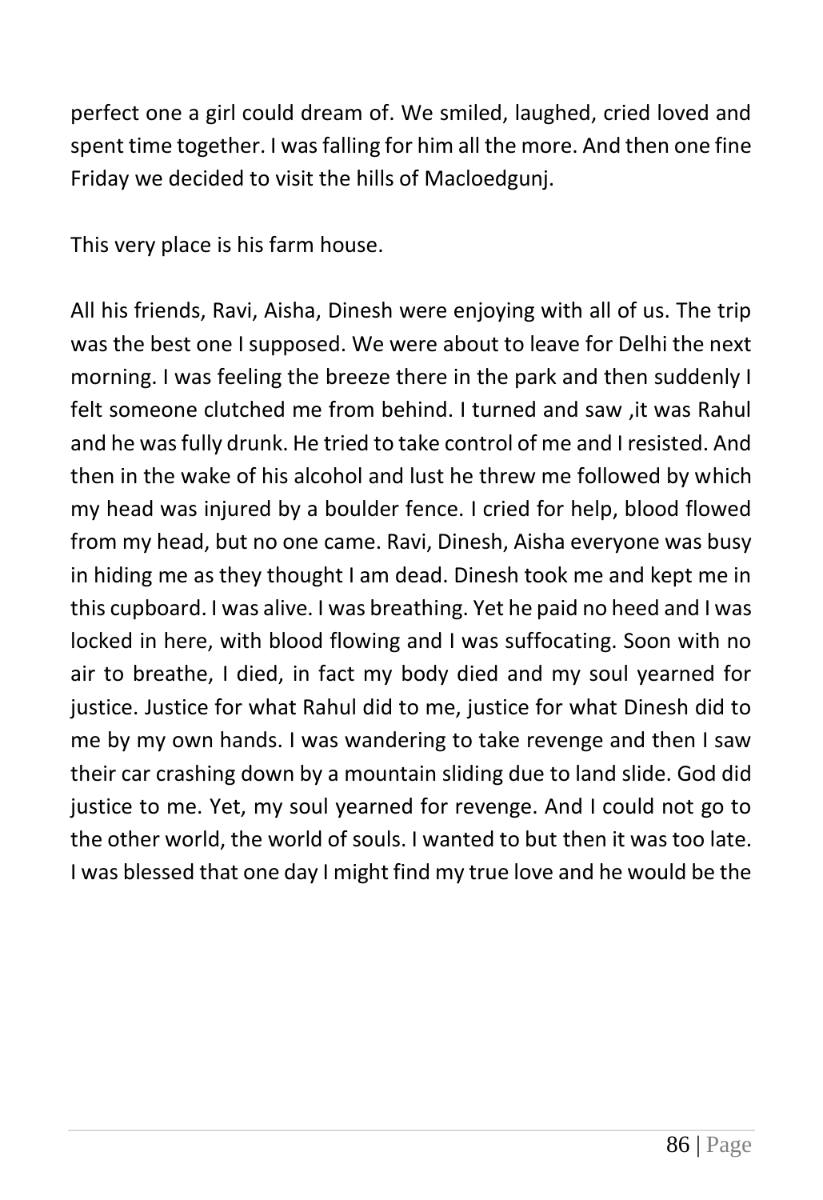perfect one a girl could dream of. We smiled, laughed, cried loved and spent time together. I was falling for him all the more. And then one fine Friday we decided to visit the hills of Macloedgunj.

This very place is his farm house.

All his friends, Ravi, Aisha, Dinesh were enjoying with all of us. The trip was the best one I supposed. We were about to leave for Delhi the next morning. I was feeling the breeze there in the park and then suddenly I felt someone clutched me from behind. I turned and saw ,it was Rahul and he was fully drunk. He tried to take control of me and I resisted. And then in the wake of his alcohol and lust he threw me followed by which my head was injured by a boulder fence. I cried for help, blood flowed from my head, but no one came. Ravi, Dinesh, Aisha everyone was busy in hiding me as they thought I am dead. Dinesh took me and kept me in this cupboard. I was alive. I was breathing. Yet he paid no heed and I was locked in here, with blood flowing and I was suffocating. Soon with no air to breathe, I died, in fact my body died and my soul yearned for justice. Justice for what Rahul did to me, justice for what Dinesh did to me by my own hands. I was wandering to take revenge and then I saw their car crashing down by a mountain sliding due to land slide. God did justice to me. Yet, my soul yearned for revenge. And I could not go to the other world, the world of souls. I wanted to but then it was too late. I was blessed that one day I might find my true love and he would be the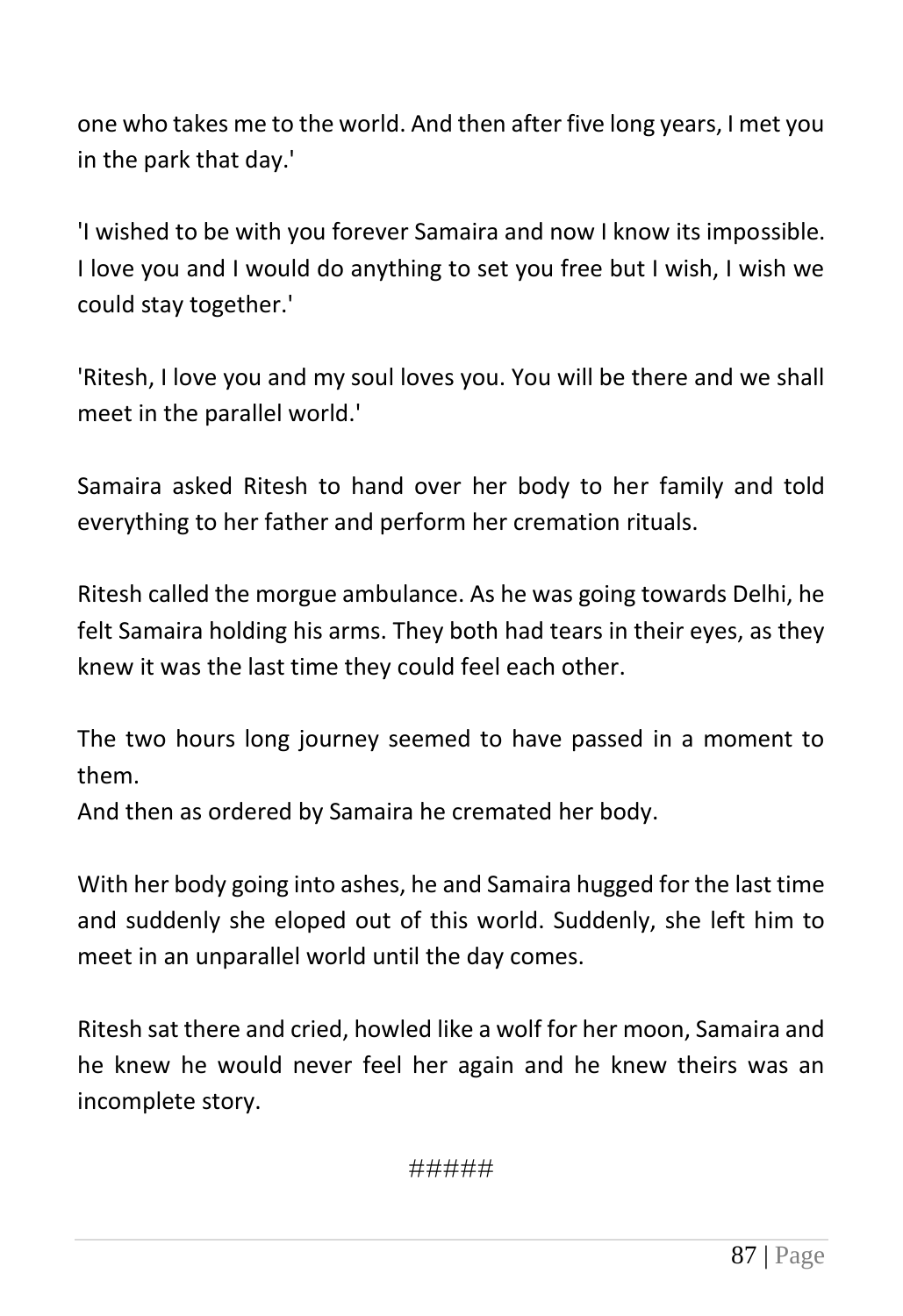one who takes me to the world. And then after five long years, I met you in the park that day.'

'I wished to be with you forever Samaira and now I know its impossible. I love you and I would do anything to set you free but I wish, I wish we could stay together.'

'Ritesh, I love you and my soul loves you. You will be there and we shall meet in the parallel world.'

Samaira asked Ritesh to hand over her body to her family and told everything to her father and perform her cremation rituals.

Ritesh called the morgue ambulance. As he was going towards Delhi, he felt Samaira holding his arms. They both had tears in their eyes, as they knew it was the last time they could feel each other.

The two hours long journey seemed to have passed in a moment to them.
And then as ordered by Samaira he cremated her body.

With her body going into ashes, he and Samaira hugged for the last time and suddenly she eloped out of this world. Suddenly, she left him to meet in an unparallel world until the day comes.

Ritesh sat there and cried, howled like a wolf for her moon, Samaira and he knew he would never feel her again and he knew theirs was an incomplete story.

#####